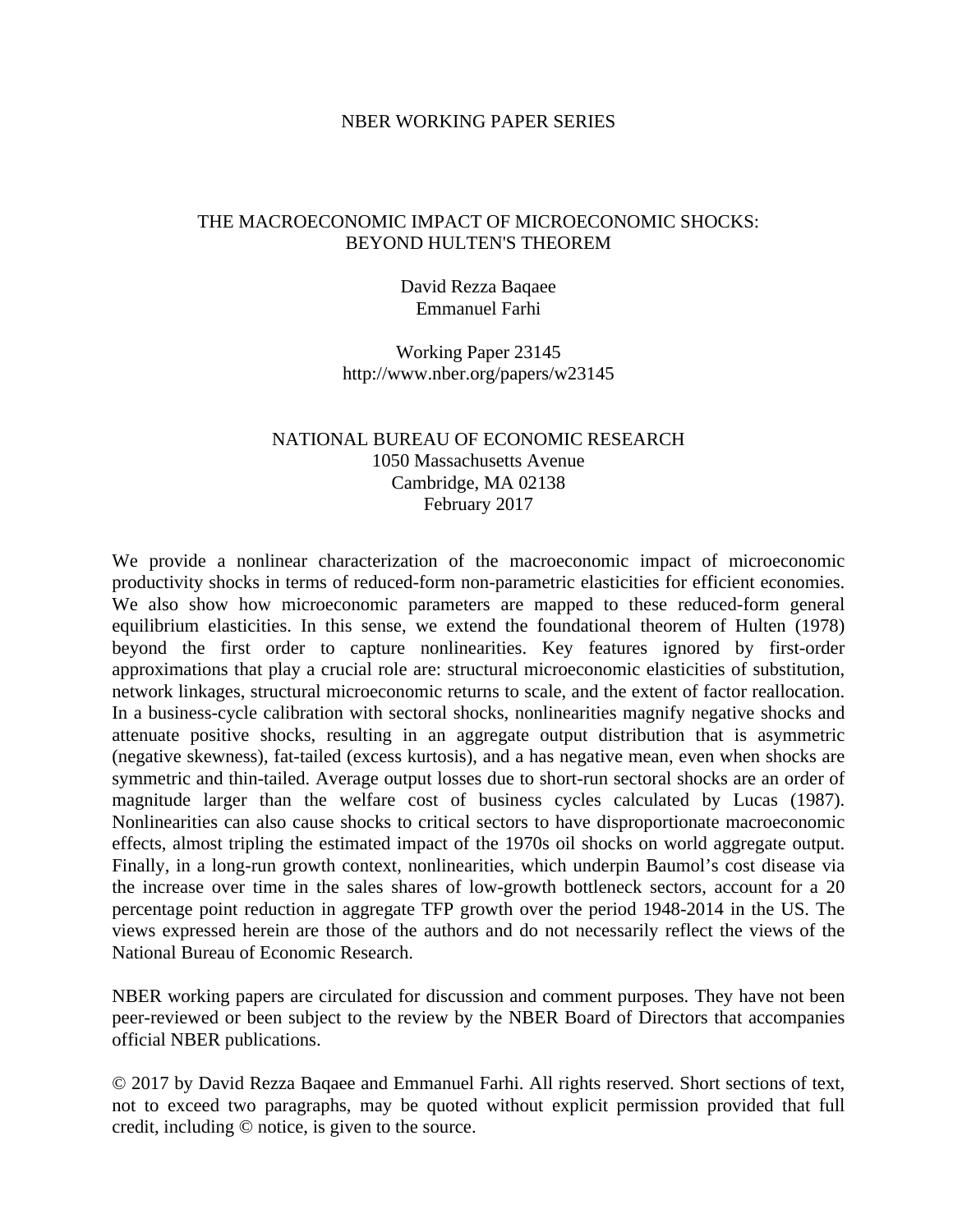NBER WORKING PAPER SERIES

# THE MACROECONOMIC IMPACT OF MICROECONOMIC SHOCKS: BEYOND HULTEN'S THEOREM

David Rezza Baqaee
Emmanuel Farhi

Working Paper 23145
http://www.nber.org/papers/w23145

NATIONAL BUREAU OF ECONOMIC RESEARCH
1050 Massachusetts Avenue
Cambridge, MA 02138
February 2017

We provide a nonlinear characterization of the macroeconomic impact of microeconomic productivity shocks in terms of reduced-form non-parametric elasticities for efficient economies. We also show how microeconomic parameters are mapped to these reduced-form general equilibrium elasticities. In this sense, we extend the foundational theorem of Hulten (1978) beyond the first order to capture nonlinearities. Key features ignored by first-order approximations that play a crucial role are: structural microeconomic elasticities of substitution, network linkages, structural microeconomic returns to scale, and the extent of factor reallocation. In a business-cycle calibration with sectoral shocks, nonlinearities magnify negative shocks and attenuate positive shocks, resulting in an aggregate output distribution that is asymmetric (negative skewness), fat-tailed (excess kurtosis), and a has negative mean, even when shocks are symmetric and thin-tailed. Average output losses due to short-run sectoral shocks are an order of magnitude larger than the welfare cost of business cycles calculated by Lucas (1987). Nonlinearities can also cause shocks to critical sectors to have disproportionate macroeconomic effects, almost tripling the estimated impact of the 1970s oil shocks on world aggregate output. Finally, in a long-run growth context, nonlinearities, which underpin Baumol's cost disease via the increase over time in the sales shares of low-growth bottleneck sectors, account for a 20 percentage point reduction in aggregate TFP growth over the period 1948-2014 in the US. The views expressed herein are those of the authors and do not necessarily reflect the views of the National Bureau of Economic Research.

NBER working papers are circulated for discussion and comment purposes. They have not been peer-reviewed or been subject to the review by the NBER Board of Directors that accompanies official NBER publications.

© 2017 by David Rezza Baqaee and Emmanuel Farhi. All rights reserved. Short sections of text, not to exceed two paragraphs, may be quoted without explicit permission provided that full credit, including © notice, is given to the source.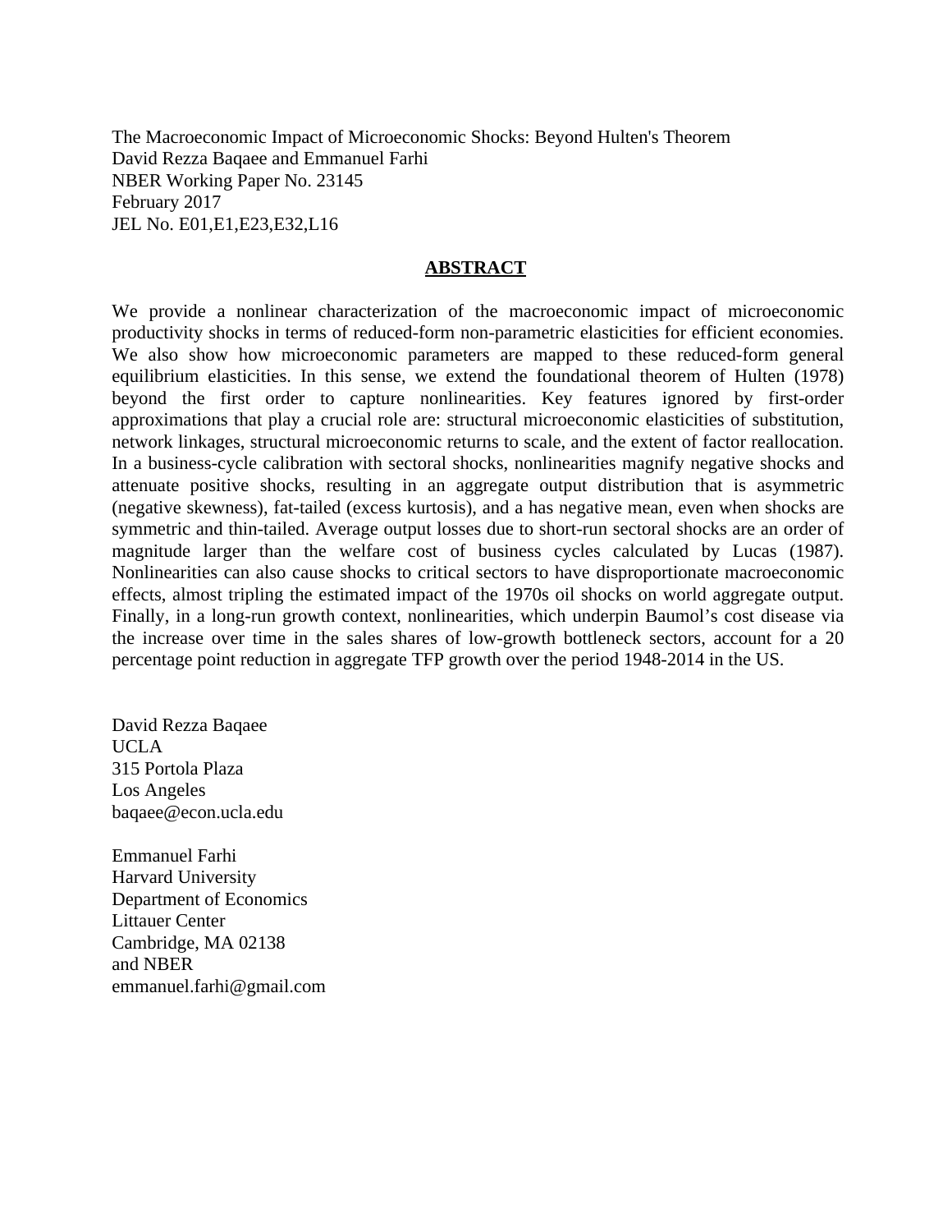The Macroeconomic Impact of Microeconomic Shocks: Beyond Hulten's Theorem
David Rezza Baqaee and Emmanuel Farhi
NBER Working Paper No. 23145
February 2017
JEL No. E01,E1,E23,E32,L16

## ABSTRACT

We provide a nonlinear characterization of the macroeconomic impact of microeconomic productivity shocks in terms of reduced-form non-parametric elasticities for efficient economies. We also show how microeconomic parameters are mapped to these reduced-form general equilibrium elasticities. In this sense, we extend the foundational theorem of Hulten (1978) beyond the first order to capture nonlinearities. Key features ignored by first-order approximations that play a crucial role are: structural microeconomic elasticities of substitution, network linkages, structural microeconomic returns to scale, and the extent of factor reallocation. In a business-cycle calibration with sectoral shocks, nonlinearities magnify negative shocks and attenuate positive shocks, resulting in an aggregate output distribution that is asymmetric (negative skewness), fat-tailed (excess kurtosis), and a has negative mean, even when shocks are symmetric and thin-tailed. Average output losses due to short-run sectoral shocks are an order of magnitude larger than the welfare cost of business cycles calculated by Lucas (1987). Nonlinearities can also cause shocks to critical sectors to have disproportionate macroeconomic effects, almost tripling the estimated impact of the 1970s oil shocks on world aggregate output. Finally, in a long-run growth context, nonlinearities, which underpin Baumol's cost disease via the increase over time in the sales shares of low-growth bottleneck sectors, account for a 20 percentage point reduction in aggregate TFP growth over the period 1948-2014 in the US.

David Rezza Baqaee
UCLA
315 Portola Plaza
Los Angeles
baqaee@econ.ucla.edu

Emmanuel Farhi
Harvard University
Department of Economics
Littauer Center
Cambridge, MA 02138
and NBER
emmanuel.farhi@gmail.com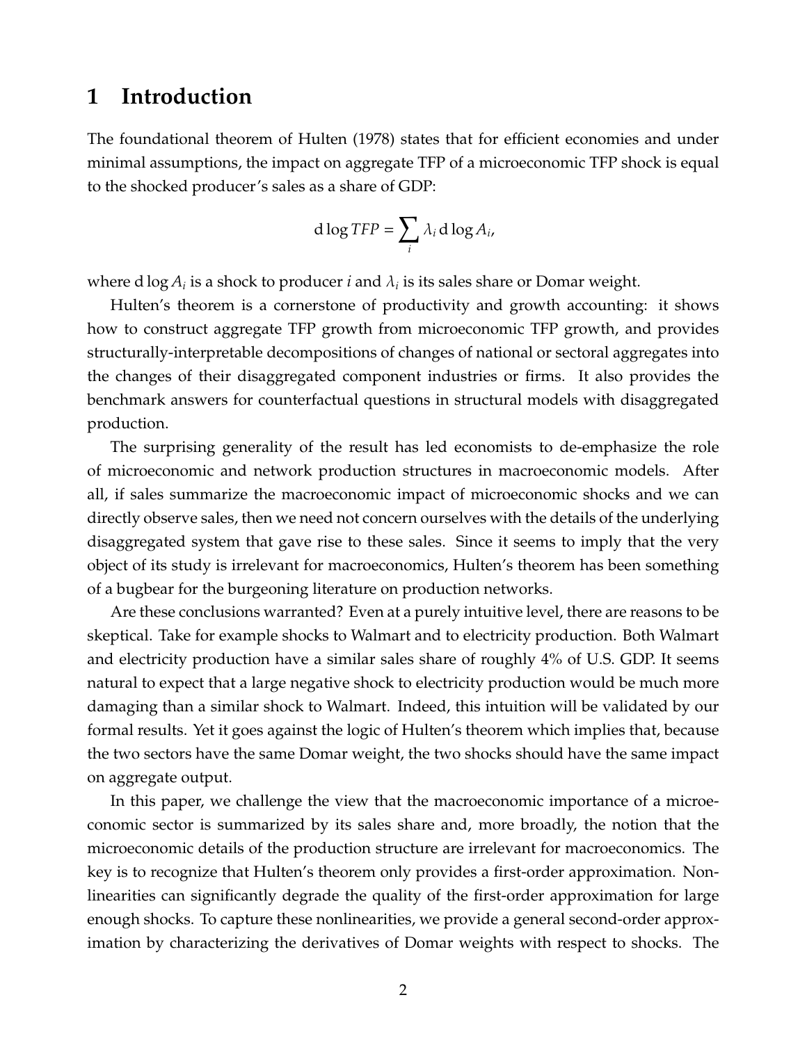# 1 Introduction

The foundational theorem of Hulten (1978) states that for efficient economies and under minimal assumptions, the impact on aggregate TFP of a microeconomic TFP shock is equal to the shocked producer's sales as a share of GDP:

$$\mathrm{d}\log TFP = \sum_i \lambda_i \, \mathrm{d}\log A_i,$$

where $\mathrm{d}\log A_i$ is a shock to producer $i$ and $\lambda_i$ is its sales share or Domar weight.

Hulten's theorem is a cornerstone of productivity and growth accounting: it shows how to construct aggregate TFP growth from microeconomic TFP growth, and provides structurally-interpretable decompositions of changes of national or sectoral aggregates into the changes of their disaggregated component industries or firms. It also provides the benchmark answers for counterfactual questions in structural models with disaggregated production.

The surprising generality of the result has led economists to de-emphasize the role of microeconomic and network production structures in macroeconomic models. After all, if sales summarize the macroeconomic impact of microeconomic shocks and we can directly observe sales, then we need not concern ourselves with the details of the underlying disaggregated system that gave rise to these sales. Since it seems to imply that the very object of its study is irrelevant for macroeconomics, Hulten's theorem has been something of a bugbear for the burgeoning literature on production networks.

Are these conclusions warranted? Even at a purely intuitive level, there are reasons to be skeptical. Take for example shocks to Walmart and to electricity production. Both Walmart and electricity production have a similar sales share of roughly 4% of U.S. GDP. It seems natural to expect that a large negative shock to electricity production would be much more damaging than a similar shock to Walmart. Indeed, this intuition will be validated by our formal results. Yet it goes against the logic of Hulten's theorem which implies that, because the two sectors have the same Domar weight, the two shocks should have the same impact on aggregate output.

In this paper, we challenge the view that the macroeconomic importance of a microeconomic sector is summarized by its sales share and, more broadly, the notion that the microeconomic details of the production structure are irrelevant for macroeconomics. The key is to recognize that Hulten's theorem only provides a first-order approximation. Nonlinearities can significantly degrade the quality of the first-order approximation for large enough shocks. To capture these nonlinearities, we provide a general second-order approximation by characterizing the derivatives of Domar weights with respect to shocks. The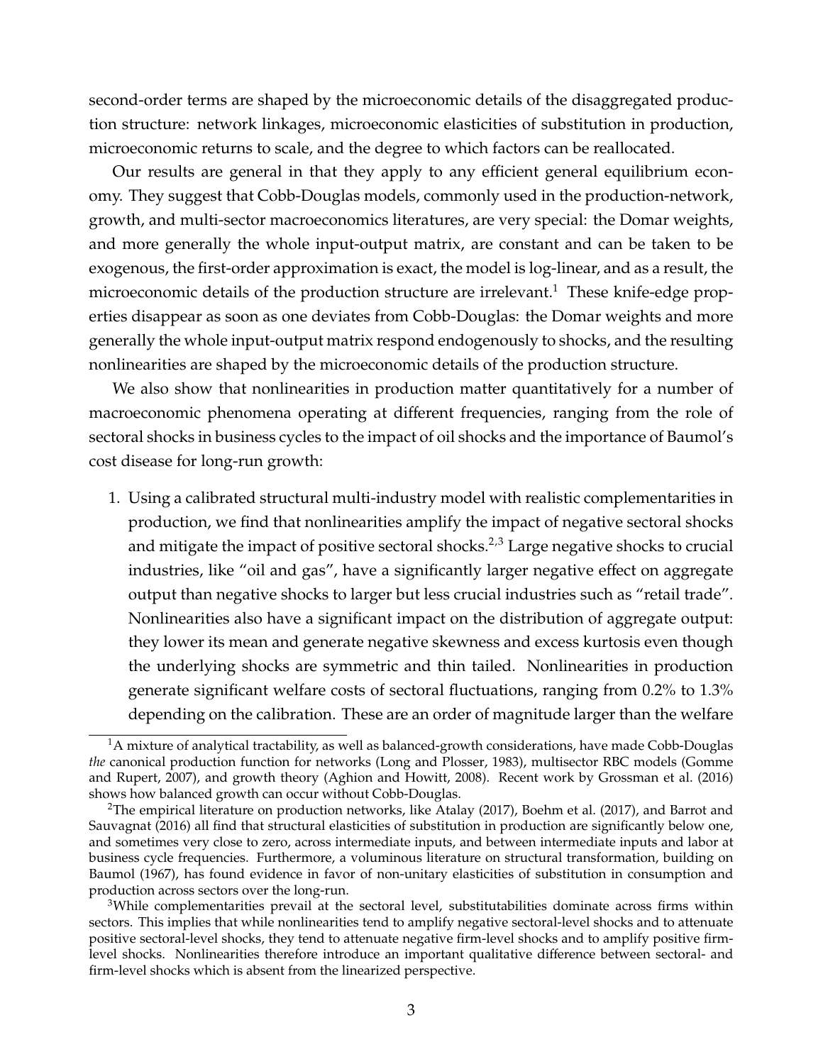second-order terms are shaped by the microeconomic details of the disaggregated production structure: network linkages, microeconomic elasticities of substitution in production, microeconomic returns to scale, and the degree to which factors can be reallocated.

Our results are general in that they apply to any efficient general equilibrium economy. They suggest that Cobb-Douglas models, commonly used in the production-network, growth, and multi-sector macroeconomics literatures, are very special: the Domar weights, and more generally the whole input-output matrix, are constant and can be taken to be exogenous, the first-order approximation is exact, the model is log-linear, and as a result, the microeconomic details of the production structure are irrelevant.[1] These knife-edge properties disappear as soon as one deviates from Cobb-Douglas: the Domar weights and more generally the whole input-output matrix respond endogenously to shocks, and the resulting nonlinearities are shaped by the microeconomic details of the production structure.

We also show that nonlinearities in production matter quantitatively for a number of macroeconomic phenomena operating at different frequencies, ranging from the role of sectoral shocks in business cycles to the impact of oil shocks and the importance of Baumol's cost disease for long-run growth:

1. Using a calibrated structural multi-industry model with realistic complementarities in production, we find that nonlinearities amplify the impact of negative sectoral shocks and mitigate the impact of positive sectoral shocks.[2,3] Large negative shocks to crucial industries, like "oil and gas", have a significantly larger negative effect on aggregate output than negative shocks to larger but less crucial industries such as "retail trade". Nonlinearities also have a significant impact on the distribution of aggregate output: they lower its mean and generate negative skewness and excess kurtosis even though the underlying shocks are symmetric and thin tailed. Nonlinearities in production generate significant welfare costs of sectoral fluctuations, ranging from 0.2% to 1.3% depending on the calibration. These are an order of magnitude larger than the welfare

---

[1] A mixture of analytical tractability, as well as balanced-growth considerations, have made Cobb-Douglas *the* canonical production function for networks (Long and Plosser, 1983), multisector RBC models (Gomme and Rupert, 2007), and growth theory (Aghion and Howitt, 2008). Recent work by Grossman et al. (2016) shows how balanced growth can occur without Cobb-Douglas.

[2] The empirical literature on production networks, like Atalay (2017), Boehm et al. (2017), and Barrot and Sauvagnat (2016) all find that structural elasticities of substitution in production are significantly below one, and sometimes very close to zero, across intermediate inputs, and between intermediate inputs and labor at business cycle frequencies. Furthermore, a voluminous literature on structural transformation, building on Baumol (1967), has found evidence in favor of non-unitary elasticities of substitution in consumption and production across sectors over the long-run.

[3] While complementarities prevail at the sectoral level, substitutabilities dominate across firms within sectors. This implies that while nonlinearities tend to amplify negative sectoral-level shocks and to attenuate positive sectoral-level shocks, they tend to attenuate negative firm-level shocks and to amplify positive firm-level shocks. Nonlinearities therefore introduce an important qualitative difference between sectoral- and firm-level shocks which is absent from the linearized perspective.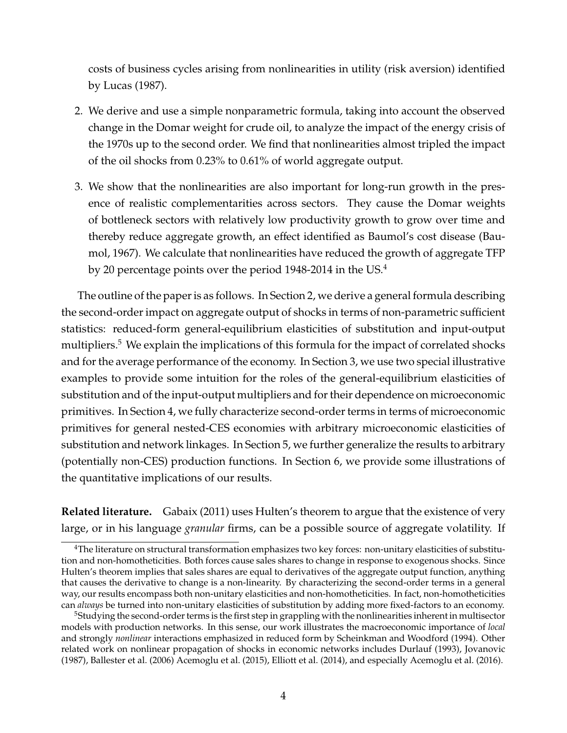costs of business cycles arising from nonlinearities in utility (risk aversion) identified by Lucas (1987).

2. We derive and use a simple nonparametric formula, taking into account the observed change in the Domar weight for crude oil, to analyze the impact of the energy crisis of the 1970s up to the second order. We find that nonlinearities almost tripled the impact of the oil shocks from 0.23% to 0.61% of world aggregate output.

3. We show that the nonlinearities are also important for long-run growth in the presence of realistic complementarities across sectors. They cause the Domar weights of bottleneck sectors with relatively low productivity growth to grow over time and thereby reduce aggregate growth, an effect identified as Baumol's cost disease (Baumol, 1967). We calculate that nonlinearities have reduced the growth of aggregate TFP by 20 percentage points over the period 1948-2014 in the US.[4]

The outline of the paper is as follows. In Section 2, we derive a general formula describing the second-order impact on aggregate output of shocks in terms of non-parametric sufficient statistics: reduced-form general-equilibrium elasticities of substitution and input-output multipliers.[5] We explain the implications of this formula for the impact of correlated shocks and for the average performance of the economy. In Section 3, we use two special illustrative examples to provide some intuition for the roles of the general-equilibrium elasticities of substitution and of the input-output multipliers and for their dependence on microeconomic primitives. In Section 4, we fully characterize second-order terms in terms of microeconomic primitives for general nested-CES economies with arbitrary microeconomic elasticities of substitution and network linkages. In Section 5, we further generalize the results to arbitrary (potentially non-CES) production functions. In Section 6, we provide some illustrations of the quantitative implications of our results.

**Related literature.** Gabaix (2011) uses Hulten's theorem to argue that the existence of very large, or in his language *granular* firms, can be a possible source of aggregate volatility. If

[4] The literature on structural transformation emphasizes two key forces: non-unitary elasticities of substitution and non-homotheticities. Both forces cause sales shares to change in response to exogenous shocks. Since Hulten's theorem implies that sales shares are equal to derivatives of the aggregate output function, anything that causes the derivative to change is a non-linearity. By characterizing the second-order terms in a general way, our results encompass both non-unitary elasticities and non-homotheticities. In fact, non-homotheticities can *always* be turned into non-unitary elasticities of substitution by adding more fixed-factors to an economy.

[5] Studying the second-order terms is the first step in grappling with the nonlinearities inherent in multisector models with production networks. In this sense, our work illustrates the macroeconomic importance of *local* and strongly *nonlinear* interactions emphasized in reduced form by Scheinkman and Woodford (1994). Other related work on nonlinear propagation of shocks in economic networks includes Durlauf (1993), Jovanovic (1987), Ballester et al. (2006) Acemoglu et al. (2015), Elliott et al. (2014), and especially Acemoglu et al. (2016).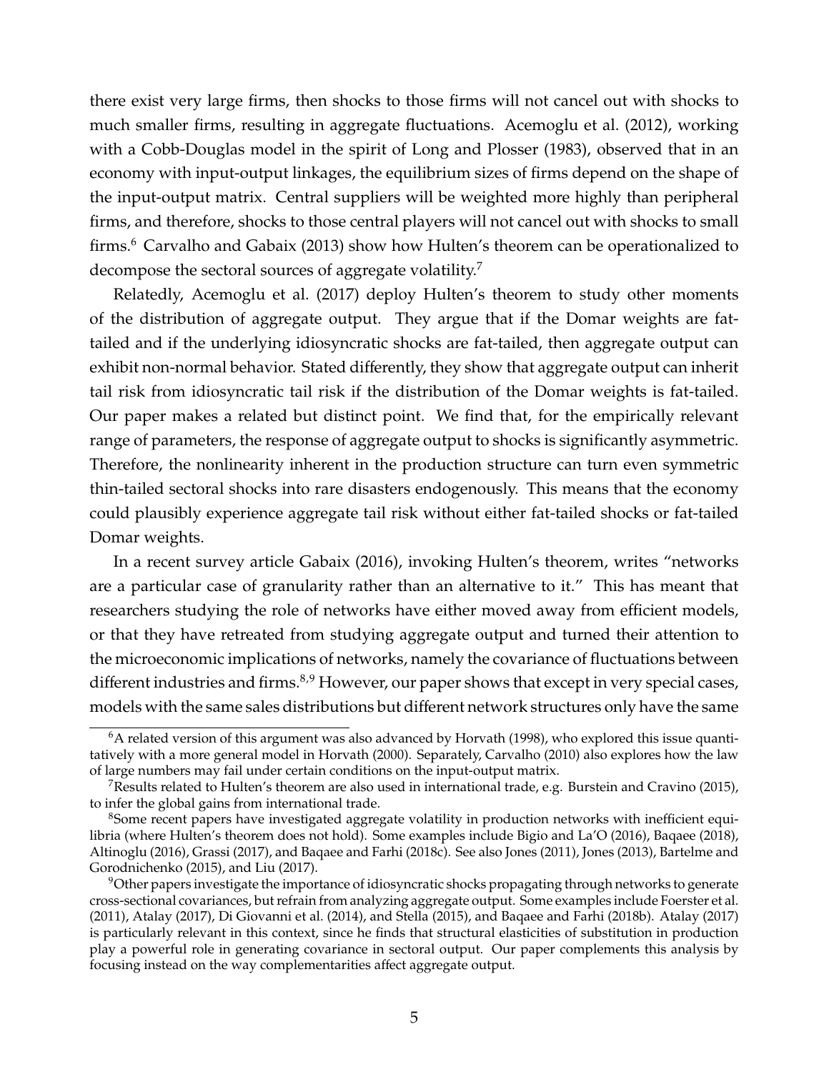there exist very large firms, then shocks to those firms will not cancel out with shocks to much smaller firms, resulting in aggregate fluctuations. Acemoglu et al. (2012), working with a Cobb-Douglas model in the spirit of Long and Plosser (1983), observed that in an economy with input-output linkages, the equilibrium sizes of firms depend on the shape of the input-output matrix. Central suppliers will be weighted more highly than peripheral firms, and therefore, shocks to those central players will not cancel out with shocks to small firms.[6] Carvalho and Gabaix (2013) show how Hulten's theorem can be operationalized to decompose the sectoral sources of aggregate volatility.[7]

Relatedly, Acemoglu et al. (2017) deploy Hulten's theorem to study other moments of the distribution of aggregate output. They argue that if the Domar weights are fat-tailed and if the underlying idiosyncratic shocks are fat-tailed, then aggregate output can exhibit non-normal behavior. Stated differently, they show that aggregate output can inherit tail risk from idiosyncratic tail risk if the distribution of the Domar weights is fat-tailed. Our paper makes a related but distinct point. We find that, for the empirically relevant range of parameters, the response of aggregate output to shocks is significantly asymmetric. Therefore, the nonlinearity inherent in the production structure can turn even symmetric thin-tailed sectoral shocks into rare disasters endogenously. This means that the economy could plausibly experience aggregate tail risk without either fat-tailed shocks or fat-tailed Domar weights.

In a recent survey article Gabaix (2016), invoking Hulten's theorem, writes "networks are a particular case of granularity rather than an alternative to it." This has meant that researchers studying the role of networks have either moved away from efficient models, or that they have retreated from studying aggregate output and turned their attention to the microeconomic implications of networks, namely the covariance of fluctuations between different industries and firms.[8,9] However, our paper shows that except in very special cases, models with the same sales distributions but different network structures only have the same

---

[6] A related version of this argument was also advanced by Horvath (1998), who explored this issue quantitatively with a more general model in Horvath (2000). Separately, Carvalho (2010) also explores how the law of large numbers may fail under certain conditions on the input-output matrix.

[7] Results related to Hulten's theorem are also used in international trade, e.g. Burstein and Cravino (2015), to infer the global gains from international trade.

[8] Some recent papers have investigated aggregate volatility in production networks with inefficient equilibria (where Hulten's theorem does not hold). Some examples include Bigio and La'O (2016), Baqaee (2018), Altinoglu (2016), Grassi (2017), and Baqaee and Farhi (2018c). See also Jones (2011), Jones (2013), Bartelme and Gorodnichenko (2015), and Liu (2017).

[9] Other papers investigate the importance of idiosyncratic shocks propagating through networks to generate cross-sectional covariances, but refrain from analyzing aggregate output. Some examples include Foerster et al. (2011), Atalay (2017), Di Giovanni et al. (2014), and Stella (2015), and Baqaee and Farhi (2018b). Atalay (2017) is particularly relevant in this context, since he finds that structural elasticities of substitution in production play a powerful role in generating covariance in sectoral output. Our paper complements this analysis by focusing instead on the way complementarities affect aggregate output.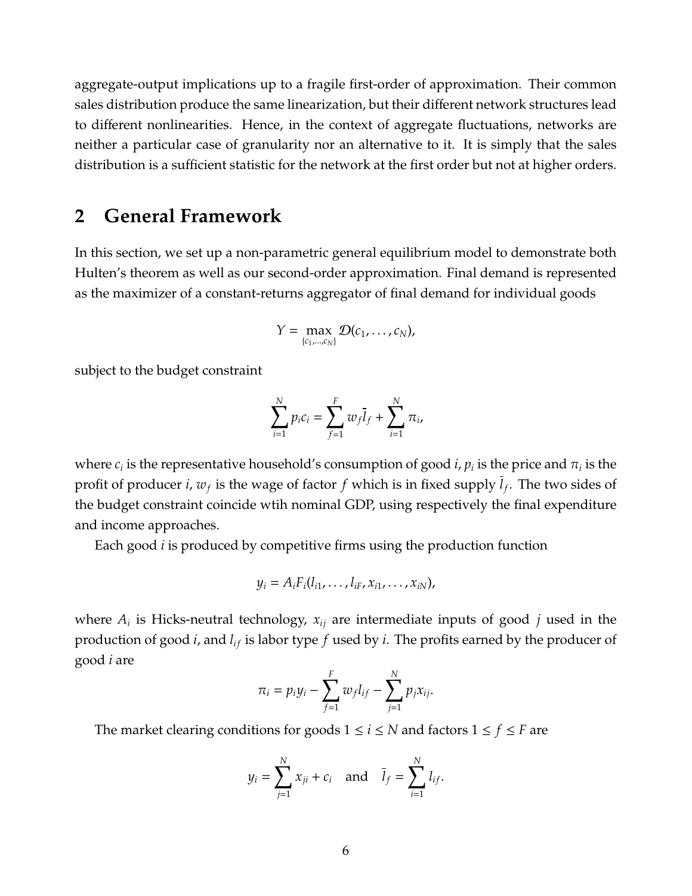aggregate-output implications up to a fragile first-order of approximation. Their common sales distribution produce the same linearization, but their different network structures lead to different nonlinearities. Hence, in the context of aggregate fluctuations, networks are neither a particular case of granularity nor an alternative to it. It is simply that the sales distribution is a sufficient statistic for the network at the first order but not at higher orders.

## 2 General Framework

In this section, we set up a non-parametric general equilibrium model to demonstrate both Hulten's theorem as well as our second-order approximation. Final demand is represented as the maximizer of a constant-returns aggregator of final demand for individual goods

$$Y = \max_{\{c_1,\ldots,c_N\}} \mathcal{D}(c_1, \ldots, c_N),$$

subject to the budget constraint

$$\sum_{i=1}^{N} p_i c_i = \sum_{f=1}^{F} w_f \bar{l}_f + \sum_{i=1}^{N} \pi_i,$$

where $c_i$ is the representative household's consumption of good $i$, $p_i$ is the price and $\pi_i$ is the profit of producer $i$, $w_f$ is the wage of factor $f$ which is in fixed supply $\bar{l}_f$. The two sides of the budget constraint coincide wtih nominal GDP, using respectively the final expenditure and income approaches.

Each good $i$ is produced by competitive firms using the production function

$$y_i = A_i F_i(l_{i1}, \ldots, l_{iF}, x_{i1}, \ldots, x_{iN}),$$

where $A_i$ is Hicks-neutral technology, $x_{ij}$ are intermediate inputs of good $j$ used in the production of good $i$, and $l_{if}$ is labor type $f$ used by $i$. The profits earned by the producer of good $i$ are

$$\pi_i = p_i y_i - \sum_{f=1}^{F} w_f l_{if} - \sum_{j=1}^{N} p_j x_{ij}.$$

The market clearing conditions for goods $1 \leq i \leq N$ and factors $1 \leq f \leq F$ are

$$y_i = \sum_{j=1}^{N} x_{ji} + c_i \quad \text{and} \quad \bar{l}_f = \sum_{i=1}^{N} l_{if}.$$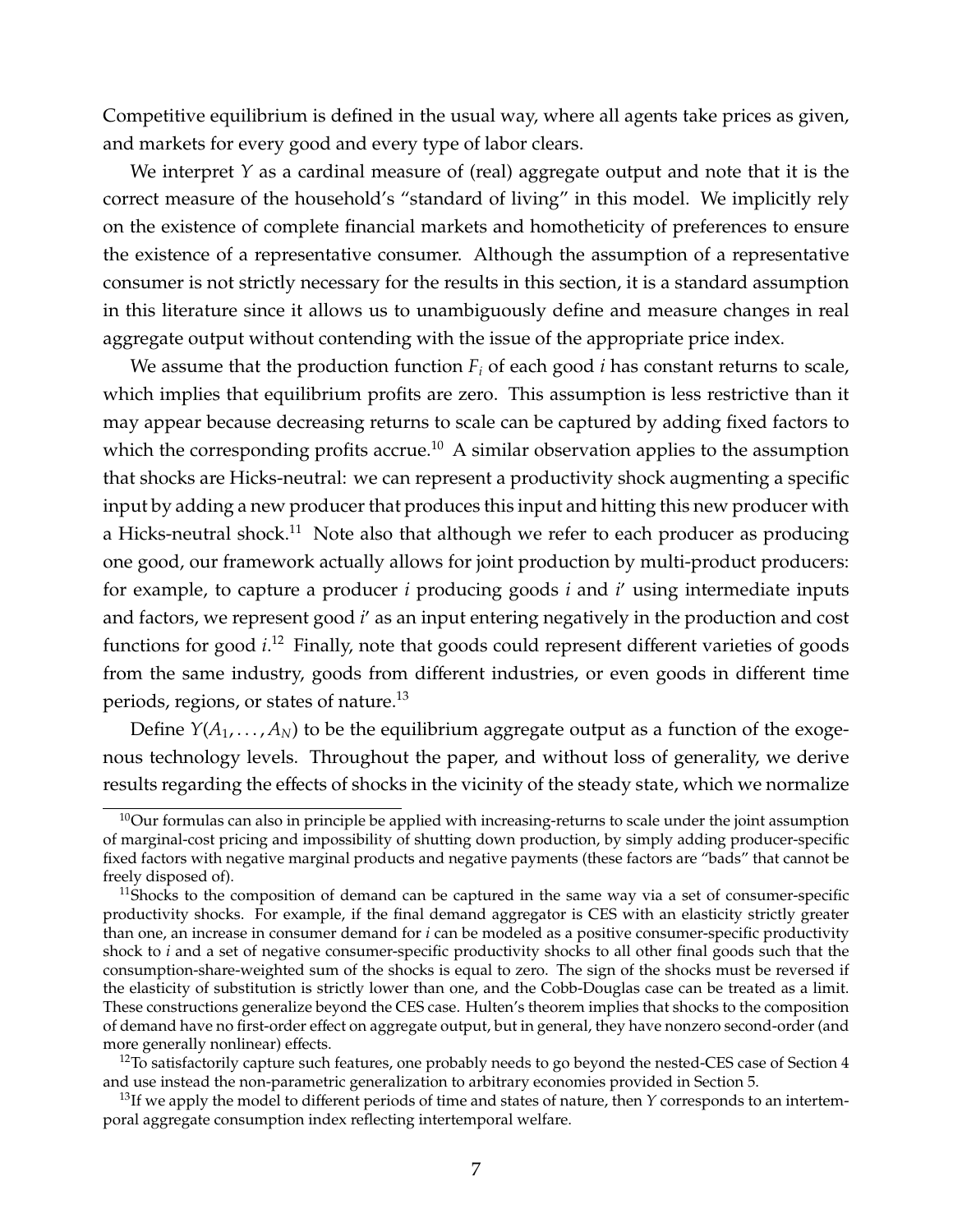Competitive equilibrium is defined in the usual way, where all agents take prices as given, and markets for every good and every type of labor clears.

We interpret $Y$ as a cardinal measure of (real) aggregate output and note that it is the correct measure of the household's "standard of living" in this model. We implicitly rely on the existence of complete financial markets and homotheticity of preferences to ensure the existence of a representative consumer. Although the assumption of a representative consumer is not strictly necessary for the results in this section, it is a standard assumption in this literature since it allows us to unambiguously define and measure changes in real aggregate output without contending with the issue of the appropriate price index.

We assume that the production function $F_i$ of each good $i$ has constant returns to scale, which implies that equilibrium profits are zero. This assumption is less restrictive than it may appear because decreasing returns to scale can be captured by adding fixed factors to which the corresponding profits accrue.[10] A similar observation applies to the assumption that shocks are Hicks-neutral: we can represent a productivity shock augmenting a specific input by adding a new producer that produces this input and hitting this new producer with a Hicks-neutral shock.[11] Note also that although we refer to each producer as producing one good, our framework actually allows for joint production by multi-product producers: for example, to capture a producer $i$ producing goods $i$ and $i'$ using intermediate inputs and factors, we represent good $i'$ as an input entering negatively in the production and cost functions for good $i$.[12] Finally, note that goods could represent different varieties of goods from the same industry, goods from different industries, or even goods in different time periods, regions, or states of nature.[13]

Define $Y(A_1, \ldots, A_N)$ to be the equilibrium aggregate output as a function of the exogenous technology levels. Throughout the paper, and without loss of generality, we derive results regarding the effects of shocks in the vicinity of the steady state, which we normalize

[10] Our formulas can also in principle be applied with increasing-returns to scale under the joint assumption of marginal-cost pricing and impossibility of shutting down production, by simply adding producer-specific fixed factors with negative marginal products and negative payments (these factors are "bads" that cannot be freely disposed of).

[11] Shocks to the composition of demand can be captured in the same way via a set of consumer-specific productivity shocks. For example, if the final demand aggregator is CES with an elasticity strictly greater than one, an increase in consumer demand for $i$ can be modeled as a positive consumer-specific productivity shock to $i$ and a set of negative consumer-specific productivity shocks to all other final goods such that the consumption-share-weighted sum of the shocks is equal to zero. The sign of the shocks must be reversed if the elasticity of substitution is strictly lower than one, and the Cobb-Douglas case can be treated as a limit. These constructions generalize beyond the CES case. Hulten's theorem implies that shocks to the composition of demand have no first-order effect on aggregate output, but in general, they have nonzero second-order (and more generally nonlinear) effects.

[12] To satisfactorily capture such features, one probably needs to go beyond the nested-CES case of Section 4 and use instead the non-parametric generalization to arbitrary economies provided in Section 5.

[13] If we apply the model to different periods of time and states of nature, then $Y$ corresponds to an intertemporal aggregate consumption index reflecting intertemporal welfare.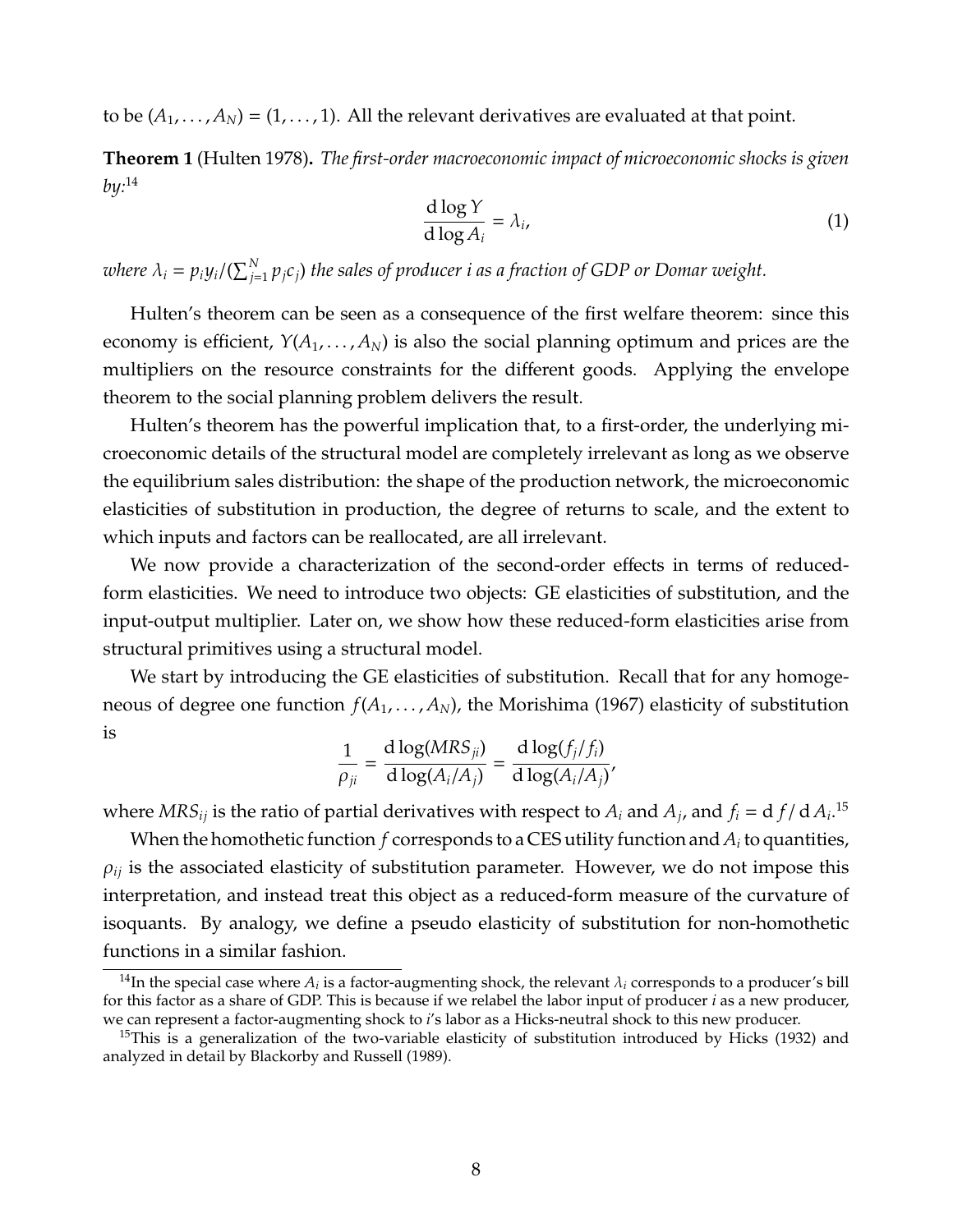to be $(A_1, \ldots, A_N) = (1, \ldots, 1)$. All the relevant derivatives are evaluated at that point.

**Theorem 1** (Hulten 1978)**.** *The first-order macroeconomic impact of microeconomic shocks is given by:*[14]

$$\frac{\mathrm{d}\log Y}{\mathrm{d}\log A_i} = \lambda_i, \tag{1}$$

*where* $\lambda_i = p_i y_i / (\sum_{j=1}^{N} p_j c_j)$ *the sales of producer i as a fraction of GDP or Domar weight.*

Hulten's theorem can be seen as a consequence of the first welfare theorem: since this economy is efficient, $Y(A_1, \ldots, A_N)$ is also the social planning optimum and prices are the multipliers on the resource constraints for the different goods. Applying the envelope theorem to the social planning problem delivers the result.

Hulten's theorem has the powerful implication that, to a first-order, the underlying microeconomic details of the structural model are completely irrelevant as long as we observe the equilibrium sales distribution: the shape of the production network, the microeconomic elasticities of substitution in production, the degree of returns to scale, and the extent to which inputs and factors can be reallocated, are all irrelevant.

We now provide a characterization of the second-order effects in terms of reduced-form elasticities. We need to introduce two objects: GE elasticities of substitution, and the input-output multiplier. Later on, we show how these reduced-form elasticities arise from structural primitives using a structural model.

We start by introducing the GE elasticities of substitution. Recall that for any homogeneous of degree one function $f(A_1, \ldots, A_N)$, the Morishima (1967) elasticity of substitution is

$$\frac{1}{\rho_{ji}} = \frac{\mathrm{d}\log(MRS_{ji})}{\mathrm{d}\log(A_i/A_j)} = \frac{\mathrm{d}\log(f_j/f_i)}{\mathrm{d}\log(A_i/A_j)},$$

where $MRS_{ij}$ is the ratio of partial derivatives with respect to $A_i$ and $A_j$, and $f_i = \mathrm{d}\, f / \mathrm{d}\, A_i$.[15]

When the homothetic function $f$ corresponds to a CES utility function and $A_i$ to quantities, $\rho_{ij}$ is the associated elasticity of substitution parameter. However, we do not impose this interpretation, and instead treat this object as a reduced-form measure of the curvature of isoquants. By analogy, we define a pseudo elasticity of substitution for non-homothetic functions in a similar fashion.

[14] In the special case where $A_i$ is a factor-augmenting shock, the relevant $\lambda_i$ corresponds to a producer's bill for this factor as a share of GDP. This is because if we relabel the labor input of producer $i$ as a new producer, we can represent a factor-augmenting shock to $i$'s labor as a Hicks-neutral shock to this new producer.

[15] This is a generalization of the two-variable elasticity of substitution introduced by Hicks (1932) and analyzed in detail by Blackorby and Russell (1989).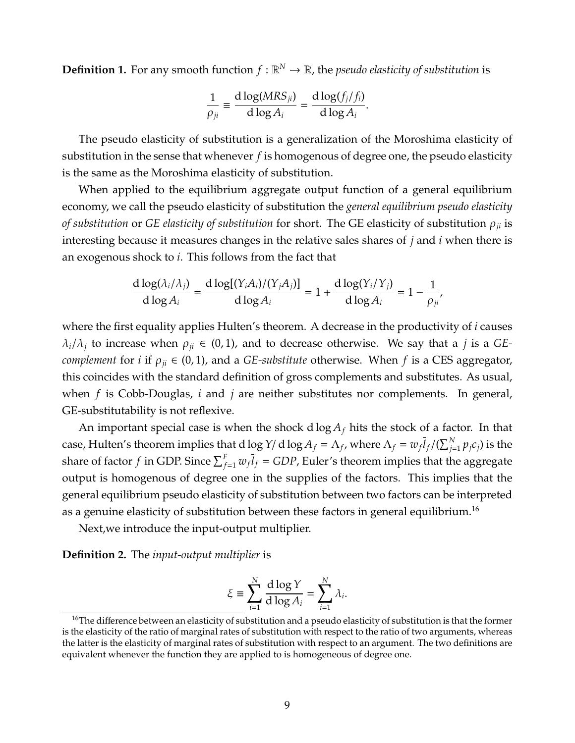**Definition 1.** For any smooth function $f : \mathbb{R}^N \to \mathbb{R}$, the *pseudo elasticity of substitution* is

$$\frac{1}{\rho_{ji}} \equiv \frac{\mathrm{d}\log(MRS_{ji})}{\mathrm{d}\log A_i} = \frac{\mathrm{d}\log(f_j/f_i)}{\mathrm{d}\log A_i}.$$

The pseudo elasticity of substitution is a generalization of the Moroshima elasticity of substitution in the sense that whenever $f$ is homogenous of degree one, the pseudo elasticity is the same as the Moroshima elasticity of substitution.

When applied to the equilibrium aggregate output function of a general equilibrium economy, we call the pseudo elasticity of substitution the *general equilibrium pseudo elasticity of substitution* or *GE elasticity of substitution* for short. The GE elasticity of substitution $\rho_{ji}$ is interesting because it measures changes in the relative sales shares of $j$ and $i$ when there is an exogenous shock to $i$. This follows from the fact that

$$\frac{\mathrm{d}\log(\lambda_i/\lambda_j)}{\mathrm{d}\log A_i} = \frac{\mathrm{d}\log[(Y_i A_i)/(Y_j A_j)]}{\mathrm{d}\log A_i} = 1 + \frac{\mathrm{d}\log(Y_i/Y_j)}{\mathrm{d}\log A_i} = 1 - \frac{1}{\rho_{ji}},$$

where the first equality applies Hulten's theorem. A decrease in the productivity of $i$ causes $\lambda_i/\lambda_j$ to increase when $\rho_{ji} \in (0,1)$, and to decrease otherwise. We say that a $j$ is a *GE-complement* for $i$ if $\rho_{ji} \in (0,1)$, and a *GE-substitute* otherwise. When $f$ is a CES aggregator, this coincides with the standard definition of gross complements and substitutes. As usual, when $f$ is Cobb-Douglas, $i$ and $j$ are neither substitutes nor complements. In general, GE-substitutability is not reflexive.

An important special case is when the shock $\mathrm{d}\log A_f$ hits the stock of a factor. In that case, Hulten's theorem implies that $\mathrm{d}\log Y / \mathrm{d}\log A_f = \Lambda_f$, where $\Lambda_f = w_f \bar{l}_f / (\sum_{j=1}^{N} p_j c_j)$ is the share of factor $f$ in GDP. Since $\sum_{f=1}^{F} w_f \bar{l}_f = GDP$, Euler's theorem implies that the aggregate output is homogenous of degree one in the supplies of the factors. This implies that the general equilibrium pseudo elasticity of substitution between two factors can be interpreted as a genuine elasticity of substitution between these factors in general equilibrium.[16]

Next,we introduce the input-output multiplier.

**Definition 2.** The *input-output multiplier* is

$$\xi \equiv \sum_{i=1}^{N} \frac{\mathrm{d}\log Y}{\mathrm{d}\log A_i} = \sum_{i=1}^{N} \lambda_i.$$

[16] The difference between an elasticity of substitution and a pseudo elasticity of substitution is that the former is the elasticity of the ratio of marginal rates of substitution with respect to the ratio of two arguments, whereas the latter is the elasticity of marginal rates of substitution with respect to an argument. The two definitions are equivalent whenever the function they are applied to is homogeneous of degree one.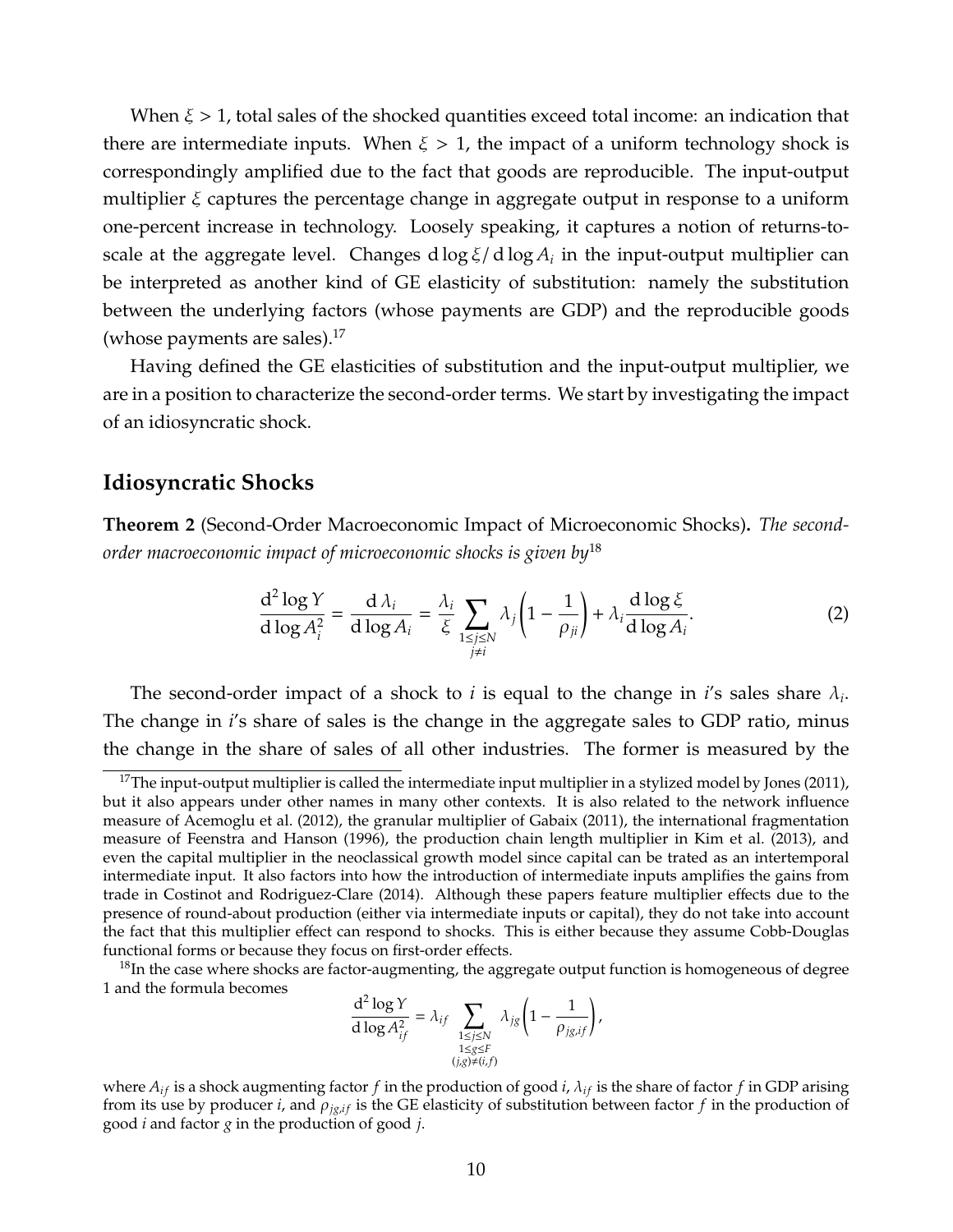When $\xi > 1$, total sales of the shocked quantities exceed total income: an indication that there are intermediate inputs. When $\xi > 1$, the impact of a uniform technology shock is correspondingly amplified due to the fact that goods are reproducible. The input-output multiplier $\xi$ captures the percentage change in aggregate output in response to a uniform one-percent increase in technology. Loosely speaking, it captures a notion of returns-to-scale at the aggregate level. Changes $d \log \xi / d \log A_i$ in the input-output multiplier can be interpreted as another kind of GE elasticity of substitution: namely the substitution between the underlying factors (whose payments are GDP) and the reproducible goods (whose payments are sales).[17]

Having defined the GE elasticities of substitution and the input-output multiplier, we are in a position to characterize the second-order terms. We start by investigating the impact of an idiosyncratic shock.

## Idiosyncratic Shocks

**Theorem 2** (Second-Order Macroeconomic Impact of Microeconomic Shocks)**.** *The second-order macroeconomic impact of microeconomic shocks is given by*[18]

$$\frac{d^2 \log Y}{d \log A_i^2} = \frac{d \lambda_i}{d \log A_i} = \frac{\lambda_i}{\xi} \sum_{\substack{1 \leq j \leq N \\ j \neq i}} \lambda_j \left(1 - \frac{1}{\rho_{ji}}\right) + \lambda_i \frac{d \log \xi}{d \log A_i}. \tag{2}$$

The second-order impact of a shock to $i$ is equal to the change in $i$'s sales share $\lambda_i$. The change in $i$'s share of sales is the change in the aggregate sales to GDP ratio, minus the change in the share of sales of all other industries. The former is measured by the

[17]The input-output multiplier is called the intermediate input multiplier in a stylized model by Jones (2011), but it also appears under other names in many other contexts. It is also related to the network influence measure of Acemoglu et al. (2012), the granular multiplier of Gabaix (2011), the international fragmentation measure of Feenstra and Hanson (1996), the production chain length multiplier in Kim et al. (2013), and even the capital multiplier in the neoclassical growth model since capital can be trated as an intertemporal intermediate input. It also factors into how the introduction of intermediate inputs amplifies the gains from trade in Costinot and Rodriguez-Clare (2014). Although these papers feature multiplier effects due to the presence of round-about production (either via intermediate inputs or capital), they do not take into account the fact that this multiplier effect can respond to shocks. This is either because they assume Cobb-Douglas functional forms or because they focus on first-order effects.

[18]In the case where shocks are factor-augmenting, the aggregate output function is homogeneous of degree 1 and the formula becomes

$$\frac{d^2 \log Y}{d \log A_{if}^2} = \lambda_{if} \sum_{\substack{1 \leq j \leq N \\ 1 \leq g \leq F \\ (j,g) \neq (i,f)}} \lambda_{jg} \left(1 - \frac{1}{\rho_{jg,if}}\right),$$

where $A_{if}$ is a shock augmenting factor $f$ in the production of good $i$, $\lambda_{if}$ is the share of factor $f$ in GDP arising from its use by producer $i$, and $\rho_{jg,if}$ is the GE elasticity of substitution between factor $f$ in the production of good $i$ and factor $g$ in the production of good $j$.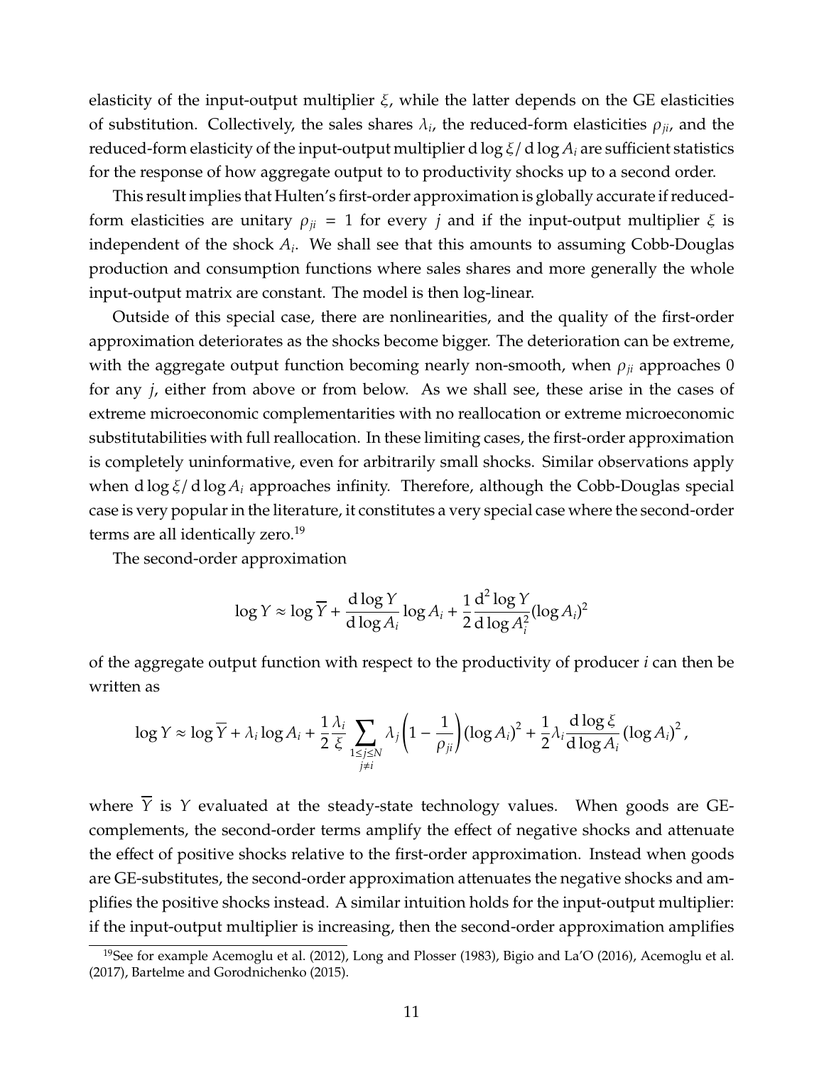elasticity of the input-output multiplier $\xi$, while the latter depends on the GE elasticities of substitution. Collectively, the sales shares $\lambda_i$, the reduced-form elasticities $\rho_{ji}$, and the reduced-form elasticity of the input-output multiplier $\mathrm{d}\log\xi/\mathrm{d}\log A_i$ are sufficient statistics for the response of how aggregate output to to productivity shocks up to a second order.

This result implies that Hulten's first-order approximation is globally accurate if reduced-form elasticities are unitary $\rho_{ji} = 1$ for every $j$ and if the input-output multiplier $\xi$ is independent of the shock $A_i$. We shall see that this amounts to assuming Cobb-Douglas production and consumption functions where sales shares and more generally the whole input-output matrix are constant. The model is then log-linear.

Outside of this special case, there are nonlinearities, and the quality of the first-order approximation deteriorates as the shocks become bigger. The deterioration can be extreme, with the aggregate output function becoming nearly non-smooth, when $\rho_{ji}$ approaches 0 for any $j$, either from above or from below. As we shall see, these arise in the cases of extreme microeconomic complementarities with no reallocation or extreme microeconomic substitutabilities with full reallocation. In these limiting cases, the first-order approximation is completely uninformative, even for arbitrarily small shocks. Similar observations apply when $\mathrm{d}\log\xi/\mathrm{d}\log A_i$ approaches infinity. Therefore, although the Cobb-Douglas special case is very popular in the literature, it constitutes a very special case where the second-order terms are all identically zero.[19]

The second-order approximation

$$\log Y \approx \log \overline{Y} + \frac{\mathrm{d}\log Y}{\mathrm{d}\log A_i}\log A_i + \frac{1}{2}\frac{\mathrm{d}^2\log Y}{\mathrm{d}\log A_i^2}(\log A_i)^2$$

of the aggregate output function with respect to the productivity of producer $i$ can then be written as

$$\log Y \approx \log \overline{Y} + \lambda_i \log A_i + \frac{1}{2}\frac{\lambda_i}{\xi}\sum_{\substack{1\le j\le N \\ j\neq i}} \lambda_j\left(1-\frac{1}{\rho_{ji}}\right)(\log A_i)^2 + \frac{1}{2}\lambda_i\frac{\mathrm{d}\log\xi}{\mathrm{d}\log A_i}(\log A_i)^2,$$

where $\overline{Y}$ is $Y$ evaluated at the steady-state technology values. When goods are GE-complements, the second-order terms amplify the effect of negative shocks and attenuate the effect of positive shocks relative to the first-order approximation. Instead when goods are GE-substitutes, the second-order approximation attenuates the negative shocks and amplifies the positive shocks instead. A similar intuition holds for the input-output multiplier: if the input-output multiplier is increasing, then the second-order approximation amplifies

[19] See for example Acemoglu et al. (2012), Long and Plosser (1983), Bigio and La'O (2016), Acemoglu et al. (2017), Bartelme and Gorodnichenko (2015).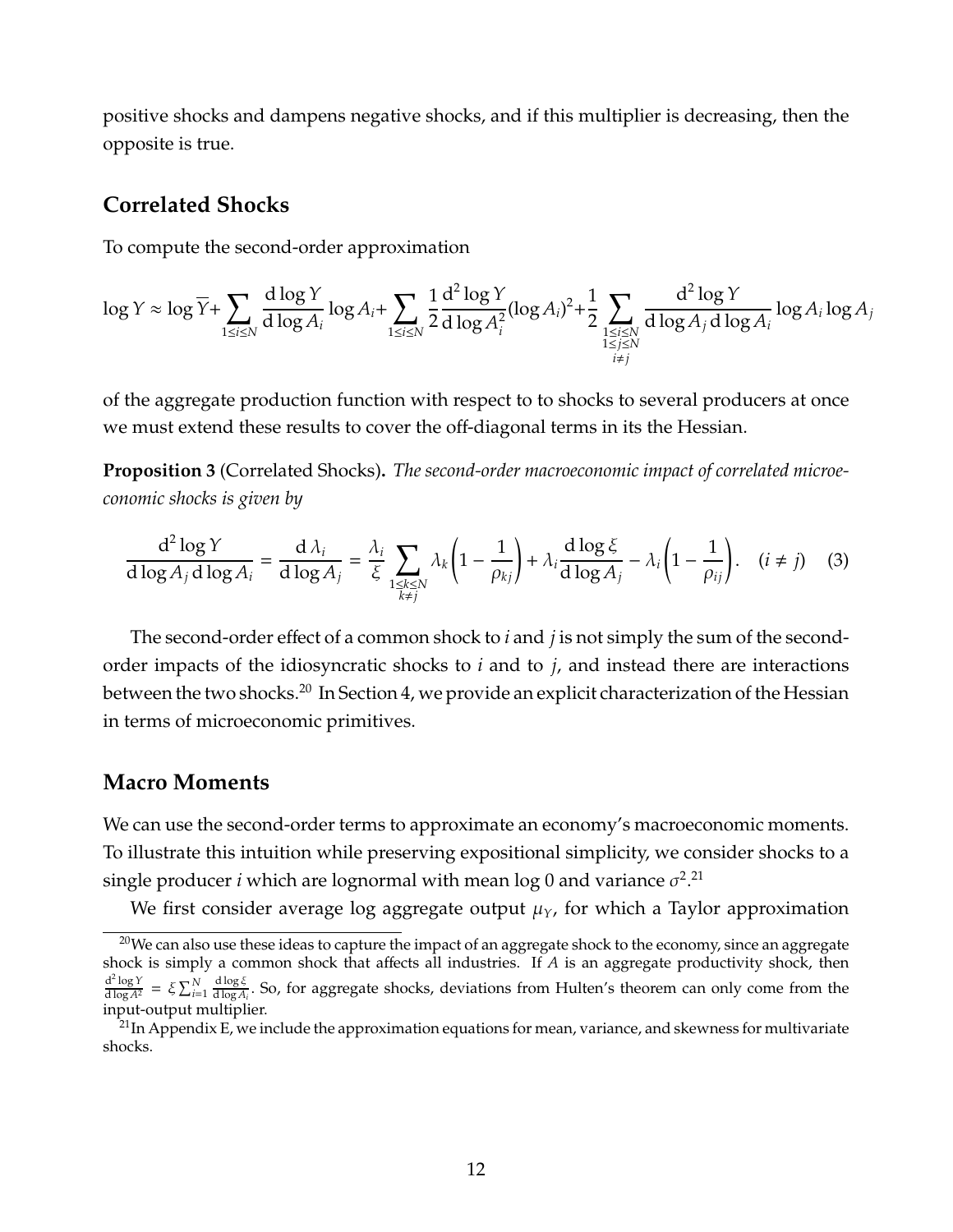positive shocks and dampens negative shocks, and if this multiplier is decreasing, then the opposite is true.

## Correlated Shocks

To compute the second-order approximation

$$\log Y \approx \log \overline{Y} + \sum_{1 \leq i \leq N} \frac{\mathrm{d} \log Y}{\mathrm{d} \log A_i} \log A_i + \sum_{1 \leq i \leq N} \frac{1}{2} \frac{\mathrm{d}^2 \log Y}{\mathrm{d} \log A_i^2} (\log A_i)^2 + \frac{1}{2} \sum_{\substack{1 \leq i \leq N \\ 1 \leq j \leq N \\ i \neq j}} \frac{\mathrm{d}^2 \log Y}{\mathrm{d} \log A_j \, \mathrm{d} \log A_i} \log A_i \log A_j$$

of the aggregate production function with respect to to shocks to several producers at once we must extend these results to cover the off-diagonal terms in its the Hessian.

**Proposition 3** (Correlated Shocks)**.** *The second-order macroeconomic impact of correlated microeconomic shocks is given by*

$$\frac{\mathrm{d}^2 \log Y}{\mathrm{d} \log A_j \, \mathrm{d} \log A_i} = \frac{\mathrm{d} \lambda_i}{\mathrm{d} \log A_j} = \frac{\lambda_i}{\xi} \sum_{\substack{1 \leq k \leq N \\ k \neq j}} \lambda_k \left(1 - \frac{1}{\rho_{kj}}\right) + \lambda_i \frac{\mathrm{d} \log \xi}{\mathrm{d} \log A_j} - \lambda_i \left(1 - \frac{1}{\rho_{ij}}\right). \quad (i \neq j) \quad (3)$$

The second-order effect of a common shock to $i$ and $j$ is not simply the sum of the second-order impacts of the idiosyncratic shocks to $i$ and to $j$, and instead there are interactions between the two shocks.[20] In Section 4, we provide an explicit characterization of the Hessian in terms of microeconomic primitives.

## Macro Moments

We can use the second-order terms to approximate an economy's macroeconomic moments. To illustrate this intuition while preserving expositional simplicity, we consider shocks to a single producer $i$ which are lognormal with mean log 0 and variance $\sigma^2$.[21]

We first consider average log aggregate output $\mu_Y$, for which a Taylor approximation

[20] We can also use these ideas to capture the impact of an aggregate shock to the economy, since an aggregate shock is simply a common shock that affects all industries. If $A$ is an aggregate productivity shock, then $\frac{\mathrm{d}^2 \log Y}{\mathrm{d} \log A^2} = \xi \sum_{i=1}^{N} \frac{\mathrm{d} \log \xi}{\mathrm{d} \log A_i}$. So, for aggregate shocks, deviations from Hulten's theorem can only come from the input-output multiplier.

[21] In Appendix E, we include the approximation equations for mean, variance, and skewness for multivariate shocks.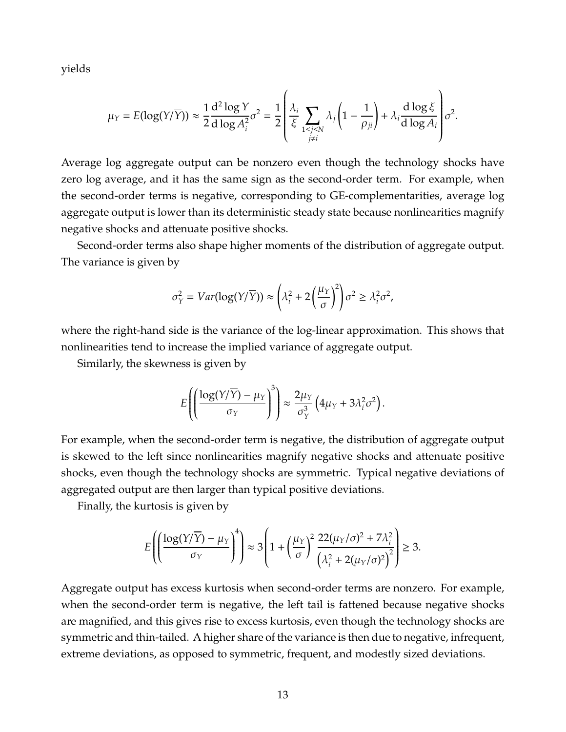yields

$$\mu_Y = E(\log(Y/\overline{Y})) \approx \frac{1}{2}\frac{\mathrm{d}^2 \log Y}{\mathrm{d}\log A_i^2}\sigma^2 = \frac{1}{2}\left(\frac{\lambda_i}{\xi}\sum_{\substack{1\leq j\leq N\\ j\neq i}}\lambda_j\left(1-\frac{1}{\rho_{ji}}\right)+\lambda_i\frac{\mathrm{d}\log\xi}{\mathrm{d}\log A_i}\right)\sigma^2.$$

Average log aggregate output can be nonzero even though the technology shocks have zero log average, and it has the same sign as the second-order term. For example, when the second-order terms is negative, corresponding to GE-complementarities, average log aggregate output is lower than its deterministic steady state because nonlinearities magnify negative shocks and attenuate positive shocks.

Second-order terms also shape higher moments of the distribution of aggregate output. The variance is given by

$$\sigma_Y^2 = Var(\log(Y/\overline{Y})) \approx \left(\lambda_i^2 + 2\left(\frac{\mu_Y}{\sigma}\right)^2\right)\sigma^2 \geq \lambda_i^2\sigma^2,$$

where the right-hand side is the variance of the log-linear approximation. This shows that nonlinearities tend to increase the implied variance of aggregate output.

Similarly, the skewness is given by

$$E\left(\left(\frac{\log(Y/\overline{Y})-\mu_Y}{\sigma_Y}\right)^3\right) \approx \frac{2\mu_Y}{\sigma_Y^3}\left(4\mu_Y + 3\lambda_i^2\sigma^2\right).$$

For example, when the second-order term is negative, the distribution of aggregate output is skewed to the left since nonlinearities magnify negative shocks and attenuate positive shocks, even though the technology shocks are symmetric. Typical negative deviations of aggregated output are then larger than typical positive deviations.

Finally, the kurtosis is given by

$$E\left(\left(\frac{\log(Y/\overline{Y})-\mu_Y}{\sigma_Y}\right)^4\right) \approx 3\left(1+\left(\frac{\mu_Y}{\sigma}\right)^2\frac{22(\mu_Y/\sigma)^2+7\lambda_i^2}{\left(\lambda_i^2+2(\mu_Y/\sigma)^2\right)^2}\right) \geq 3.$$

Aggregate output has excess kurtosis when second-order terms are nonzero. For example, when the second-order term is negative, the left tail is fattened because negative shocks are magnified, and this gives rise to excess kurtosis, even though the technology shocks are symmetric and thin-tailed. A higher share of the variance is then due to negative, infrequent, extreme deviations, as opposed to symmetric, frequent, and modestly sized deviations.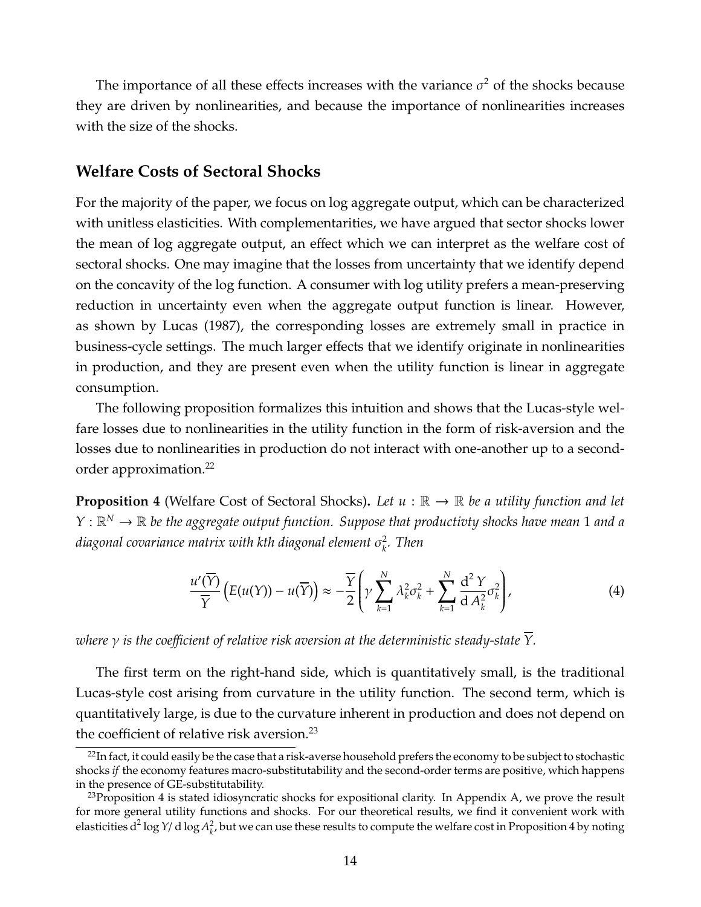The importance of all these effects increases with the variance $\sigma^2$ of the shocks because they are driven by nonlinearities, and because the importance of nonlinearities increases with the size of the shocks.

## Welfare Costs of Sectoral Shocks

For the majority of the paper, we focus on log aggregate output, which can be characterized with unitless elasticities. With complementarities, we have argued that sector shocks lower the mean of log aggregate output, an effect which we can interpret as the welfare cost of sectoral shocks. One may imagine that the losses from uncertainty that we identify depend on the concavity of the log function. A consumer with log utility prefers a mean-preserving reduction in uncertainty even when the aggregate output function is linear. However, as shown by Lucas (1987), the corresponding losses are extremely small in practice in business-cycle settings. The much larger effects that we identify originate in nonlinearities in production, and they are present even when the utility function is linear in aggregate consumption.

The following proposition formalizes this intuition and shows that the Lucas-style welfare losses due to nonlinearities in the utility function in the form of risk-aversion and the losses due to nonlinearities in production do not interact with one-another up to a second-order approximation.[22]

**Proposition 4** (Welfare Cost of Sectoral Shocks)**.** *Let $u : \mathbb{R} \to \mathbb{R}$ be a utility function and let $Y : \mathbb{R}^N \to \mathbb{R}$ be the aggregate output function. Suppose that productivty shocks have mean 1 and a diagonal covariance matrix with kth diagonal element $\sigma_k^2$. Then*

$$\frac{u'(\overline{Y})}{\overline{Y}}\left(E(u(Y)) - u(\overline{Y})\right) \approx -\frac{\overline{Y}}{2}\left(\gamma \sum_{k=1}^{N} \lambda_k^2 \sigma_k^2 + \sum_{k=1}^{N} \frac{\mathrm{d}^2 Y}{\mathrm{d} A_k^2}\sigma_k^2\right), \tag{4}$$

*where $\gamma$ is the coefficient of relative risk aversion at the deterministic steady-state $\overline{Y}$.*

The first term on the right-hand side, which is quantitatively small, is the traditional Lucas-style cost arising from curvature in the utility function. The second term, which is quantitatively large, is due to the curvature inherent in production and does not depend on the coefficient of relative risk aversion.[23]

[22] In fact, it could easily be the case that a risk-averse household prefers the economy to be subject to stochastic shocks *if* the economy features macro-substitutability and the second-order terms are positive, which happens in the presence of GE-substitutability.

[23] Proposition 4 is stated idiosyncratic shocks for expositional clarity. In Appendix A, we prove the result for more general utility functions and shocks. For our theoretical results, we find it convenient work with elasticities $\mathrm{d}^2 \log Y / \mathrm{d} \log A_k^2$, but we can use these results to compute the welfare cost in Proposition 4 by noting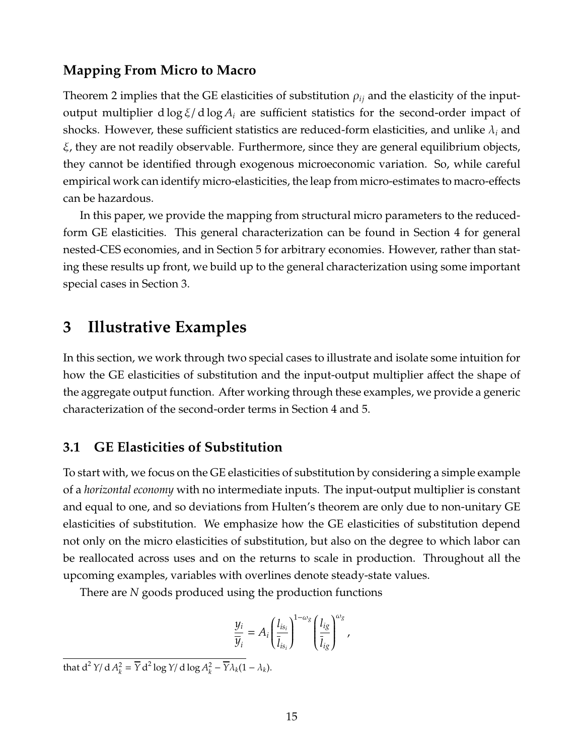### Mapping From Micro to Macro

Theorem 2 implies that the GE elasticities of substitution $\rho_{ij}$ and the elasticity of the input-output multiplier $\mathrm{d}\log\xi/\mathrm{d}\log A_i$ are sufficient statistics for the second-order impact of shocks. However, these sufficient statistics are reduced-form elasticities, and unlike $\lambda_i$ and $\xi$, they are not readily observable. Furthermore, since they are general equilibrium objects, they cannot be identified through exogenous microeconomic variation. So, while careful empirical work can identify micro-elasticities, the leap from micro-estimates to macro-effects can be hazardous.

In this paper, we provide the mapping from structural micro parameters to the reduced-form GE elasticities. This general characterization can be found in Section 4 for general nested-CES economies, and in Section 5 for arbitrary economies. However, rather than stating these results up front, we build up to the general characterization using some important special cases in Section 3.

# 3 Illustrative Examples

In this section, we work through two special cases to illustrate and isolate some intuition for how the GE elasticities of substitution and the input-output multiplier affect the shape of the aggregate output function. After working through these examples, we provide a generic characterization of the second-order terms in Section 4 and 5.

## 3.1 GE Elasticities of Substitution

To start with, we focus on the GE elasticities of substitution by considering a simple example of a *horizontal economy* with no intermediate inputs. The input-output multiplier is constant and equal to one, and so deviations from Hulten's theorem are only due to non-unitary GE elasticities of substitution. We emphasize how the GE elasticities of substitution depend not only on the micro elasticities of substitution, but also on the degree to which labor can be reallocated across uses and on the returns to scale in production. Throughout all the upcoming examples, variables with overlines denote steady-state values.

There are $N$ goods produced using the production functions

$$\frac{y_i}{\overline{y}_i} = A_i \left(\frac{l_{is_i}}{\overline{l}_{is_i}}\right)^{1-\omega_g} \left(\frac{l_{ig}}{\overline{l}_{ig}}\right)^{\omega_g},$$

that $\mathrm{d}^2 Y/\mathrm{d}A_k^2 = \overline{Y}\,\mathrm{d}^2\log Y/\mathrm{d}\log A_k^2 - \overline{Y}\lambda_k(1-\lambda_k)$.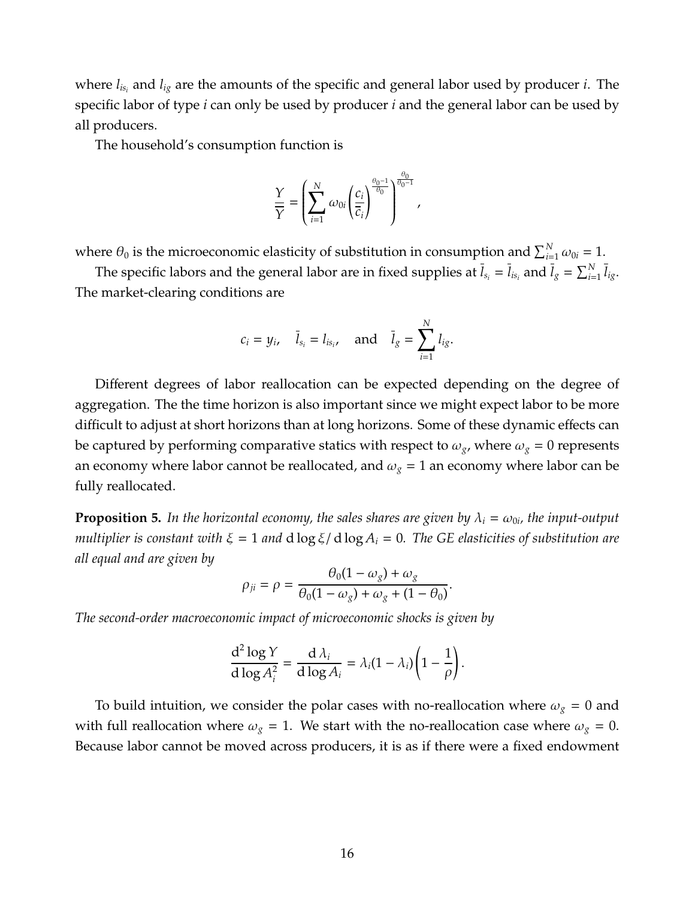where $l_{is_i}$ and $l_{ig}$ are the amounts of the specific and general labor used by producer $i$. The specific labor of type $i$ can only be used by producer $i$ and the general labor can be used by all producers.

The household's consumption function is

$$\frac{Y}{\overline{Y}} = \left( \sum_{i=1}^{N} \omega_{0i} \left( \frac{c_i}{\overline{c}_i} \right)^{\frac{\theta_0 - 1}{\theta_0}} \right)^{\frac{\theta_0}{\theta_0 - 1}},$$

where $\theta_0$ is the microeconomic elasticity of substitution in consumption and $\sum_{i=1}^{N} \omega_{0i} = 1$.

The specific labors and the general labor are in fixed supplies at $\bar{l}_{s_i} = \bar{l}_{is_i}$ and $\bar{l}_g = \sum_{i=1}^{N} \bar{l}_{ig}$. The market-clearing conditions are

$$c_i = y_i, \quad \bar{l}_{s_i} = l_{is_i}, \quad \text{and} \quad \bar{l}_g = \sum_{i=1}^{N} l_{ig}.$$

Different degrees of labor reallocation can be expected depending on the degree of aggregation. The the time horizon is also important since we might expect labor to be more difficult to adjust at short horizons than at long horizons. Some of these dynamic effects can be captured by performing comparative statics with respect to $\omega_g$, where $\omega_g = 0$ represents an economy where labor cannot be reallocated, and $\omega_g = 1$ an economy where labor can be fully reallocated.

**Proposition 5.** *In the horizontal economy, the sales shares are given by $\lambda_i = \omega_{0i}$, the input-output multiplier is constant with $\xi = 1$ and $\mathrm{d} \log \xi / \mathrm{d} \log A_i = 0$. The GE elasticities of substitution are all equal and are given by*

$$\rho_{ji} = \rho = \frac{\theta_0(1 - \omega_g) + \omega_g}{\theta_0(1 - \omega_g) + \omega_g + (1 - \theta_0)}.$$

*The second-order macroeconomic impact of microeconomic shocks is given by*

$$\frac{\mathrm{d}^2 \log Y}{\mathrm{d} \log A_i^2} = \frac{\mathrm{d} \lambda_i}{\mathrm{d} \log A_i} = \lambda_i (1 - \lambda_i) \left( 1 - \frac{1}{\rho} \right).$$

To build intuition, we consider the polar cases with no-reallocation where $\omega_g = 0$ and with full reallocation where $\omega_g = 1$. We start with the no-reallocation case where $\omega_g = 0$. Because labor cannot be moved across producers, it is as if there were a fixed endowment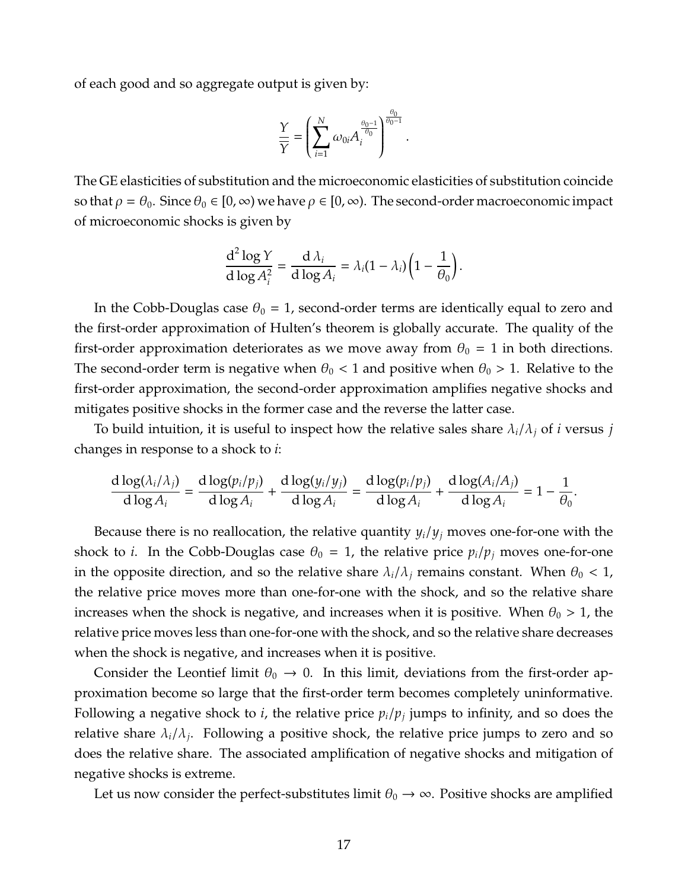of each good and so aggregate output is given by:

$$\frac{Y}{\overline{Y}} = \left( \sum_{i=1}^{N} \omega_{0i} A_i^{\frac{\theta_0 - 1}{\theta_0}} \right)^{\frac{\theta_0}{\theta_0 - 1}}.$$

The GE elasticities of substitution and the microeconomic elasticities of substitution coincide so that $\rho = \theta_0$. Since $\theta_0 \in [0, \infty)$ we have $\rho \in [0, \infty)$. The second-order macroeconomic impact of microeconomic shocks is given by

$$\frac{\mathrm{d}^2 \log Y}{\mathrm{d} \log A_i^2} = \frac{\mathrm{d}\, \lambda_i}{\mathrm{d} \log A_i} = \lambda_i (1 - \lambda_i) \left( 1 - \frac{1}{\theta_0} \right).$$

In the Cobb-Douglas case $\theta_0 = 1$, second-order terms are identically equal to zero and the first-order approximation of Hulten's theorem is globally accurate. The quality of the first-order approximation deteriorates as we move away from $\theta_0 = 1$ in both directions. The second-order term is negative when $\theta_0 < 1$ and positive when $\theta_0 > 1$. Relative to the first-order approximation, the second-order approximation amplifies negative shocks and mitigates positive shocks in the former case and the reverse the latter case.

To build intuition, it is useful to inspect how the relative sales share $\lambda_i / \lambda_j$ of $i$ versus $j$ changes in response to a shock to $i$:

$$\frac{\mathrm{d} \log(\lambda_i / \lambda_j)}{\mathrm{d} \log A_i} = \frac{\mathrm{d} \log(p_i / p_j)}{\mathrm{d} \log A_i} + \frac{\mathrm{d} \log(y_i / y_j)}{\mathrm{d} \log A_i} = \frac{\mathrm{d} \log(p_i / p_j)}{\mathrm{d} \log A_i} + \frac{\mathrm{d} \log(A_i / A_j)}{\mathrm{d} \log A_i} = 1 - \frac{1}{\theta_0}.$$

Because there is no reallocation, the relative quantity $y_i / y_j$ moves one-for-one with the shock to $i$. In the Cobb-Douglas case $\theta_0 = 1$, the relative price $p_i / p_j$ moves one-for-one in the opposite direction, and so the relative share $\lambda_i / \lambda_j$ remains constant. When $\theta_0 < 1$, the relative price moves more than one-for-one with the shock, and so the relative share increases when the shock is negative, and increases when it is positive. When $\theta_0 > 1$, the relative price moves less than one-for-one with the shock, and so the relative share decreases when the shock is negative, and increases when it is positive.

Consider the Leontief limit $\theta_0 \to 0$. In this limit, deviations from the first-order approximation become so large that the first-order term becomes completely uninformative. Following a negative shock to $i$, the relative price $p_i / p_j$ jumps to infinity, and so does the relative share $\lambda_i / \lambda_j$. Following a positive shock, the relative price jumps to zero and so does the relative share. The associated amplification of negative shocks and mitigation of negative shocks is extreme.

Let us now consider the perfect-substitutes limit $\theta_0 \to \infty$. Positive shocks are amplified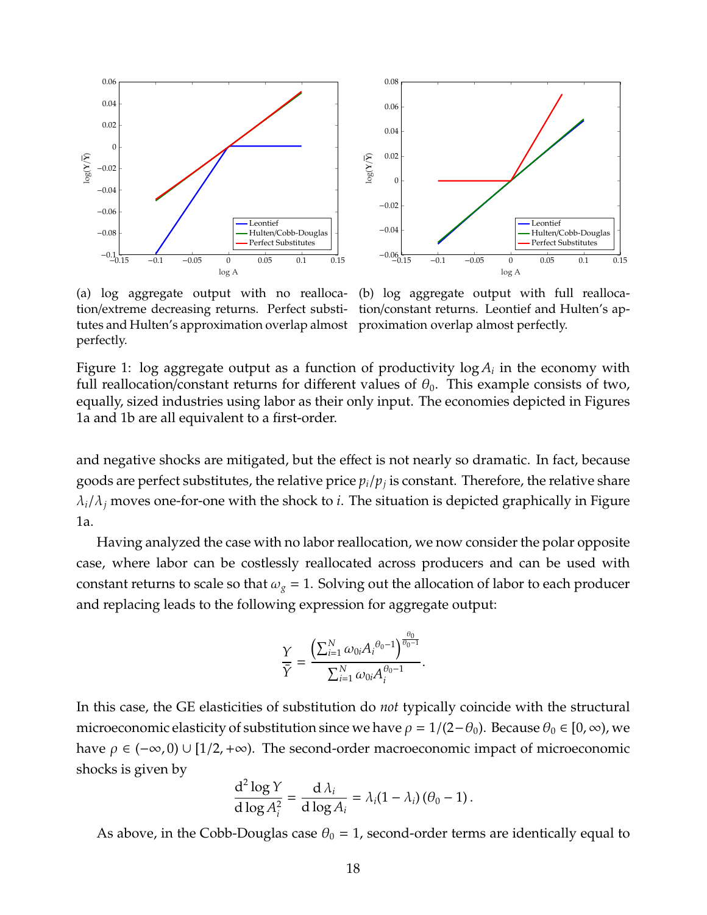(a) log aggregate output with no reallocation/extreme decreasing returns. Perfect substitutes and Hulten's approximation overlap almost perfectly.

(b) log aggregate output with full reallocation/constant returns. Leontief and Hulten's approximation overlap almost perfectly.

Figure 1: log aggregate output as a function of productivity $\log A_i$ in the economy with full reallocation/constant returns for different values of $\theta_0$. This example consists of two, equally, sized industries using labor as their only input. The economies depicted in Figures 1a and 1b are all equivalent to a first-order.

and negative shocks are mitigated, but the effect is not nearly so dramatic. In fact, because goods are perfect substitutes, the relative price $p_i/p_j$ is constant. Therefore, the relative share $\lambda_i/\lambda_j$ moves one-for-one with the shock to $i$. The situation is depicted graphically in Figure 1a.

Having analyzed the case with no labor reallocation, we now consider the polar opposite case, where labor can be costlessly reallocated across producers and can be used with constant returns to scale so that $\omega_g = 1$. Solving out the allocation of labor to each producer and replacing leads to the following expression for aggregate output:

$$\frac{Y}{\bar{Y}} = \frac{\left(\sum_{i=1}^{N} \omega_{0i} {A_i}^{\theta_0 - 1}\right)^{\frac{\theta_0}{\theta_0 - 1}}}{\sum_{i=1}^{N} \omega_{0i} A_i^{\theta_0 - 1}}.$$

In this case, the GE elasticities of substitution do *not* typically coincide with the structural microeconomic elasticity of substitution since we have $\rho = 1/(2-\theta_0)$. Because $\theta_0 \in [0, \infty)$, we have $\rho \in (-\infty, 0) \cup [1/2, +\infty)$. The second-order macroeconomic impact of microeconomic shocks is given by

$$\frac{\mathrm{d}^2 \log Y}{\mathrm{d} \log A_i^2} = \frac{\mathrm{d}\, \lambda_i}{\mathrm{d} \log A_i} = \lambda_i (1 - \lambda_i) \left(\theta_0 - 1\right).$$

As above, in the Cobb-Douglas case $\theta_0 = 1$, second-order terms are identically equal to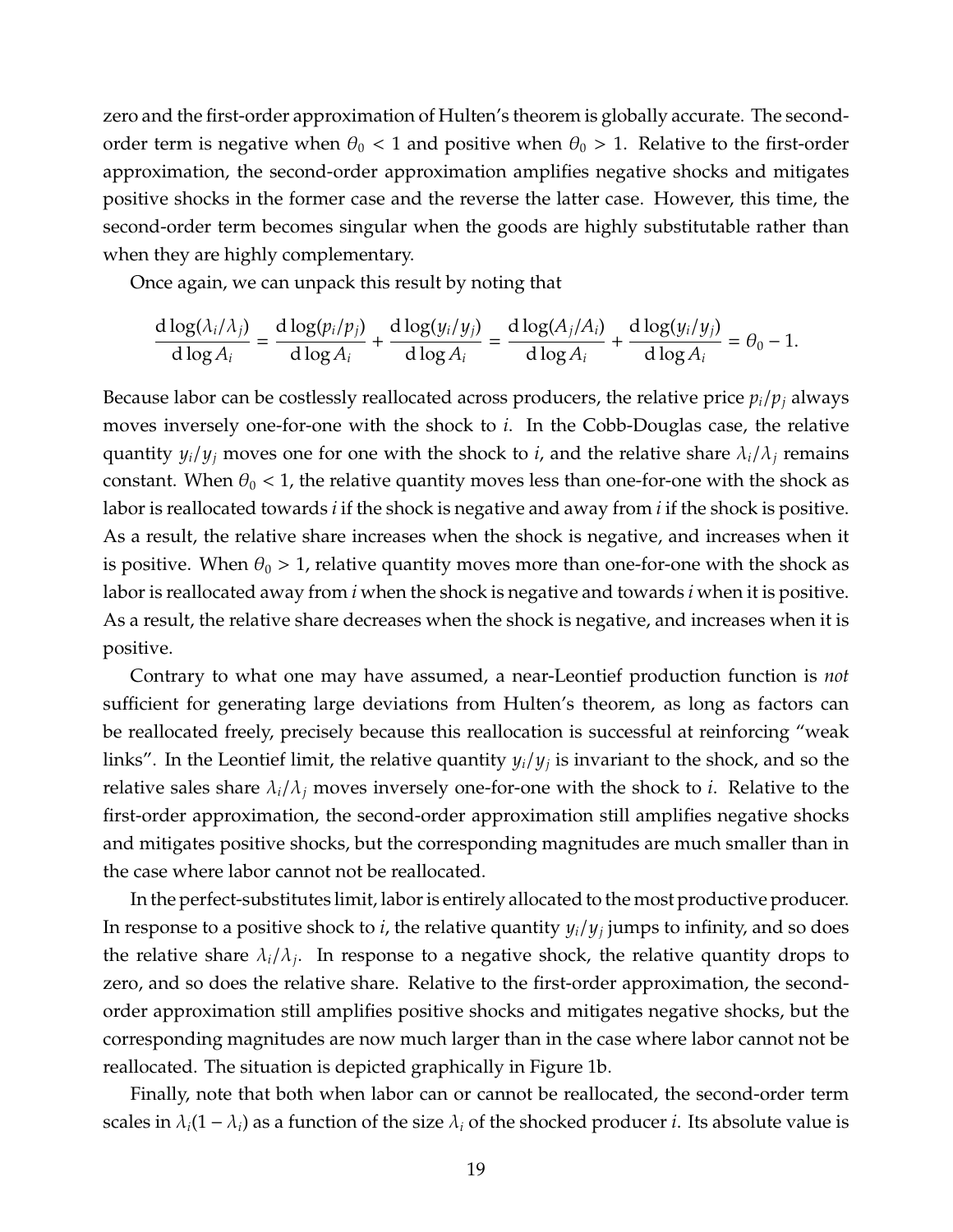zero and the first-order approximation of Hulten's theorem is globally accurate. The second-order term is negative when $\theta_0 < 1$ and positive when $\theta_0 > 1$. Relative to the first-order approximation, the second-order approximation amplifies negative shocks and mitigates positive shocks in the former case and the reverse the latter case. However, this time, the second-order term becomes singular when the goods are highly substitutable rather than when they are highly complementary.

Once again, we can unpack this result by noting that

$$\frac{\mathrm{d}\log(\lambda_i/\lambda_j)}{\mathrm{d}\log A_i} = \frac{\mathrm{d}\log(p_i/p_j)}{\mathrm{d}\log A_i} + \frac{\mathrm{d}\log(y_i/y_j)}{\mathrm{d}\log A_i} = \frac{\mathrm{d}\log(A_j/A_i)}{\mathrm{d}\log A_i} + \frac{\mathrm{d}\log(y_i/y_j)}{\mathrm{d}\log A_i} = \theta_0 - 1.$$

Because labor can be costlessly reallocated across producers, the relative price $p_i/p_j$ always moves inversely one-for-one with the shock to $i$. In the Cobb-Douglas case, the relative quantity $y_i/y_j$ moves one for one with the shock to $i$, and the relative share $\lambda_i/\lambda_j$ remains constant. When $\theta_0 < 1$, the relative quantity moves less than one-for-one with the shock as labor is reallocated towards $i$ if the shock is negative and away from $i$ if the shock is positive. As a result, the relative share increases when the shock is negative, and increases when it is positive. When $\theta_0 > 1$, relative quantity moves more than one-for-one with the shock as labor is reallocated away from $i$ when the shock is negative and towards $i$ when it is positive. As a result, the relative share decreases when the shock is negative, and increases when it is positive.

Contrary to what one may have assumed, a near-Leontief production function is *not* sufficient for generating large deviations from Hulten's theorem, as long as factors can be reallocated freely, precisely because this reallocation is successful at reinforcing "weak links". In the Leontief limit, the relative quantity $y_i/y_j$ is invariant to the shock, and so the relative sales share $\lambda_i/\lambda_j$ moves inversely one-for-one with the shock to $i$. Relative to the first-order approximation, the second-order approximation still amplifies negative shocks and mitigates positive shocks, but the corresponding magnitudes are much smaller than in the case where labor cannot not be reallocated.

In the perfect-substitutes limit, labor is entirely allocated to the most productive producer. In response to a positive shock to $i$, the relative quantity $y_i/y_j$ jumps to infinity, and so does the relative share $\lambda_i/\lambda_j$. In response to a negative shock, the relative quantity drops to zero, and so does the relative share. Relative to the first-order approximation, the second-order approximation still amplifies positive shocks and mitigates negative shocks, but the corresponding magnitudes are now much larger than in the case where labor cannot not be reallocated. The situation is depicted graphically in Figure 1b.

Finally, note that both when labor can or cannot be reallocated, the second-order term scales in $\lambda_i(1 - \lambda_i)$ as a function of the size $\lambda_i$ of the shocked producer $i$. Its absolute value is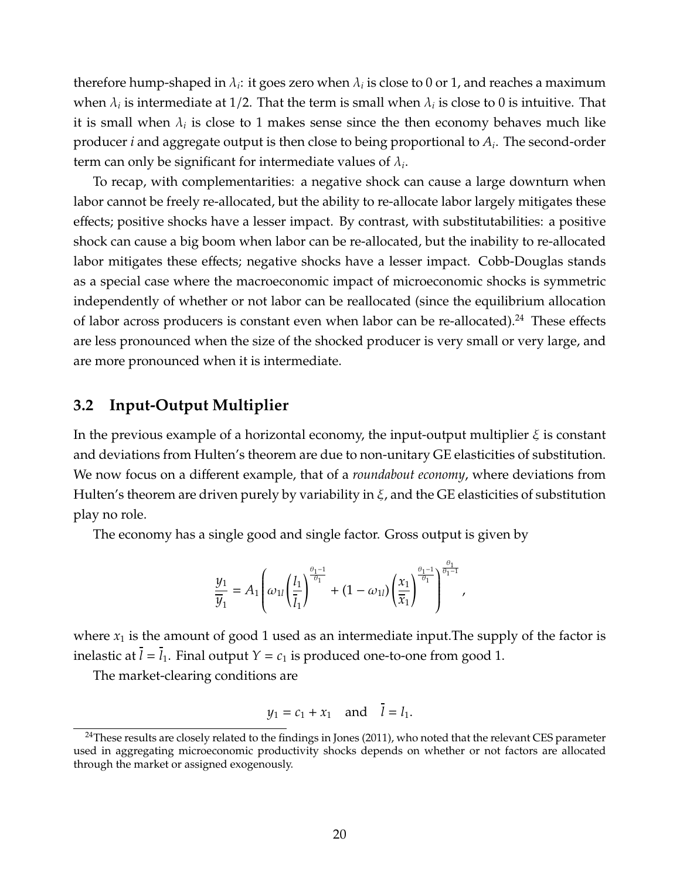therefore hump-shaped in $\lambda_i$: it goes zero when $\lambda_i$ is close to 0 or 1, and reaches a maximum when $\lambda_i$ is intermediate at 1/2. That the term is small when $\lambda_i$ is close to 0 is intuitive. That it is small when $\lambda_i$ is close to 1 makes sense since the then economy behaves much like producer $i$ and aggregate output is then close to being proportional to $A_i$. The second-order term can only be significant for intermediate values of $\lambda_i$.

To recap, with complementarities: a negative shock can cause a large downturn when labor cannot be freely re-allocated, but the ability to re-allocate labor largely mitigates these effects; positive shocks have a lesser impact. By contrast, with substitutabilities: a positive shock can cause a big boom when labor can be re-allocated, but the inability to re-allocated labor mitigates these effects; negative shocks have a lesser impact. Cobb-Douglas stands as a special case where the macroeconomic impact of microeconomic shocks is symmetric independently of whether or not labor can be reallocated (since the equilibrium allocation of labor across producers is constant even when labor can be re-allocated).[24] These effects are less pronounced when the size of the shocked producer is very small or very large, and are more pronounced when it is intermediate.

## 3.2 Input-Output Multiplier

In the previous example of a horizontal economy, the input-output multiplier $\xi$ is constant and deviations from Hulten's theorem are due to non-unitary GE elasticities of substitution. We now focus on a different example, that of a *roundabout economy*, where deviations from Hulten's theorem are driven purely by variability in $\xi$, and the GE elasticities of substitution play no role.

The economy has a single good and single factor. Gross output is given by

$$\frac{y_1}{\overline{y}_1} = A_1 \left( \omega_{1l} \left( \frac{l_1}{\overline{l}_1} \right)^{\frac{\theta_1 - 1}{\theta_1}} + (1 - \omega_{1l}) \left( \frac{x_1}{\overline{x}_1} \right)^{\frac{\theta_1 - 1}{\theta_1}} \right)^{\frac{\theta_1}{\theta_1 - 1}},$$

where $x_1$ is the amount of good 1 used as an intermediate input.The supply of the factor is inelastic at $\overline{l} = \overline{l}_1$. Final output $Y = c_1$ is produced one-to-one from good 1.

The market-clearing conditions are

$$y_1 = c_1 + x_1 \quad \text{and} \quad \overline{l} = l_1.$$

[24] These results are closely related to the findings in Jones (2011), who noted that the relevant CES parameter used in aggregating microeconomic productivity shocks depends on whether or not factors are allocated through the market or assigned exogenously.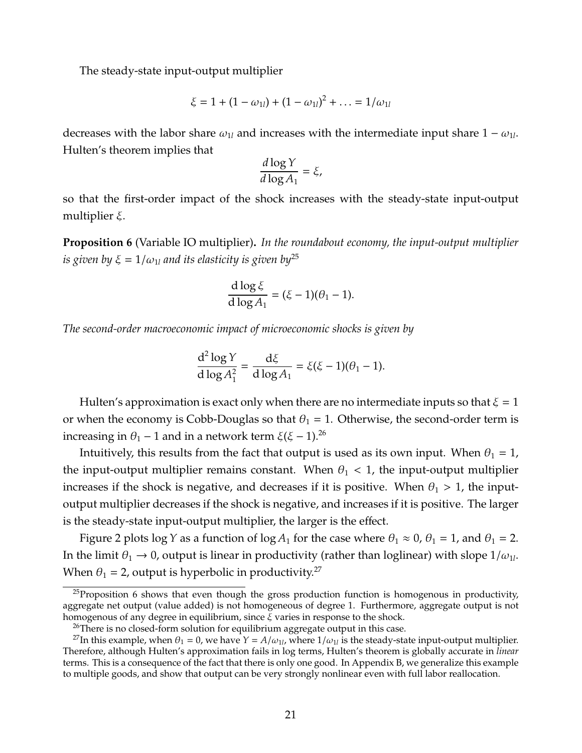The steady-state input-output multiplier

$$\xi = 1 + (1 - \omega_{1l}) + (1 - \omega_{1l})^2 + \ldots = 1/\omega_{1l}$$

decreases with the labor share $\omega_{1l}$ and increases with the intermediate input share $1 - \omega_{1l}$. Hulten's theorem implies that

$$\frac{d \log Y}{d \log A_1} = \xi,$$

so that the first-order impact of the shock increases with the steady-state input-output multiplier $\xi$.

**Proposition 6** (Variable IO multiplier)**.** *In the roundabout economy, the input-output multiplier is given by $\xi = 1/\omega_{1l}$ and its elasticity is given by*[25]

$$\frac{\mathrm{d} \log \xi}{\mathrm{d} \log A_1} = (\xi - 1)(\theta_1 - 1).$$

*The second-order macroeconomic impact of microeconomic shocks is given by*

$$\frac{\mathrm{d}^2 \log Y}{\mathrm{d} \log A_1^2} = \frac{\mathrm{d}\xi}{\mathrm{d} \log A_1} = \xi(\xi - 1)(\theta_1 - 1).$$

Hulten's approximation is exact only when there are no intermediate inputs so that $\xi = 1$ or when the economy is Cobb-Douglas so that $\theta_1 = 1$. Otherwise, the second-order term is increasing in $\theta_1 - 1$ and in a network term $\xi(\xi - 1)$.[26]

Intuitively, this results from the fact that output is used as its own input. When $\theta_1 = 1$, the input-output multiplier remains constant. When $\theta_1 < 1$, the input-output multiplier increases if the shock is negative, and decreases if it is positive. When $\theta_1 > 1$, the input-output multiplier decreases if the shock is negative, and increases if it is positive. The larger is the steady-state input-output multiplier, the larger is the effect.

Figure 2 plots $\log Y$ as a function of $\log A_1$ for the case where $\theta_1 \approx 0$, $\theta_1 = 1$, and $\theta_1 = 2$. In the limit $\theta_1 \to 0$, output is linear in productivity (rather than loglinear) with slope $1/\omega_{1l}$. When $\theta_1 = 2$, output is hyperbolic in productivity.[27]

---

[25] Proposition 6 shows that even though the gross production function is homogenous in productivity, aggregate net output (value added) is not homogeneous of degree 1. Furthermore, aggregate output is not homogenous of any degree in equilibrium, since $\xi$ varies in response to the shock.

[26] There is no closed-form solution for equilibrium aggregate output in this case.

[27] In this example, when $\theta_1 = 0$, we have $Y = A/\omega_{1l}$, where $1/\omega_{1l}$ is the steady-state input-output multiplier. Therefore, although Hulten's approximation fails in log terms, Hulten's theorem is globally accurate in *linear* terms. This is a consequence of the fact that there is only one good. In Appendix B, we generalize this example to multiple goods, and show that output can be very strongly nonlinear even with full labor reallocation.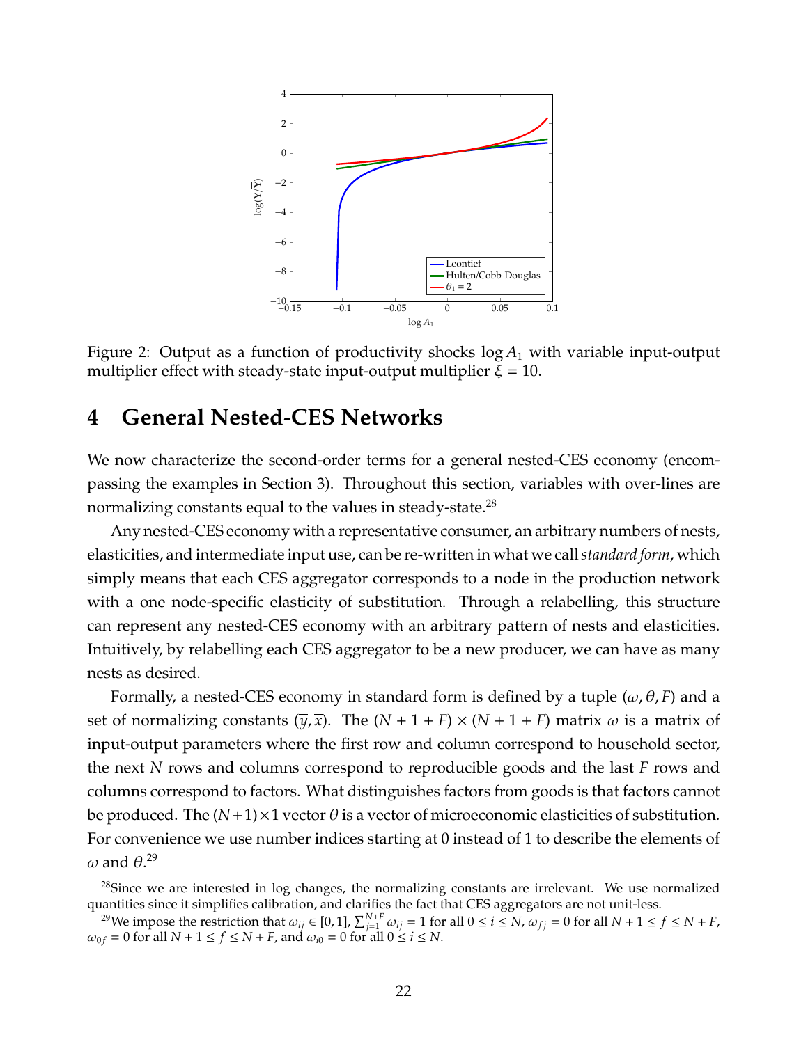Figure 2: Output as a function of productivity shocks $\log A_1$ with variable input-output multiplier effect with steady-state input-output multiplier $\xi = 10$.

# 4 General Nested-CES Networks

We now characterize the second-order terms for a general nested-CES economy (encompassing the examples in Section 3). Throughout this section, variables with over-lines are normalizing constants equal to the values in steady-state.[28]

Any nested-CES economy with a representative consumer, an arbitrary numbers of nests, elasticities, and intermediate input use, can be re-written in what we call *standard form*, which simply means that each CES aggregator corresponds to a node in the production network with a one node-specific elasticity of substitution. Through a relabelling, this structure can represent any nested-CES economy with an arbitrary pattern of nests and elasticities. Intuitively, by relabelling each CES aggregator to be a new producer, we can have as many nests as desired.

Formally, a nested-CES economy in standard form is defined by a tuple $(\omega, \theta, F)$ and a set of normalizing constants $(\overline{y}, \overline{x})$. The $(N + 1 + F) \times (N + 1 + F)$ matrix $\omega$ is a matrix of input-output parameters where the first row and column correspond to household sector, the next $N$ rows and columns correspond to reproducible goods and the last $F$ rows and columns correspond to factors. What distinguishes factors from goods is that factors cannot be produced. The $(N+1)\times 1$ vector $\theta$ is a vector of microeconomic elasticities of substitution. For convenience we use number indices starting at 0 instead of 1 to describe the elements of $\omega$ and $\theta$.[29]

[28] Since we are interested in log changes, the normalizing constants are irrelevant. We use normalized quantities since it simplifies calibration, and clarifies the fact that CES aggregators are not unit-less.

[29] We impose the restriction that $\omega_{ij} \in [0, 1]$, $\sum_{j=1}^{N+F} \omega_{ij} = 1$ for all $0 \leq i \leq N$, $\omega_{fj} = 0$ for all $N + 1 \leq f \leq N + F$, $\omega_{0f} = 0$ for all $N + 1 \leq f \leq N + F$, and $\omega_{i0} = 0$ for all $0 \leq i \leq N$.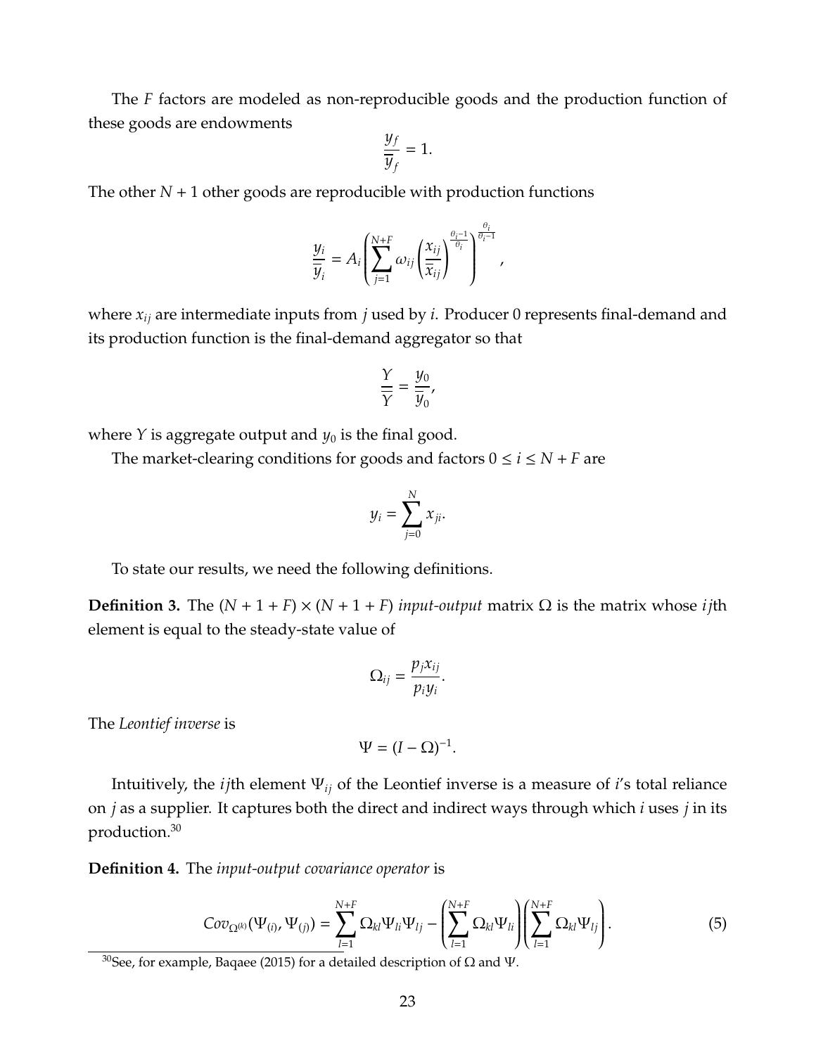The $F$ factors are modeled as non-reproducible goods and the production function of these goods are endowments

$$\frac{y_f}{\overline{y}_f} = 1.$$

The other $N + 1$ other goods are reproducible with production functions

$$\frac{y_i}{\overline{y}_i} = A_i \left( \sum_{j=1}^{N+F} \omega_{ij} \left( \frac{x_{ij}}{\overline{x}_{ij}} \right)^{\frac{\theta_i - 1}{\theta_i}} \right)^{\frac{\theta_i}{\theta_i - 1}},$$

where $x_{ij}$ are intermediate inputs from $j$ used by $i$. Producer 0 represents final-demand and its production function is the final-demand aggregator so that

$$\frac{Y}{\overline{Y}} = \frac{y_0}{\overline{y}_0},$$

where $Y$ is aggregate output and $y_0$ is the final good.

The market-clearing conditions for goods and factors $0 \leq i \leq N + F$ are

$$y_i = \sum_{j=0}^{N} x_{ji}.$$

To state our results, we need the following definitions.

**Definition 3.** The $(N + 1 + F) \times (N + 1 + F)$ *input-output* matrix $\Omega$ is the matrix whose $ij$th element is equal to the steady-state value of

$$\Omega_{ij} = \frac{p_j x_{ij}}{p_i y_i}.$$

The *Leontief inverse* is

$$\Psi = (I - \Omega)^{-1}.$$

Intuitively, the $ij$th element $\Psi_{ij}$ of the Leontief inverse is a measure of $i$'s total reliance on $j$ as a supplier. It captures both the direct and indirect ways through which $i$ uses $j$ in its production.[30]

**Definition 4.** The *input-output covariance operator* is

$$Cov_{\Omega^{(k)}}(\Psi_{(i)}, \Psi_{(j)}) = \sum_{l=1}^{N+F} \Omega_{kl} \Psi_{li} \Psi_{lj} - \left( \sum_{l=1}^{N+F} \Omega_{kl} \Psi_{li} \right) \left( \sum_{l=1}^{N+F} \Omega_{kl} \Psi_{lj} \right). \tag{5}$$

[30] See, for example, Baqaee (2015) for a detailed description of $\Omega$ and $\Psi$.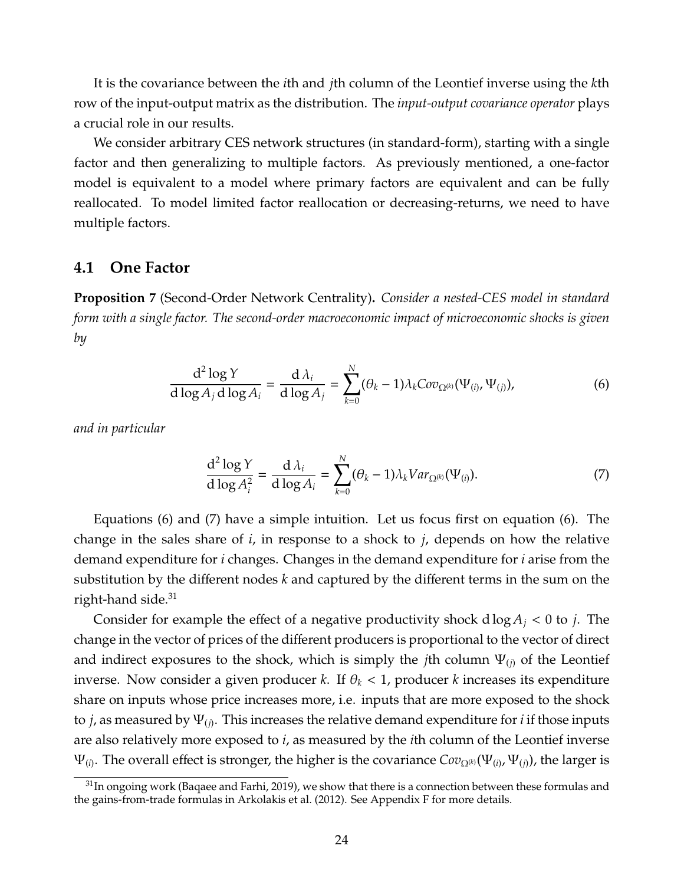It is the covariance between the $i$th and $j$th column of the Leontief inverse using the $k$th row of the input-output matrix as the distribution. The *input-output covariance operator* plays a crucial role in our results.

We consider arbitrary CES network structures (in standard-form), starting with a single factor and then generalizing to multiple factors. As previously mentioned, a one-factor model is equivalent to a model where primary factors are equivalent and can be fully reallocated. To model limited factor reallocation or decreasing-returns, we need to have multiple factors.

## 4.1 One Factor

**Proposition 7** (Second-Order Network Centrality)**.** *Consider a nested-CES model in standard form with a single factor. The second-order macroeconomic impact of microeconomic shocks is given by*

$$\frac{\mathrm{d}^2 \log Y}{\mathrm{d} \log A_j \, \mathrm{d} \log A_i} = \frac{\mathrm{d}\, \lambda_i}{\mathrm{d} \log A_j} = \sum_{k=0}^{N} (\theta_k - 1) \lambda_k Cov_{\Omega^{(k)}}(\Psi_{(i)}, \Psi_{(j)}), \tag{6}$$

*and in particular*

$$\frac{\mathrm{d}^2 \log Y}{\mathrm{d} \log A_i^2} = \frac{\mathrm{d}\, \lambda_i}{\mathrm{d} \log A_i} = \sum_{k=0}^{N} (\theta_k - 1) \lambda_k Var_{\Omega^{(k)}}(\Psi_{(i)}). \tag{7}$$

Equations (6) and (7) have a simple intuition. Let us focus first on equation (6). The change in the sales share of $i$, in response to a shock to $j$, depends on how the relative demand expenditure for $i$ changes. Changes in the demand expenditure for $i$ arise from the substitution by the different nodes $k$ and captured by the different terms in the sum on the right-hand side.[31]

Consider for example the effect of a negative productivity shock $\mathrm{d} \log A_j < 0$ to $j$. The change in the vector of prices of the different producers is proportional to the vector of direct and indirect exposures to the shock, which is simply the $j$th column $\Psi_{(j)}$ of the Leontief inverse. Now consider a given producer $k$. If $\theta_k < 1$, producer $k$ increases its expenditure share on inputs whose price increases more, i.e. inputs that are more exposed to the shock to $j$, as measured by $\Psi_{(j)}$. This increases the relative demand expenditure for $i$ if those inputs are also relatively more exposed to $i$, as measured by the $i$th column of the Leontief inverse $\Psi_{(i)}$. The overall effect is stronger, the higher is the covariance $Cov_{\Omega^{(k)}}(\Psi_{(i)}, \Psi_{(j)})$, the larger is

[31] In ongoing work (Baqaee and Farhi, 2019), we show that there is a connection between these formulas and the gains-from-trade formulas in Arkolakis et al. (2012). See Appendix F for more details.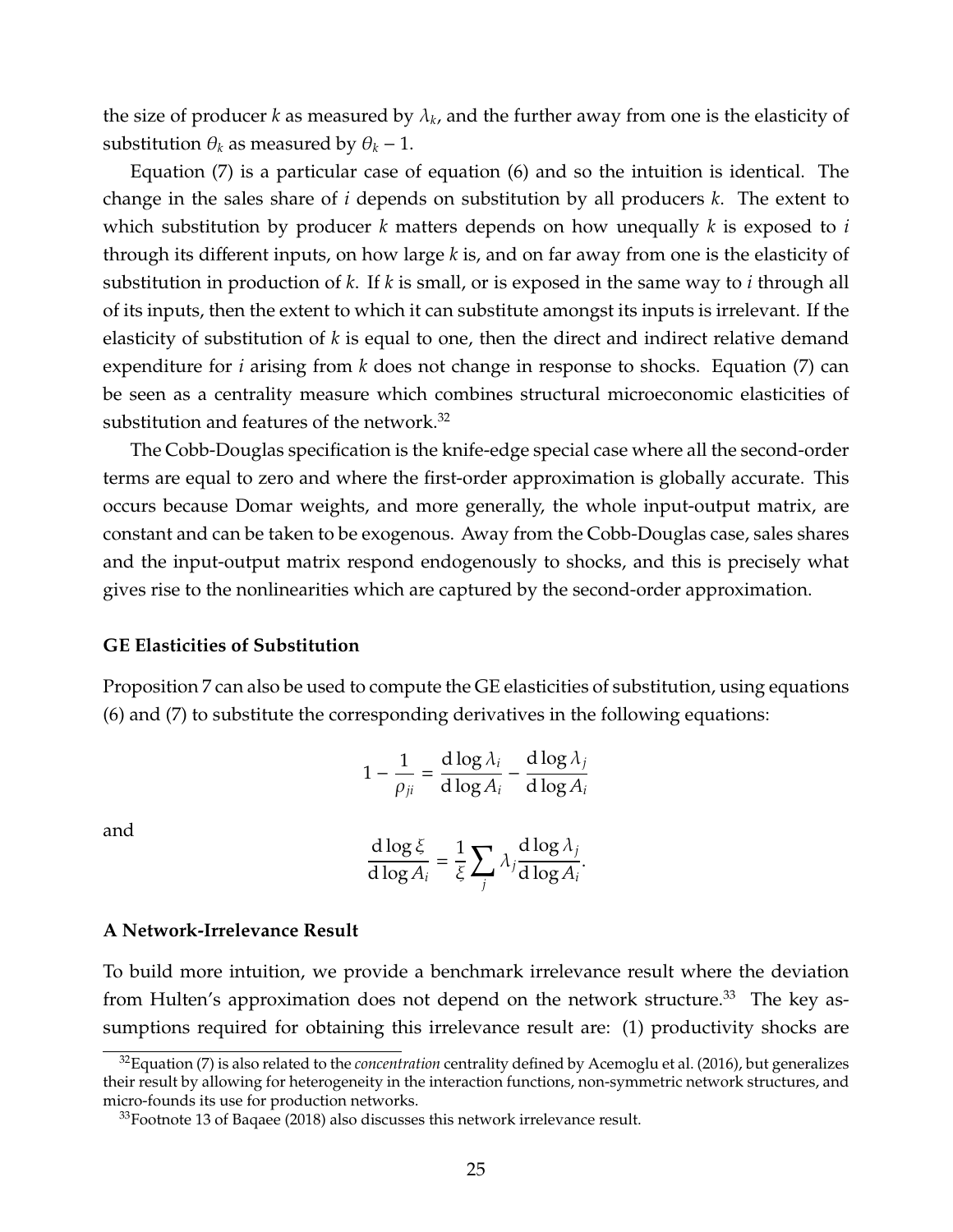the size of producer $k$ as measured by $\lambda_k$, and the further away from one is the elasticity of substitution $\theta_k$ as measured by $\theta_k - 1$.

Equation (7) is a particular case of equation (6) and so the intuition is identical. The change in the sales share of $i$ depends on substitution by all producers $k$. The extent to which substitution by producer $k$ matters depends on how unequally $k$ is exposed to $i$ through its different inputs, on how large $k$ is, and on far away from one is the elasticity of substitution in production of $k$. If $k$ is small, or is exposed in the same way to $i$ through all of its inputs, then the extent to which it can substitute amongst its inputs is irrelevant. If the elasticity of substitution of $k$ is equal to one, then the direct and indirect relative demand expenditure for $i$ arising from $k$ does not change in response to shocks. Equation (7) can be seen as a centrality measure which combines structural microeconomic elasticities of substitution and features of the network.[32]

The Cobb-Douglas specification is the knife-edge special case where all the second-order terms are equal to zero and where the first-order approximation is globally accurate. This occurs because Domar weights, and more generally, the whole input-output matrix, are constant and can be taken to be exogenous. Away from the Cobb-Douglas case, sales shares and the input-output matrix respond endogenously to shocks, and this is precisely what gives rise to the nonlinearities which are captured by the second-order approximation.

**GE Elasticities of Substitution**

Proposition 7 can also be used to compute the GE elasticities of substitution, using equations (6) and (7) to substitute the corresponding derivatives in the following equations:

$$1 - \frac{1}{\rho_{ji}} = \frac{d \log \lambda_i}{d \log A_i} - \frac{d \log \lambda_j}{d \log A_i}$$

and

$$\frac{d \log \xi}{d \log A_i} = \frac{1}{\xi} \sum_j \lambda_j \frac{d \log \lambda_j}{d \log A_i}.$$

**A Network-Irrelevance Result**

To build more intuition, we provide a benchmark irrelevance result where the deviation from Hulten's approximation does not depend on the network structure.[33] The key assumptions required for obtaining this irrelevance result are: (1) productivity shocks are

[32] Equation (7) is also related to the *concentration* centrality defined by Acemoglu et al. (2016), but generalizes their result by allowing for heterogeneity in the interaction functions, non-symmetric network structures, and micro-founds its use for production networks.

[33] Footnote 13 of Baqaee (2018) also discusses this network irrelevance result.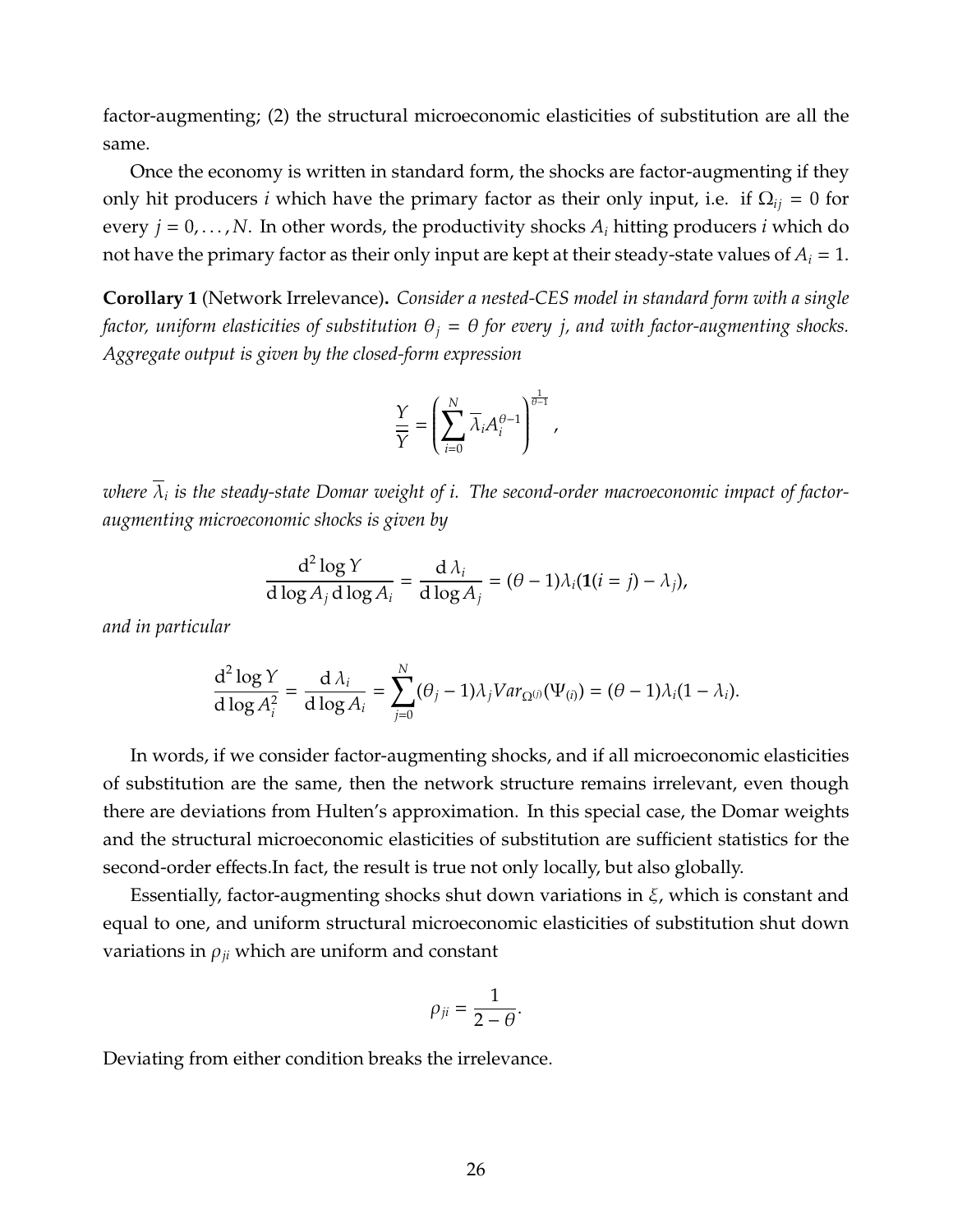factor-augmenting; (2) the structural microeconomic elasticities of substitution are all the same.

Once the economy is written in standard form, the shocks are factor-augmenting if they only hit producers $i$ which have the primary factor as their only input, i.e. if $\Omega_{ij} = 0$ for every $j = 0, \ldots, N$. In other words, the productivity shocks $A_i$ hitting producers $i$ which do not have the primary factor as their only input are kept at their steady-state values of $A_i = 1$.

**Corollary 1** (Network Irrelevance)**.** *Consider a nested-CES model in standard form with a single factor, uniform elasticities of substitution $\theta_j = \theta$ for every $j$, and with factor-augmenting shocks. Aggregate output is given by the closed-form expression*

$$\frac{Y}{\overline{Y}} = \left( \sum_{i=0}^{N} \overline{\lambda}_i A_i^{\theta - 1} \right)^{\frac{1}{\theta - 1}},$$

*where $\overline{\lambda}_i$ is the steady-state Domar weight of $i$. The second-order macroeconomic impact of factor-augmenting microeconomic shocks is given by*

$$\frac{\mathrm{d}^2 \log Y}{\mathrm{d} \log A_j \, \mathrm{d} \log A_i} = \frac{\mathrm{d}\, \lambda_i}{\mathrm{d} \log A_j} = (\theta - 1)\lambda_i(\mathbf{1}(i = j) - \lambda_j),$$

*and in particular*

$$\frac{\mathrm{d}^2 \log Y}{\mathrm{d} \log A_i^2} = \frac{\mathrm{d}\, \lambda_i}{\mathrm{d} \log A_i} = \sum_{j=0}^{N} (\theta_j - 1)\lambda_j Var_{\Omega^{(j)}}(\Psi_{(i)}) = (\theta - 1)\lambda_i(1 - \lambda_i).$$

In words, if we consider factor-augmenting shocks, and if all microeconomic elasticities of substitution are the same, then the network structure remains irrelevant, even though there are deviations from Hulten's approximation. In this special case, the Domar weights and the structural microeconomic elasticities of substitution are sufficient statistics for the second-order effects.In fact, the result is true not only locally, but also globally.

Essentially, factor-augmenting shocks shut down variations in $\xi$, which is constant and equal to one, and uniform structural microeconomic elasticities of substitution shut down variations in $\rho_{ji}$ which are uniform and constant

$$\rho_{ji} = \frac{1}{2 - \theta}.$$

Deviating from either condition breaks the irrelevance.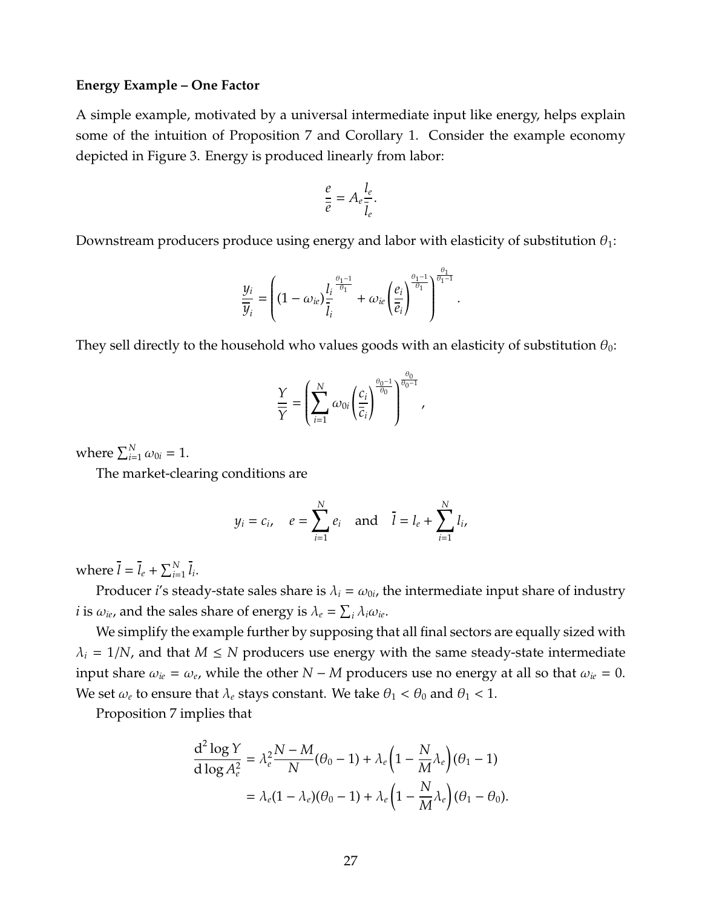**Energy Example – One Factor**

A simple example, motivated by a universal intermediate input like energy, helps explain some of the intuition of Proposition 7 and Corollary 1. Consider the example economy depicted in Figure 3. Energy is produced linearly from labor:

$$\frac{e}{\overline{e}} = A_e \frac{l_e}{\overline{l}_e}.$$

Downstream producers produce using energy and labor with elasticity of substitution $\theta_1$:

$$\frac{y_i}{\overline{y}_i} = \left( (1 - \omega_{ie}) \frac{l_i}{\overline{l}_i}^{\frac{\theta_1 - 1}{\theta_1}} + \omega_{ie} \left( \frac{e_i}{\overline{e}_i} \right)^{\frac{\theta_1 - 1}{\theta_1}} \right)^{\frac{\theta_1}{\theta_1 - 1}}.$$

They sell directly to the household who values goods with an elasticity of substitution $\theta_0$:

$$\frac{Y}{\overline{Y}} = \left( \sum_{i=1}^{N} \omega_{0i} \left( \frac{c_i}{\overline{c}_i} \right)^{\frac{\theta_0 - 1}{\theta_0}} \right)^{\frac{\theta_0}{\theta_0 - 1}},$$

where $\sum_{i=1}^{N} \omega_{0i} = 1$.

The market-clearing conditions are

$$y_i = c_i, \quad e = \sum_{i=1}^{N} e_i \quad \text{and} \quad \overline{l} = l_e + \sum_{i=1}^{N} l_i,$$

where $\overline{l} = \overline{l}_e + \sum_{i=1}^{N} \overline{l}_i$.

Producer $i$'s steady-state sales share is $\lambda_i = \omega_{0i}$, the intermediate input share of industry $i$ is $\omega_{ie}$, and the sales share of energy is $\lambda_e = \sum_i \lambda_i \omega_{ie}$.

We simplify the example further by supposing that all final sectors are equally sized with $\lambda_i = 1/N$, and that $M \leq N$ producers use energy with the same steady-state intermediate input share $\omega_{ie} = \omega_e$, while the other $N - M$ producers use no energy at all so that $\omega_{ie} = 0$. We set $\omega_e$ to ensure that $\lambda_e$ stays constant. We take $\theta_1 < \theta_0$ and $\theta_1 < 1$.

Proposition 7 implies that

$$\begin{aligned}
\frac{\mathrm{d}^2 \log Y}{\mathrm{d} \log A_e^2} &= \lambda_e^2 \frac{N - M}{N} (\theta_0 - 1) + \lambda_e \left( 1 - \frac{N}{M} \lambda_e \right) (\theta_1 - 1) \\
&= \lambda_e (1 - \lambda_e)(\theta_0 - 1) + \lambda_e \left( 1 - \frac{N}{M} \lambda_e \right) (\theta_1 - \theta_0).
\end{aligned}$$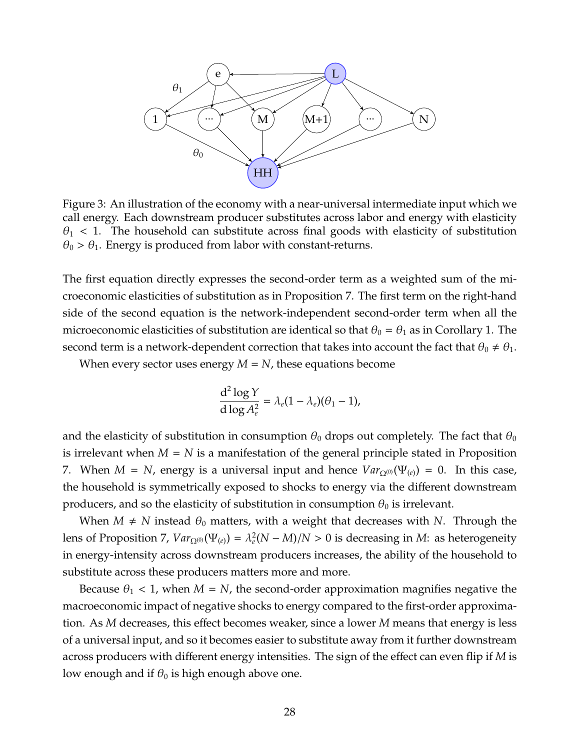Figure 3: An illustration of the economy with a near-universal intermediate input which we call energy. Each downstream producer substitutes across labor and energy with elasticity $\theta_1 < 1$. The household can substitute across final goods with elasticity of substitution $\theta_0 > \theta_1$. Energy is produced from labor with constant-returns.

The first equation directly expresses the second-order term as a weighted sum of the microeconomic elasticities of substitution as in Proposition 7. The first term on the right-hand side of the second equation is the network-independent second-order term when all the microeconomic elasticities of substitution are identical so that $\theta_0 = \theta_1$ as in Corollary 1. The second term is a network-dependent correction that takes into account the fact that $\theta_0 \neq \theta_1$.

When every sector uses energy $M = N$, these equations become

$$\frac{\mathrm{d}^2 \log Y}{\mathrm{d} \log A_e^2} = \lambda_e(1 - \lambda_e)(\theta_1 - 1),$$

and the elasticity of substitution in consumption $\theta_0$ drops out completely. The fact that $\theta_0$ is irrelevant when $M = N$ is a manifestation of the general principle stated in Proposition 7. When $M = N$, energy is a universal input and hence $Var_{\Omega^{(0)}}(\Psi_{(e)}) = 0$. In this case, the household is symmetrically exposed to shocks to energy via the different downstream producers, and so the elasticity of substitution in consumption $\theta_0$ is irrelevant.

When $M \neq N$ instead $\theta_0$ matters, with a weight that decreases with $N$. Through the lens of Proposition 7, $Var_{\Omega^{(0)}}(\Psi_{(e)}) = \lambda_e^2(N - M)/N > 0$ is decreasing in $M$: as heterogeneity in energy-intensity across downstream producers increases, the ability of the household to substitute across these producers matters more and more.

Because $\theta_1 < 1$, when $M = N$, the second-order approximation magnifies negative the macroeconomic impact of negative shocks to energy compared to the first-order approximation. As $M$ decreases, this effect becomes weaker, since a lower $M$ means that energy is less of a universal input, and so it becomes easier to substitute away from it further downstream across producers with different energy intensities. The sign of the effect can even flip if $M$ is low enough and if $\theta_0$ is high enough above one.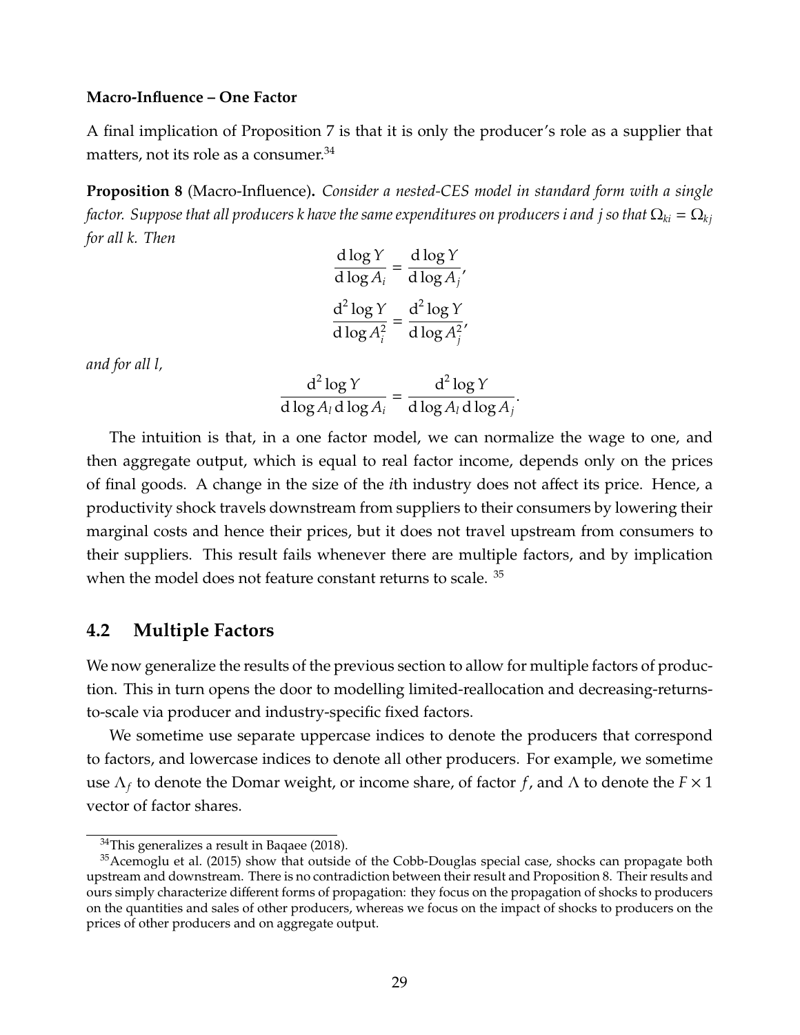**Macro-Influence – One Factor**

A final implication of Proposition 7 is that it is only the producer's role as a supplier that matters, not its role as a consumer.[34]

**Proposition 8** (Macro-Influence)**.** *Consider a nested-CES model in standard form with a single factor. Suppose that all producers k have the same expenditures on producers i and j so that $\Omega_{ki} = \Omega_{kj}$ for all k. Then*

$$\frac{\mathrm{d}\log Y}{\mathrm{d}\log A_i} = \frac{\mathrm{d}\log Y}{\mathrm{d}\log A_j},$$

$$\frac{\mathrm{d}^2\log Y}{\mathrm{d}\log A_i^2} = \frac{\mathrm{d}^2\log Y}{\mathrm{d}\log A_j^2},$$

*and for all l,*

$$\frac{\mathrm{d}^2\log Y}{\mathrm{d}\log A_l\,\mathrm{d}\log A_i} = \frac{\mathrm{d}^2\log Y}{\mathrm{d}\log A_l\,\mathrm{d}\log A_j}.$$

The intuition is that, in a one factor model, we can normalize the wage to one, and then aggregate output, which is equal to real factor income, depends only on the prices of final goods. A change in the size of the $i$th industry does not affect its price. Hence, a productivity shock travels downstream from suppliers to their consumers by lowering their marginal costs and hence their prices, but it does not travel upstream from consumers to their suppliers. This result fails whenever there are multiple factors, and by implication when the model does not feature constant returns to scale. [35]

## 4.2 Multiple Factors

We now generalize the results of the previous section to allow for multiple factors of production. This in turn opens the door to modelling limited-reallocation and decreasing-returns-to-scale via producer and industry-specific fixed factors.

We sometime use separate uppercase indices to denote the producers that correspond to factors, and lowercase indices to denote all other producers. For example, we sometime use $\Lambda_f$ to denote the Domar weight, or income share, of factor $f$, and $\Lambda$ to denote the $F \times 1$ vector of factor shares.

[34] This generalizes a result in Baqaee (2018).

[35] Acemoglu et al. (2015) show that outside of the Cobb-Douglas special case, shocks can propagate both upstream and downstream. There is no contradiction between their result and Proposition 8. Their results and ours simply characterize different forms of propagation: they focus on the propagation of shocks to producers on the quantities and sales of other producers, whereas we focus on the impact of shocks to producers on the prices of other producers and on aggregate output.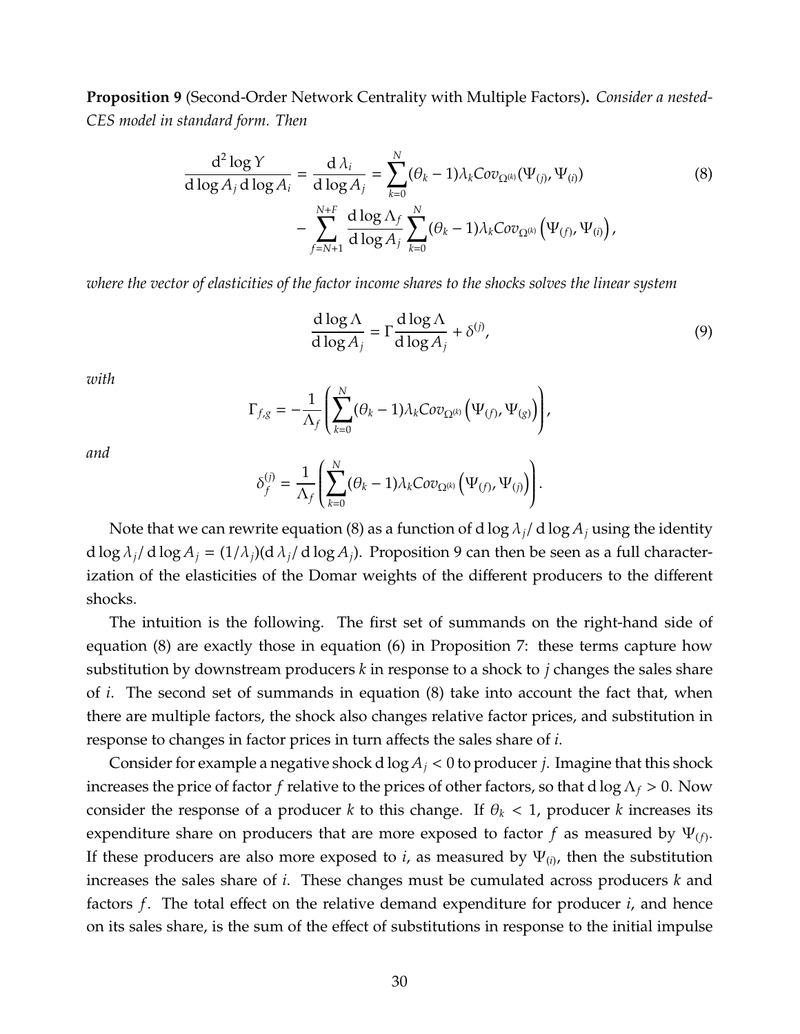**Proposition 9** (Second-Order Network Centrality with Multiple Factors)**.** *Consider a nested-CES model in standard form. Then*

$$\frac{\mathrm{d}^2 \log Y}{\mathrm{d}\log A_j \, \mathrm{d}\log A_i} = \frac{\mathrm{d}\,\lambda_i}{\mathrm{d}\log A_j} = \sum_{k=0}^{N} (\theta_k - 1)\lambda_k Cov_{\Omega^{(k)}}(\Psi_{(j)}, \Psi_{(i)}) - \sum_{f=N+1}^{N+F} \frac{\mathrm{d}\log \Lambda_f}{\mathrm{d}\log A_j} \sum_{k=0}^{N} (\theta_k - 1)\lambda_k Cov_{\Omega^{(k)}}\left(\Psi_{(f)}, \Psi_{(i)}\right), \tag{8}$$

*where the vector of elasticities of the factor income shares to the shocks solves the linear system*

$$\frac{\mathrm{d}\log \Lambda}{\mathrm{d}\log A_j} = \Gamma \frac{\mathrm{d}\log \Lambda}{\mathrm{d}\log A_j} + \delta^{(j)}, \tag{9}$$

*with*

$$\Gamma_{f,g} = -\frac{1}{\Lambda_f}\left(\sum_{k=0}^{N} (\theta_k - 1)\lambda_k Cov_{\Omega^{(k)}}\left(\Psi_{(f)}, \Psi_{(g)}\right)\right),$$

*and*

$$\delta_f^{(j)} = \frac{1}{\Lambda_f}\left(\sum_{k=0}^{N} (\theta_k - 1)\lambda_k Cov_{\Omega^{(k)}}\left(\Psi_{(f)}, \Psi_{(j)}\right)\right).$$

Note that we can rewrite equation (8) as a function of $\mathrm{d}\log \lambda_j / \mathrm{d}\log A_j$ using the identity $\mathrm{d}\log \lambda_j / \mathrm{d}\log A_j = (1/\lambda_j)(\mathrm{d}\,\lambda_j / \mathrm{d}\log A_j)$. Proposition 9 can then be seen as a full characterization of the elasticities of the Domar weights of the different producers to the different shocks.

The intuition is the following. The first set of summands on the right-hand side of equation (8) are exactly those in equation (6) in Proposition 7: these terms capture how substitution by downstream producers $k$ in response to a shock to $j$ changes the sales share of $i$. The second set of summands in equation (8) take into account the fact that, when there are multiple factors, the shock also changes relative factor prices, and substitution in response to changes in factor prices in turn affects the sales share of $i$.

Consider for example a negative shock $\mathrm{d}\log A_j < 0$ to producer $j$. Imagine that this shock increases the price of factor $f$ relative to the prices of other factors, so that $\mathrm{d}\log \Lambda_f > 0$. Now consider the response of a producer $k$ to this change. If $\theta_k < 1$, producer $k$ increases its expenditure share on producers that are more exposed to factor $f$ as measured by $\Psi_{(f)}$. If these producers are also more exposed to $i$, as measured by $\Psi_{(i)}$, then the substitution increases the sales share of $i$. These changes must be cumulated across producers $k$ and factors $f$. The total effect on the relative demand expenditure for producer $i$, and hence on its sales share, is the sum of the effect of substitutions in response to the initial impulse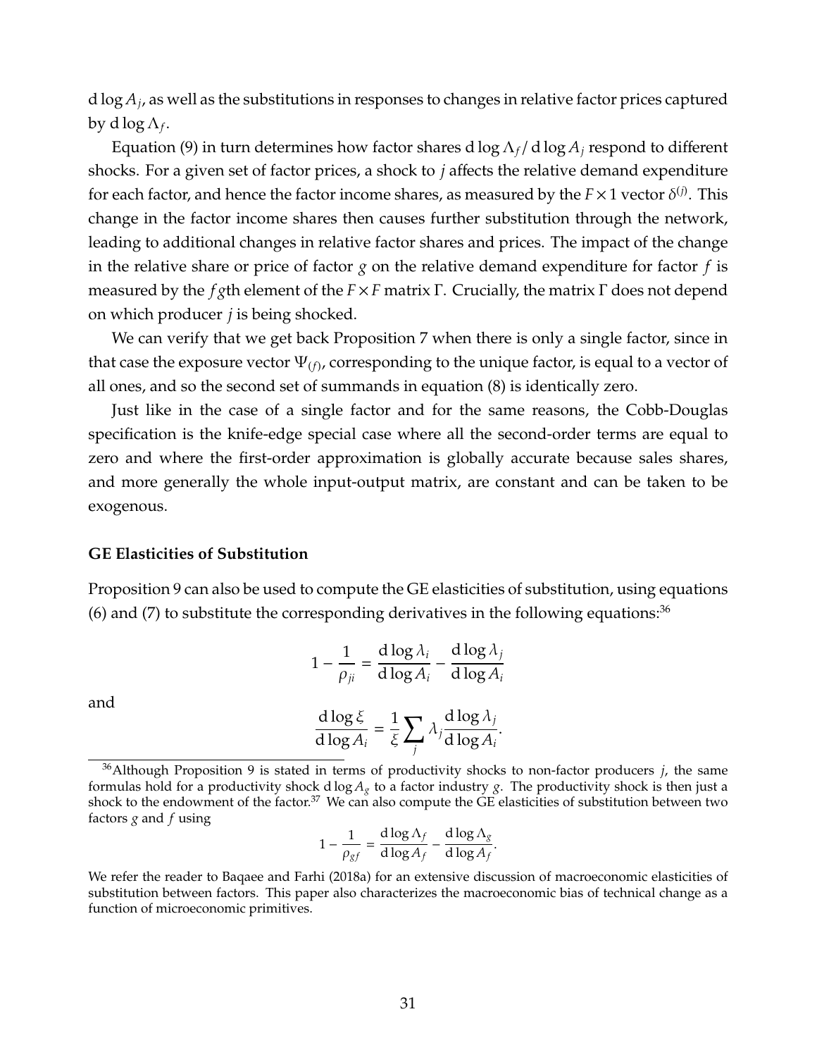$\mathrm{d}\log A_j$, as well as the substitutions in responses to changes in relative factor prices captured by $\mathrm{d}\log \Lambda_f$.

Equation (9) in turn determines how factor shares $\mathrm{d}\log \Lambda_f / \mathrm{d}\log A_j$ respond to different shocks. For a given set of factor prices, a shock to $j$ affects the relative demand expenditure for each factor, and hence the factor income shares, as measured by the $F \times 1$ vector $\delta^{(j)}$. This change in the factor income shares then causes further substitution through the network, leading to additional changes in relative factor shares and prices. The impact of the change in the relative share or price of factor $g$ on the relative demand expenditure for factor $f$ is measured by the $fg$th element of the $F \times F$ matrix $\Gamma$. Crucially, the matrix $\Gamma$ does not depend on which producer $j$ is being shocked.

We can verify that we get back Proposition 7 when there is only a single factor, since in that case the exposure vector $\Psi_{(f)}$, corresponding to the unique factor, is equal to a vector of all ones, and so the second set of summands in equation (8) is identically zero.

Just like in the case of a single factor and for the same reasons, the Cobb-Douglas specification is the knife-edge special case where all the second-order terms are equal to zero and where the first-order approximation is globally accurate because sales shares, and more generally the whole input-output matrix, are constant and can be taken to be exogenous.

### GE Elasticities of Substitution

Proposition 9 can also be used to compute the GE elasticities of substitution, using equations (6) and (7) to substitute the corresponding derivatives in the following equations:[36]

$$1 - \frac{1}{\rho_{ji}} = \frac{\mathrm{d}\log \lambda_i}{\mathrm{d}\log A_i} - \frac{\mathrm{d}\log \lambda_j}{\mathrm{d}\log A_i}$$

and

$$\frac{\mathrm{d}\log \xi}{\mathrm{d}\log A_i} = \frac{1}{\xi} \sum_j \lambda_j \frac{\mathrm{d}\log \lambda_j}{\mathrm{d}\log A_i}.$$

[36] Although Proposition 9 is stated in terms of productivity shocks to non-factor producers $j$, the same formulas hold for a productivity shock $\mathrm{d}\log A_g$ to a factor industry $g$. The productivity shock is then just a shock to the endowment of the factor.[37] We can also compute the GE elasticities of substitution between two factors $g$ and $f$ using

$$1 - \frac{1}{\rho_{gf}} = \frac{\mathrm{d}\log \Lambda_f}{\mathrm{d}\log A_f} - \frac{\mathrm{d}\log \Lambda_g}{\mathrm{d}\log A_f}.$$

We refer the reader to Baqaee and Farhi (2018a) for an extensive discussion of macroeconomic elasticities of substitution between factors. This paper also characterizes the macroeconomic bias of technical change as a function of microeconomic primitives.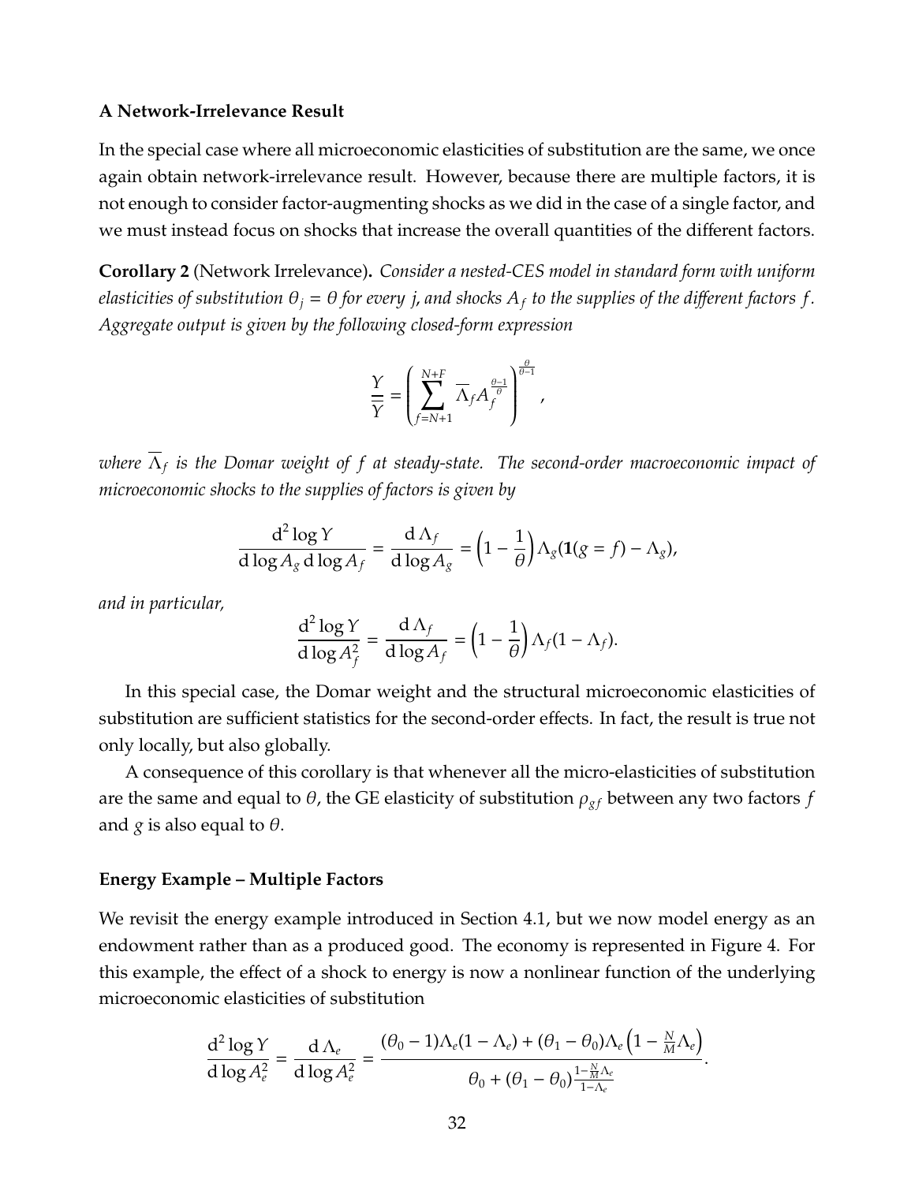**A Network-Irrelevance Result**

In the special case where all microeconomic elasticities of substitution are the same, we once again obtain network-irrelevance result. However, because there are multiple factors, it is not enough to consider factor-augmenting shocks as we did in the case of a single factor, and we must instead focus on shocks that increase the overall quantities of the different factors.

**Corollary 2** (Network Irrelevance)**.** *Consider a nested-CES model in standard form with uniform elasticities of substitution $\theta_j = \theta$ for every $j$, and shocks $A_f$ to the supplies of the different factors $f$. Aggregate output is given by the following closed-form expression*

$$\frac{Y}{\overline{Y}} = \left( \sum_{f=N+1}^{N+F} \overline{\Lambda}_f A_f^{\frac{\theta-1}{\theta}} \right)^{\frac{\theta}{\theta-1}},$$

*where $\overline{\Lambda}_f$ is the Domar weight of $f$ at steady-state. The second-order macroeconomic impact of microeconomic shocks to the supplies of factors is given by*

$$\frac{\mathrm{d}^2 \log Y}{\mathrm{d} \log A_g \,\mathrm{d} \log A_f} = \frac{\mathrm{d}\,\Lambda_f}{\mathrm{d} \log A_g} = \left(1 - \frac{1}{\theta}\right) \Lambda_g (\mathbf{1}(g = f) - \Lambda_g),$$

*and in particular,*

$$\frac{\mathrm{d}^2 \log Y}{\mathrm{d} \log A_f^2} = \frac{\mathrm{d}\,\Lambda_f}{\mathrm{d} \log A_f} = \left(1 - \frac{1}{\theta}\right) \Lambda_f (1 - \Lambda_f).$$

In this special case, the Domar weight and the structural microeconomic elasticities of substitution are sufficient statistics for the second-order effects. In fact, the result is true not only locally, but also globally.

A consequence of this corollary is that whenever all the micro-elasticities of substitution are the same and equal to $\theta$, the GE elasticity of substitution $\rho_{gf}$ between any two factors $f$ and $g$ is also equal to $\theta$.

**Energy Example – Multiple Factors**

We revisit the energy example introduced in Section 4.1, but we now model energy as an endowment rather than as a produced good. The economy is represented in Figure 4. For this example, the effect of a shock to energy is now a nonlinear function of the underlying microeconomic elasticities of substitution

$$\frac{\mathrm{d}^2 \log Y}{\mathrm{d} \log A_e^2} = \frac{\mathrm{d}\,\Lambda_e}{\mathrm{d} \log A_e^2} = \frac{(\theta_0 - 1)\Lambda_e (1 - \Lambda_e) + (\theta_1 - \theta_0)\Lambda_e \left(1 - \frac{N}{M}\Lambda_e\right)}{\theta_0 + (\theta_1 - \theta_0)\frac{1 - \frac{N}{M}\Lambda_e}{1 - \Lambda_e}}.$$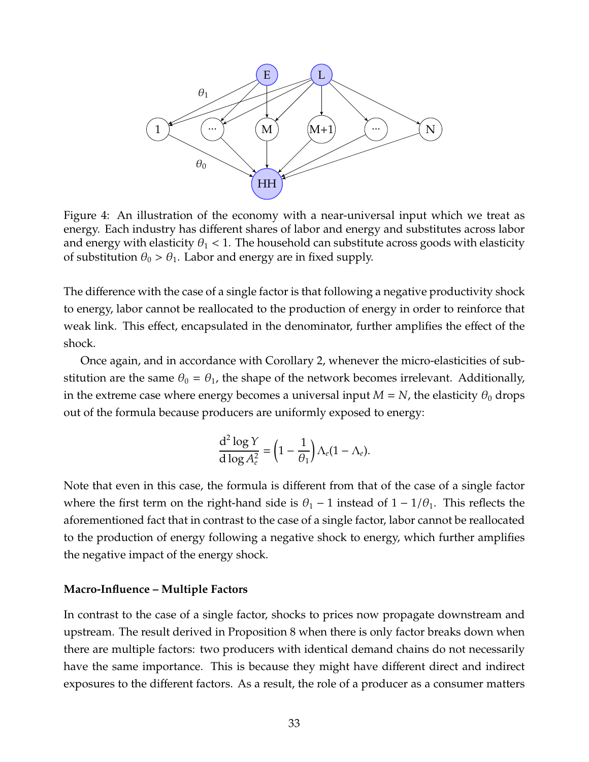Figure 4: An illustration of the economy with a near-universal input which we treat as energy. Each industry has different shares of labor and energy and substitutes across labor and energy with elasticity $\theta_1 < 1$. The household can substitute across goods with elasticity of substitution $\theta_0 > \theta_1$. Labor and energy are in fixed supply.

The difference with the case of a single factor is that following a negative productivity shock to energy, labor cannot be reallocated to the production of energy in order to reinforce that weak link. This effect, encapsulated in the denominator, further amplifies the effect of the shock.

Once again, and in accordance with Corollary 2, whenever the micro-elasticities of substitution are the same $\theta_0 = \theta_1$, the shape of the network becomes irrelevant. Additionally, in the extreme case where energy becomes a universal input $M = N$, the elasticity $\theta_0$ drops out of the formula because producers are uniformly exposed to energy:

$$\frac{\mathrm{d}^2 \log Y}{\mathrm{d} \log A_e^2} = \left(1 - \frac{1}{\theta_1}\right) \Lambda_e (1 - \Lambda_e).$$

Note that even in this case, the formula is different from that of the case of a single factor where the first term on the right-hand side is $\theta_1 - 1$ instead of $1 - 1/\theta_1$. This reflects the aforementioned fact that in contrast to the case of a single factor, labor cannot be reallocated to the production of energy following a negative shock to energy, which further amplifies the negative impact of the energy shock.

**Macro-Influence – Multiple Factors**

In contrast to the case of a single factor, shocks to prices now propagate downstream and upstream. The result derived in Proposition 8 when there is only factor breaks down when there are multiple factors: two producers with identical demand chains do not necessarily have the same importance. This is because they might have different direct and indirect exposures to the different factors. As a result, the role of a producer as a consumer matters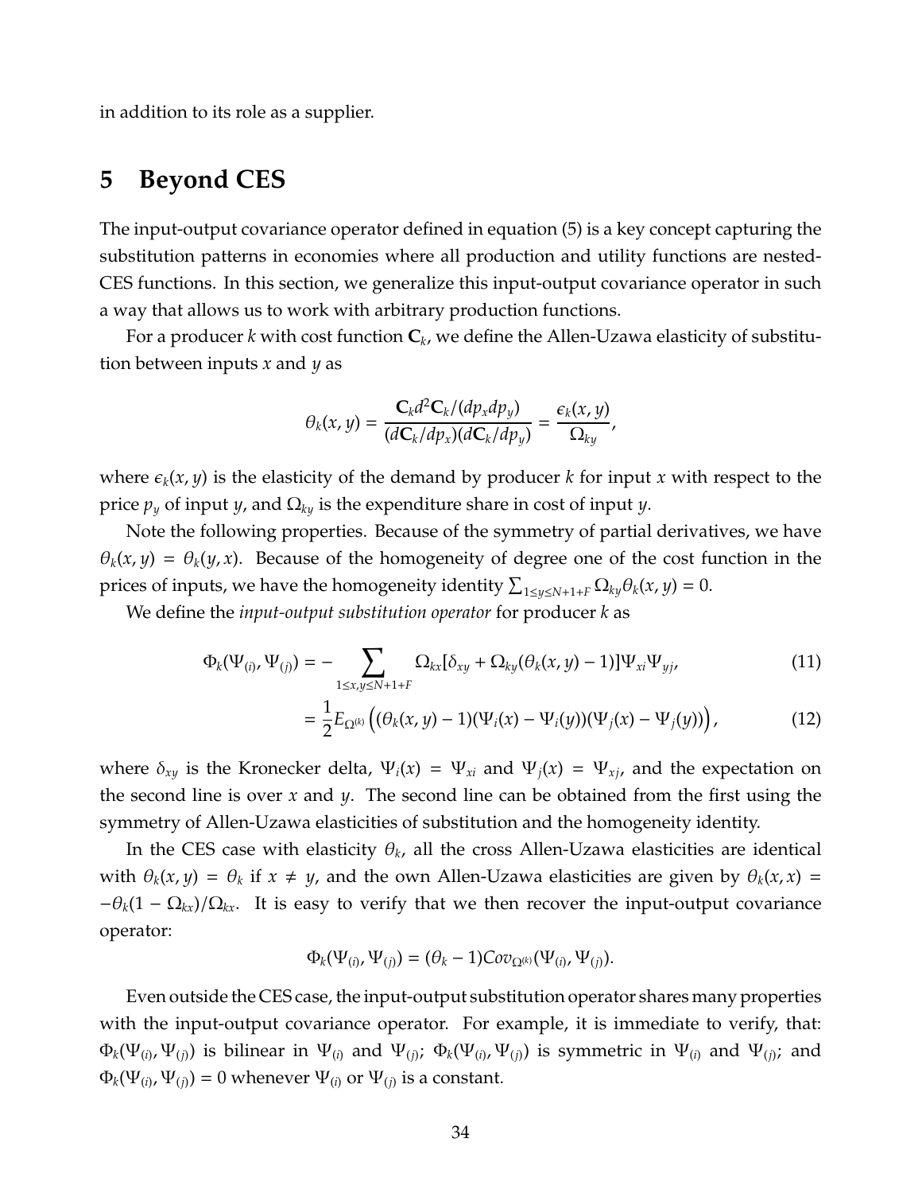in addition to its role as a supplier.

# 5 Beyond CES

The input-output covariance operator defined in equation (5) is a key concept capturing the substitution patterns in economies where all production and utility functions are nested-CES functions. In this section, we generalize this input-output covariance operator in such a way that allows us to work with arbitrary production functions.

For a producer $k$ with cost function $\mathbf{C}_k$, we define the Allen-Uzawa elasticity of substitution between inputs $x$ and $y$ as

$$\theta_k(x,y) = \frac{\mathbf{C}_k d^2\mathbf{C}_k/(dp_x dp_y)}{(d\mathbf{C}_k/dp_x)(d\mathbf{C}_k/dp_y)} = \frac{\epsilon_k(x,y)}{\Omega_{ky}},$$

where $\epsilon_k(x,y)$ is the elasticity of the demand by producer $k$ for input $x$ with respect to the price $p_y$ of input $y$, and $\Omega_{ky}$ is the expenditure share in cost of input $y$.

Note the following properties. Because of the symmetry of partial derivatives, we have $\theta_k(x,y) = \theta_k(y,x)$. Because of the homogeneity of degree one of the cost function in the prices of inputs, we have the homogeneity identity $\sum_{1\leq y\leq N+1+F} \Omega_{ky}\theta_k(x,y) = 0$.

We define the *input-output substitution operator* for producer $k$ as

$$\Phi_k(\Psi_{(i)}, \Psi_{(j)}) = -\sum_{1\leq x,y\leq N+1+F} \Omega_{kx}[\delta_{xy} + \Omega_{ky}(\theta_k(x,y)-1)]\Psi_{xi}\Psi_{yj}, \tag{11}$$

$$= \frac{1}{2}E_{\Omega^{(k)}}\Big((\theta_k(x,y)-1)(\Psi_i(x)-\Psi_i(y))(\Psi_j(x)-\Psi_j(y))\Big), \tag{12}$$

where $\delta_{xy}$ is the Kronecker delta, $\Psi_i(x) = \Psi_{xi}$ and $\Psi_j(x) = \Psi_{xj}$, and the expectation on the second line is over $x$ and $y$. The second line can be obtained from the first using the symmetry of Allen-Uzawa elasticities of substitution and the homogeneity identity.

In the CES case with elasticity $\theta_k$, all the cross Allen-Uzawa elasticities are identical with $\theta_k(x,y) = \theta_k$ if $x \neq y$, and the own Allen-Uzawa elasticities are given by $\theta_k(x,x) = -\theta_k(1-\Omega_{kx})/\Omega_{kx}$. It is easy to verify that we then recover the input-output covariance operator:

$$\Phi_k(\Psi_{(i)}, \Psi_{(j)}) = (\theta_k - 1)Cov_{\Omega^{(k)}}(\Psi_{(i)}, \Psi_{(j)}).$$

Even outside the CES case, the input-output substitution operator shares many properties with the input-output covariance operator. For example, it is immediate to verify, that: $\Phi_k(\Psi_{(i)}, \Psi_{(j)})$ is bilinear in $\Psi_{(i)}$ and $\Psi_{(j)}$; $\Phi_k(\Psi_{(i)}, \Psi_{(j)})$ is symmetric in $\Psi_{(i)}$ and $\Psi_{(j)}$; and $\Phi_k(\Psi_{(i)}, \Psi_{(j)}) = 0$ whenever $\Psi_{(i)}$ or $\Psi_{(j)}$ is a constant.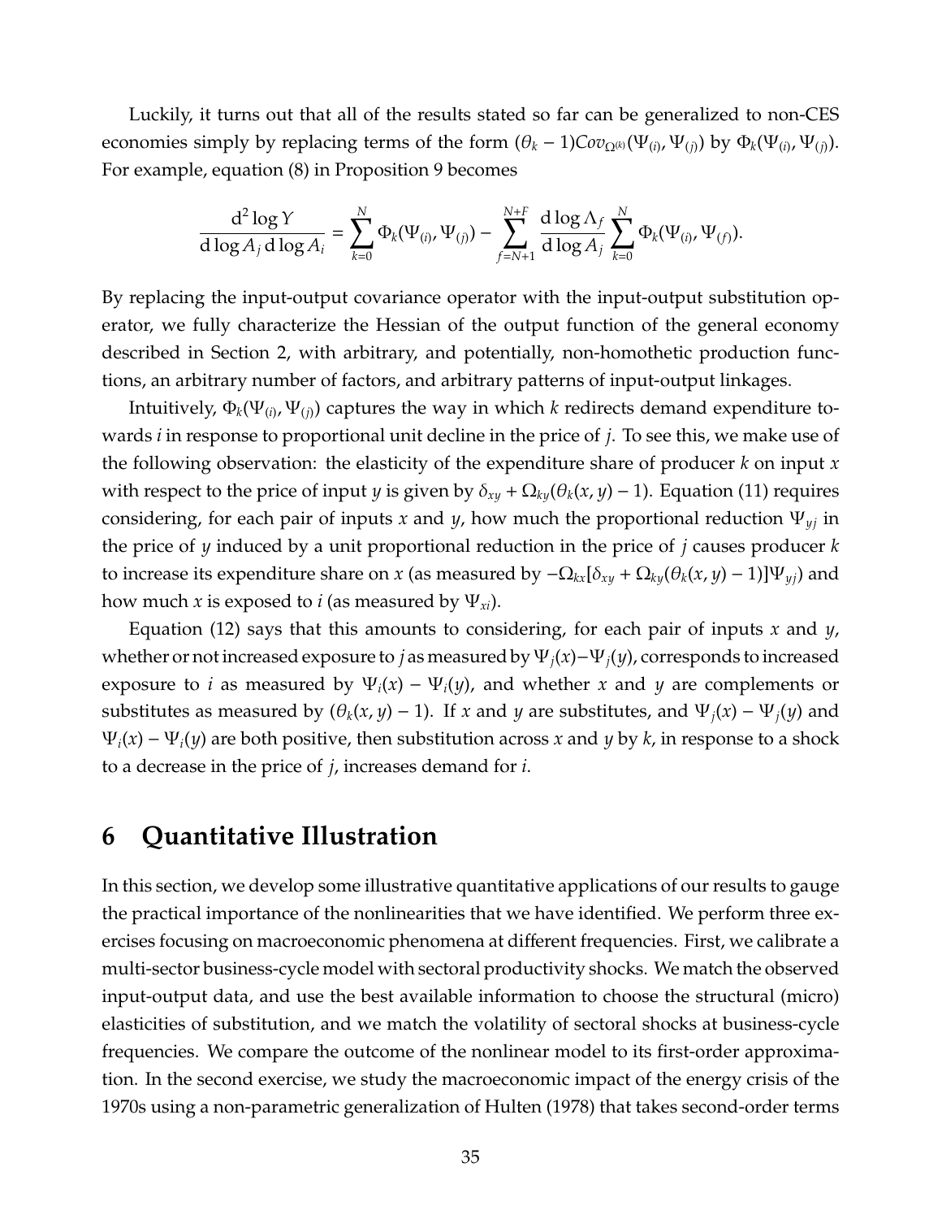Luckily, it turns out that all of the results stated so far can be generalized to non-CES economies simply by replacing terms of the form $(\theta_k - 1)Cov_{\Omega^{(k)}}(\Psi_{(i)}, \Psi_{(j)})$ by $\Phi_k(\Psi_{(i)}, \Psi_{(j)})$. For example, equation (8) in Proposition 9 becomes

$$\frac{\mathrm{d}^2 \log Y}{\mathrm{d} \log A_j \, \mathrm{d} \log A_i} = \sum_{k=0}^{N} \Phi_k(\Psi_{(i)}, \Psi_{(j)}) - \sum_{f=N+1}^{N+F} \frac{\mathrm{d} \log \Lambda_f}{\mathrm{d} \log A_j} \sum_{k=0}^{N} \Phi_k(\Psi_{(i)}, \Psi_{(f)}).$$

By replacing the input-output covariance operator with the input-output substitution operator, we fully characterize the Hessian of the output function of the general economy described in Section 2, with arbitrary, and potentially, non-homothetic production functions, an arbitrary number of factors, and arbitrary patterns of input-output linkages.

Intuitively, $\Phi_k(\Psi_{(i)}, \Psi_{(j)})$ captures the way in which $k$ redirects demand expenditure towards $i$ in response to proportional unit decline in the price of $j$. To see this, we make use of the following observation: the elasticity of the expenditure share of producer $k$ on input $x$ with respect to the price of input $y$ is given by $\delta_{xy} + \Omega_{ky}(\theta_k(x, y) - 1)$. Equation (11) requires considering, for each pair of inputs $x$ and $y$, how much the proportional reduction $\Psi_{yj}$ in the price of $y$ induced by a unit proportional reduction in the price of $j$ causes producer $k$ to increase its expenditure share on $x$ (as measured by $-\Omega_{kx}[\delta_{xy} + \Omega_{ky}(\theta_k(x, y) - 1)]\Psi_{yj}$) and how much $x$ is exposed to $i$ (as measured by $\Psi_{xi}$).

Equation (12) says that this amounts to considering, for each pair of inputs $x$ and $y$, whether or not increased exposure to $j$ as measured by $\Psi_j(x) - \Psi_j(y)$, corresponds to increased exposure to $i$ as measured by $\Psi_i(x) - \Psi_i(y)$, and whether $x$ and $y$ are complements or substitutes as measured by $(\theta_k(x, y) - 1)$. If $x$ and $y$ are substitutes, and $\Psi_j(x) - \Psi_j(y)$ and $\Psi_i(x) - \Psi_i(y)$ are both positive, then substitution across $x$ and $y$ by $k$, in response to a shock to a decrease in the price of $j$, increases demand for $i$.

# 6 Quantitative Illustration

In this section, we develop some illustrative quantitative applications of our results to gauge the practical importance of the nonlinearities that we have identified. We perform three exercises focusing on macroeconomic phenomena at different frequencies. First, we calibrate a multi-sector business-cycle model with sectoral productivity shocks. We match the observed input-output data, and use the best available information to choose the structural (micro) elasticities of substitution, and we match the volatility of sectoral shocks at business-cycle frequencies. We compare the outcome of the nonlinear model to its first-order approximation. In the second exercise, we study the macroeconomic impact of the energy crisis of the 1970s using a non-parametric generalization of Hulten (1978) that takes second-order terms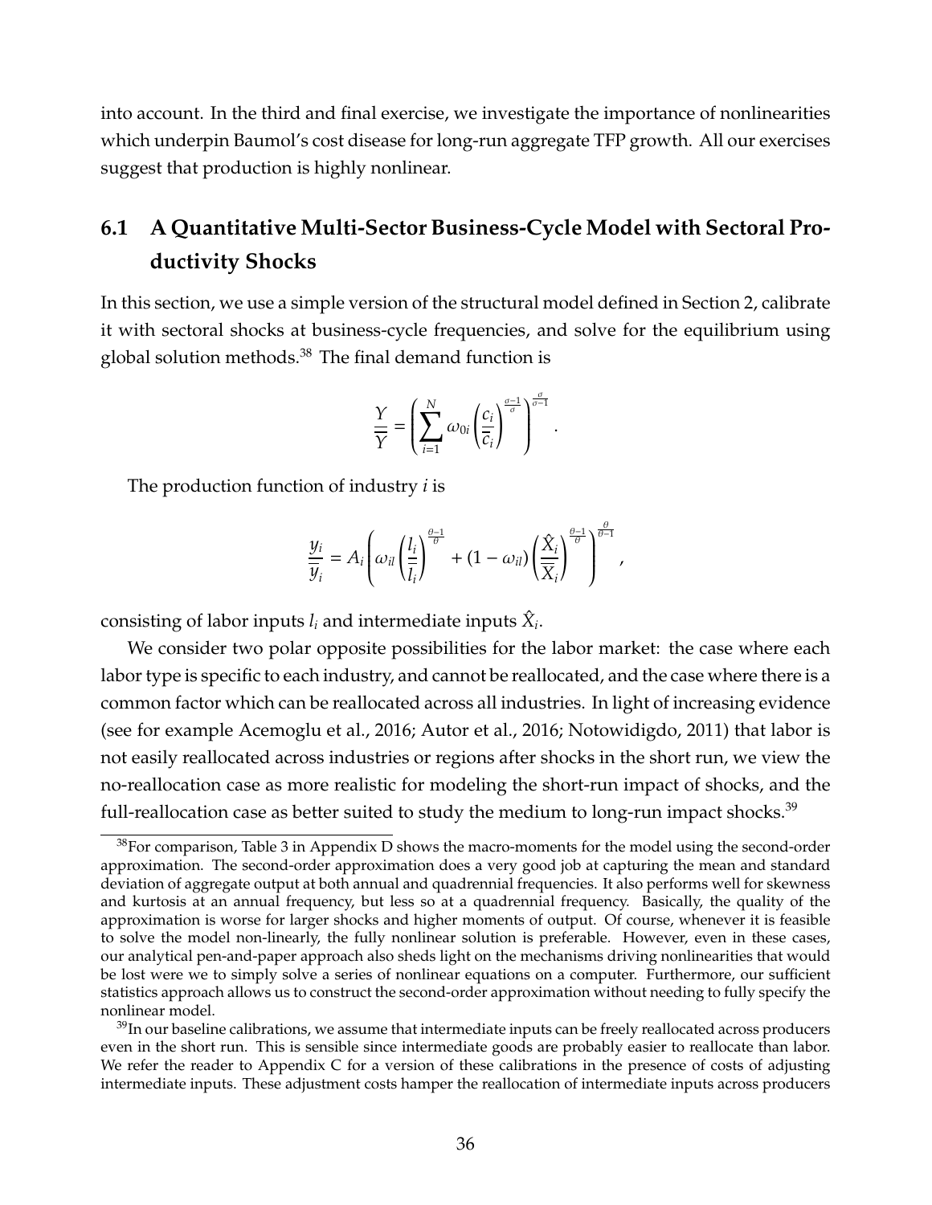into account. In the third and final exercise, we investigate the importance of nonlinearities which underpin Baumol's cost disease for long-run aggregate TFP growth. All our exercises suggest that production is highly nonlinear.

## 6.1 A Quantitative Multi-Sector Business-Cycle Model with Sectoral Productivity Shocks

In this section, we use a simple version of the structural model defined in Section 2, calibrate it with sectoral shocks at business-cycle frequencies, and solve for the equilibrium using global solution methods.[38] The final demand function is

$$\frac{Y}{\overline{Y}} = \left( \sum_{i=1}^{N} \omega_{0i} \left( \frac{c_i}{\overline{c}_i} \right)^{\frac{\sigma-1}{\sigma}} \right)^{\frac{\sigma}{\sigma-1}}.$$

The production function of industry $i$ is

$$\frac{y_i}{\overline{y}_i} = A_i \left( \omega_{il} \left( \frac{l_i}{\overline{l}_i} \right)^{\frac{\theta-1}{\theta}} + (1-\omega_{il}) \left( \frac{\hat{X}_i}{\overline{X}_i} \right)^{\frac{\theta-1}{\theta}} \right)^{\frac{\theta}{\theta-1}},$$

consisting of labor inputs $l_i$ and intermediate inputs $\hat{X}_i$.

We consider two polar opposite possibilities for the labor market: the case where each labor type is specific to each industry, and cannot be reallocated, and the case where there is a common factor which can be reallocated across all industries. In light of increasing evidence (see for example Acemoglu et al., 2016; Autor et al., 2016; Notowidigdo, 2011) that labor is not easily reallocated across industries or regions after shocks in the short run, we view the no-reallocation case as more realistic for modeling the short-run impact of shocks, and the full-reallocation case as better suited to study the medium to long-run impact shocks.[39]

[38] For comparison, Table 3 in Appendix D shows the macro-moments for the model using the second-order approximation. The second-order approximation does a very good job at capturing the mean and standard deviation of aggregate output at both annual and quadrennial frequencies. It also performs well for skewness and kurtosis at an annual frequency, but less so at a quadrennial frequency. Basically, the quality of the approximation is worse for larger shocks and higher moments of output. Of course, whenever it is feasible to solve the model non-linearly, the fully nonlinear solution is preferable. However, even in these cases, our analytical pen-and-paper approach also sheds light on the mechanisms driving nonlinearities that would be lost were we to simply solve a series of nonlinear equations on a computer. Furthermore, our sufficient statistics approach allows us to construct the second-order approximation without needing to fully specify the nonlinear model.

[39] In our baseline calibrations, we assume that intermediate inputs can be freely reallocated across producers even in the short run. This is sensible since intermediate goods are probably easier to reallocate than labor. We refer the reader to Appendix C for a version of these calibrations in the presence of costs of adjusting intermediate inputs. These adjustment costs hamper the reallocation of intermediate inputs across producers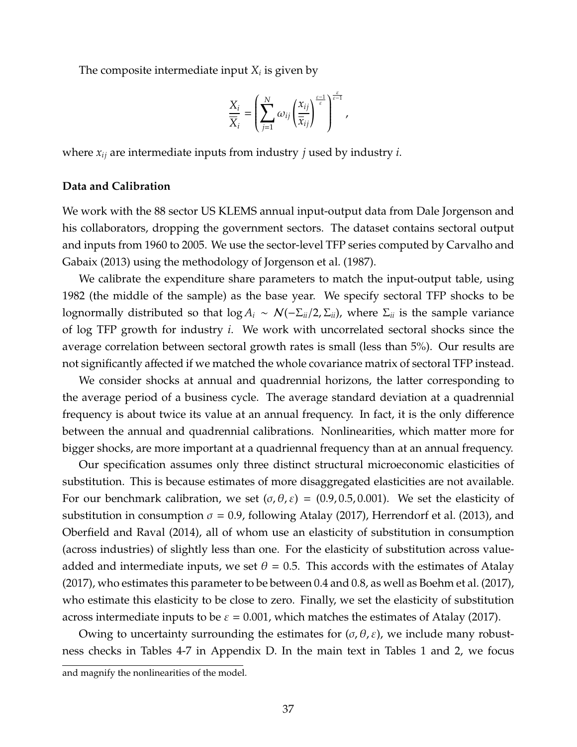The composite intermediate input $X_i$ is given by

$$\frac{X_i}{\overline{X}_i} = \left( \sum_{j=1}^{N} \omega_{ij} \left( \frac{x_{ij}}{\overline{x}_{ij}} \right)^{\frac{\varepsilon-1}{\varepsilon}} \right)^{\frac{\varepsilon}{\varepsilon-1}},$$

where $x_{ij}$ are intermediate inputs from industry $j$ used by industry $i$.

**Data and Calibration**

We work with the 88 sector US KLEMS annual input-output data from Dale Jorgenson and his collaborators, dropping the government sectors. The dataset contains sectoral output and inputs from 1960 to 2005. We use the sector-level TFP series computed by Carvalho and Gabaix (2013) using the methodology of Jorgenson et al. (1987).

We calibrate the expenditure share parameters to match the input-output table, using 1982 (the middle of the sample) as the base year. We specify sectoral TFP shocks to be lognormally distributed so that $\log A_i \sim \mathcal{N}(-\Sigma_{ii}/2, \Sigma_{ii})$, where $\Sigma_{ii}$ is the sample variance of log TFP growth for industry $i$. We work with uncorrelated sectoral shocks since the average correlation between sectoral growth rates is small (less than 5%). Our results are not significantly affected if we matched the whole covariance matrix of sectoral TFP instead.

We consider shocks at annual and quadrennial horizons, the latter corresponding to the average period of a business cycle. The average standard deviation at a quadrennial frequency is about twice its value at an annual frequency. In fact, it is the only difference between the annual and quadrennial calibrations. Nonlinearities, which matter more for bigger shocks, are more important at a quadriennal frequency than at an annual frequency.

Our specification assumes only three distinct structural microeconomic elasticities of substitution. This is because estimates of more disaggregated elasticities are not available. For our benchmark calibration, we set $(\sigma, \theta, \varepsilon) = (0.9, 0.5, 0.001)$. We set the elasticity of substitution in consumption $\sigma = 0.9$, following Atalay (2017), Herrendorf et al. (2013), and Oberfield and Raval (2014), all of whom use an elasticity of substitution in consumption (across industries) of slightly less than one. For the elasticity of substitution across value-added and intermediate inputs, we set $\theta = 0.5$. This accords with the estimates of Atalay (2017), who estimates this parameter to be between 0.4 and 0.8, as well as Boehm et al. (2017), who estimate this elasticity to be close to zero. Finally, we set the elasticity of substitution across intermediate inputs to be $\varepsilon = 0.001$, which matches the estimates of Atalay (2017).

Owing to uncertainty surrounding the estimates for $(\sigma, \theta, \varepsilon)$, we include many robustness checks in Tables 4-7 in Appendix D. In the main text in Tables 1 and 2, we focus

and magnify the nonlinearities of the model.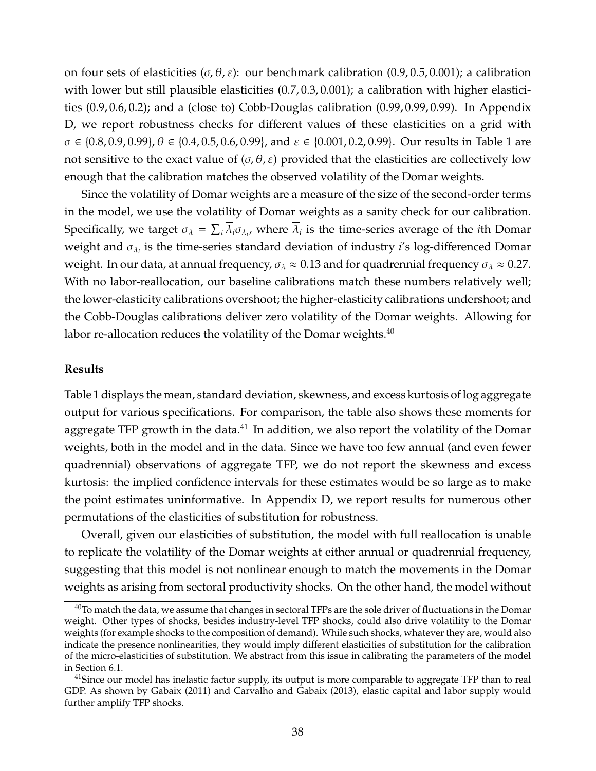on four sets of elasticities $(\sigma, \theta, \varepsilon)$: our benchmark calibration $(0.9, 0.5, 0.001)$; a calibration with lower but still plausible elasticities $(0.7, 0.3, 0.001)$; a calibration with higher elasticities $(0.9, 0.6, 0.2)$; and a (close to) Cobb-Douglas calibration $(0.99, 0.99, 0.99)$. In Appendix D, we report robustness checks for different values of these elasticities on a grid with $\sigma \in \{0.8, 0.9, 0.99\}$, $\theta \in \{0.4, 0.5, 0.6, 0.99\}$, and $\varepsilon \in \{0.001, 0.2, 0.99\}$. Our results in Table 1 are not sensitive to the exact value of $(\sigma, \theta, \varepsilon)$ provided that the elasticities are collectively low enough that the calibration matches the observed volatility of the Domar weights.

Since the volatility of Domar weights are a measure of the size of the second-order terms in the model, we use the volatility of Domar weights as a sanity check for our calibration. Specifically, we target $\sigma_\lambda = \sum_i \overline{\lambda}_i \sigma_{\lambda_i}$, where $\overline{\lambda}_i$ is the time-series average of the $i$th Domar weight and $\sigma_{\lambda_i}$ is the time-series standard deviation of industry $i$'s log-differenced Domar weight. In our data, at annual frequency, $\sigma_\lambda \approx 0.13$ and for quadrennial frequency $\sigma_\lambda \approx 0.27$. With no labor-reallocation, our baseline calibrations match these numbers relatively well; the lower-elasticity calibrations overshoot; the higher-elasticity calibrations undershoot; and the Cobb-Douglas calibrations deliver zero volatility of the Domar weights. Allowing for labor re-allocation reduces the volatility of the Domar weights.[40]

**Results**

Table 1 displays the mean, standard deviation, skewness, and excess kurtosis of log aggregate output for various specifications. For comparison, the table also shows these moments for aggregate TFP growth in the data.[41] In addition, we also report the volatility of the Domar weights, both in the model and in the data. Since we have too few annual (and even fewer quadrennial) observations of aggregate TFP, we do not report the skewness and excess kurtosis: the implied confidence intervals for these estimates would be so large as to make the point estimates uninformative. In Appendix D, we report results for numerous other permutations of the elasticities of substitution for robustness.

Overall, given our elasticities of substitution, the model with full reallocation is unable to replicate the volatility of the Domar weights at either annual or quadrennial frequency, suggesting that this model is not nonlinear enough to match the movements in the Domar weights as arising from sectoral productivity shocks. On the other hand, the model without

[40]To match the data, we assume that changes in sectoral TFPs are the sole driver of fluctuations in the Domar weight. Other types of shocks, besides industry-level TFP shocks, could also drive volatility to the Domar weights (for example shocks to the composition of demand). While such shocks, whatever they are, would also indicate the presence nonlinearities, they would imply different elasticities of substitution for the calibration of the micro-elasticities of substitution. We abstract from this issue in calibrating the parameters of the model in Section 6.1.

[41]Since our model has inelastic factor supply, its output is more comparable to aggregate TFP than to real GDP. As shown by Gabaix (2011) and Carvalho and Gabaix (2013), elastic capital and labor supply would further amplify TFP shocks.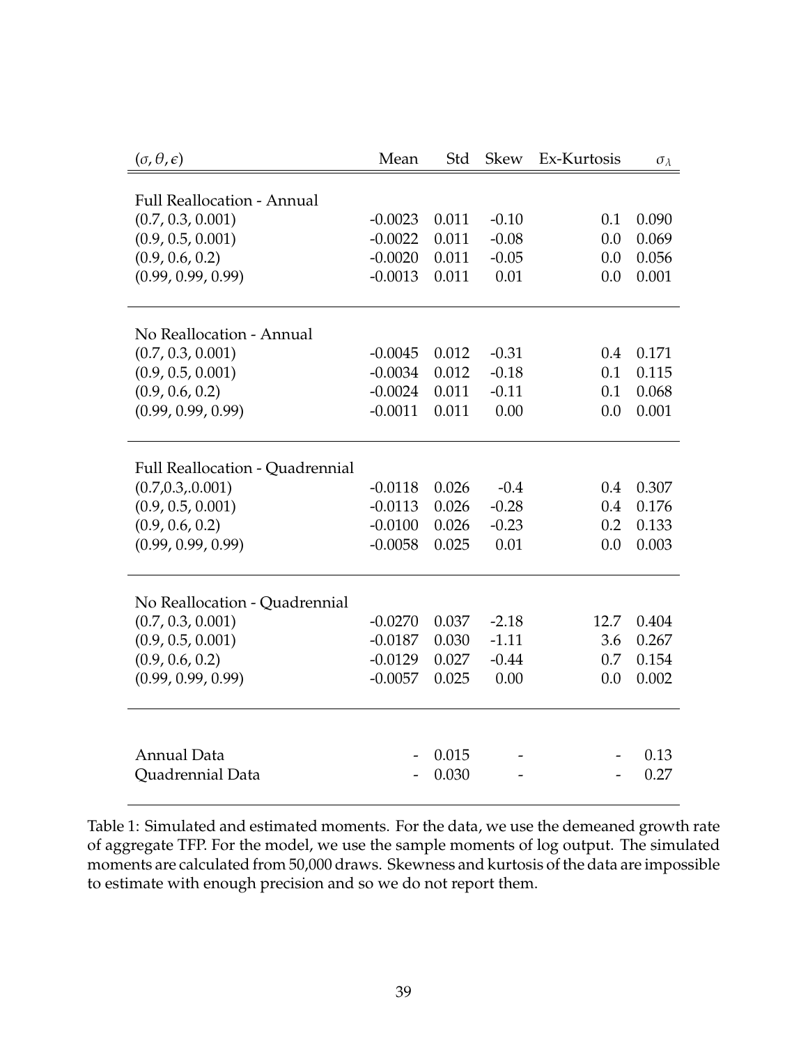| $(\sigma, \theta, \epsilon)$ | Mean | Std | Skew | Ex-Kurtosis | $\sigma_\lambda$ |
|---|---|---|---|---|---|
| Full Reallocation - Annual | | | | | |
| (0.7, 0.3, 0.001) | -0.0023 | 0.011 | -0.10 | 0.1 | 0.090 |
| (0.9, 0.5, 0.001) | -0.0022 | 0.011 | -0.08 | 0.0 | 0.069 |
| (0.9, 0.6, 0.2) | -0.0020 | 0.011 | -0.05 | 0.0 | 0.056 |
| (0.99, 0.99, 0.99) | -0.0013 | 0.011 | 0.01 | 0.0 | 0.001 |
| No Reallocation - Annual | | | | | |
| (0.7, 0.3, 0.001) | -0.0045 | 0.012 | -0.31 | 0.4 | 0.171 |
| (0.9, 0.5, 0.001) | -0.0034 | 0.012 | -0.18 | 0.1 | 0.115 |
| (0.9, 0.6, 0.2) | -0.0024 | 0.011 | -0.11 | 0.1 | 0.068 |
| (0.99, 0.99, 0.99) | -0.0011 | 0.011 | 0.00 | 0.0 | 0.001 |
| Full Reallocation - Quadrennial | | | | | |
| (0.7,0.3,.0.001) | -0.0118 | 0.026 | -0.4 | 0.4 | 0.307 |
| (0.9, 0.5, 0.001) | -0.0113 | 0.026 | -0.28 | 0.4 | 0.176 |
| (0.9, 0.6, 0.2) | -0.0100 | 0.026 | -0.23 | 0.2 | 0.133 |
| (0.99, 0.99, 0.99) | -0.0058 | 0.025 | 0.01 | 0.0 | 0.003 |
| No Reallocation - Quadrennial | | | | | |
| (0.7, 0.3, 0.001) | -0.0270 | 0.037 | -2.18 | 12.7 | 0.404 |
| (0.9, 0.5, 0.001) | -0.0187 | 0.030 | -1.11 | 3.6 | 0.267 |
| (0.9, 0.6, 0.2) | -0.0129 | 0.027 | -0.44 | 0.7 | 0.154 |
| (0.99, 0.99, 0.99) | -0.0057 | 0.025 | 0.00 | 0.0 | 0.002 |
| Annual Data | - | 0.015 | - | - | 0.13 |
| Quadrennial Data | - | 0.030 | - | - | 0.27 |

Table 1: Simulated and estimated moments. For the data, we use the demeaned growth rate of aggregate TFP. For the model, we use the sample moments of log output. The simulated moments are calculated from 50,000 draws. Skewness and kurtosis of the data are impossible to estimate with enough precision and so we do not report them.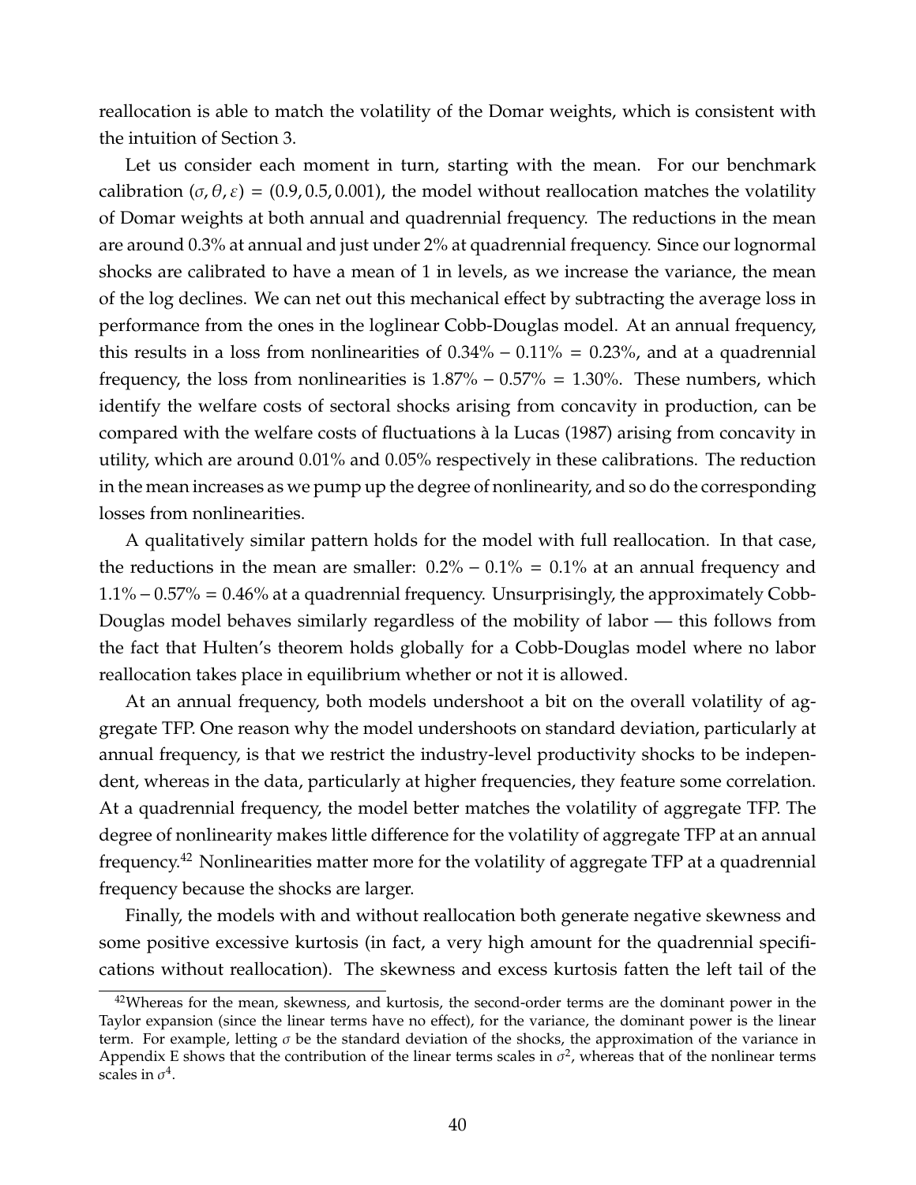reallocation is able to match the volatility of the Domar weights, which is consistent with the intuition of Section 3.

Let us consider each moment in turn, starting with the mean. For our benchmark calibration $(\sigma, \theta, \varepsilon) = (0.9, 0.5, 0.001)$, the model without reallocation matches the volatility of Domar weights at both annual and quadrennial frequency. The reductions in the mean are around 0.3% at annual and just under 2% at quadrennial frequency. Since our lognormal shocks are calibrated to have a mean of 1 in levels, as we increase the variance, the mean of the log declines. We can net out this mechanical effect by subtracting the average loss in performance from the ones in the loglinear Cobb-Douglas model. At an annual frequency, this results in a loss from nonlinearities of $0.34\% - 0.11\% = 0.23\%$, and at a quadrennial frequency, the loss from nonlinearities is $1.87\% - 0.57\% = 1.30\%$. These numbers, which identify the welfare costs of sectoral shocks arising from concavity in production, can be compared with the welfare costs of fluctuations à la Lucas (1987) arising from concavity in utility, which are around 0.01% and 0.05% respectively in these calibrations. The reduction in the mean increases as we pump up the degree of nonlinearity, and so do the corresponding losses from nonlinearities.

A qualitatively similar pattern holds for the model with full reallocation. In that case, the reductions in the mean are smaller: $0.2\% - 0.1\% = 0.1\%$ at an annual frequency and $1.1\% - 0.57\% = 0.46\%$ at a quadrennial frequency. Unsurprisingly, the approximately Cobb-Douglas model behaves similarly regardless of the mobility of labor — this follows from the fact that Hulten's theorem holds globally for a Cobb-Douglas model where no labor reallocation takes place in equilibrium whether or not it is allowed.

At an annual frequency, both models undershoot a bit on the overall volatility of aggregate TFP. One reason why the model undershoots on standard deviation, particularly at annual frequency, is that we restrict the industry-level productivity shocks to be independent, whereas in the data, particularly at higher frequencies, they feature some correlation. At a quadrennial frequency, the model better matches the volatility of aggregate TFP. The degree of nonlinearity makes little difference for the volatility of aggregate TFP at an annual frequency.[42] Nonlinearities matter more for the volatility of aggregate TFP at a quadrennial frequency because the shocks are larger.

Finally, the models with and without reallocation both generate negative skewness and some positive excessive kurtosis (in fact, a very high amount for the quadrennial specifications without reallocation). The skewness and excess kurtosis fatten the left tail of the

[42] Whereas for the mean, skewness, and kurtosis, the second-order terms are the dominant power in the Taylor expansion (since the linear terms have no effect), for the variance, the dominant power is the linear term. For example, letting $\sigma$ be the standard deviation of the shocks, the approximation of the variance in Appendix E shows that the contribution of the linear terms scales in $\sigma^2$, whereas that of the nonlinear terms scales in $\sigma^4$.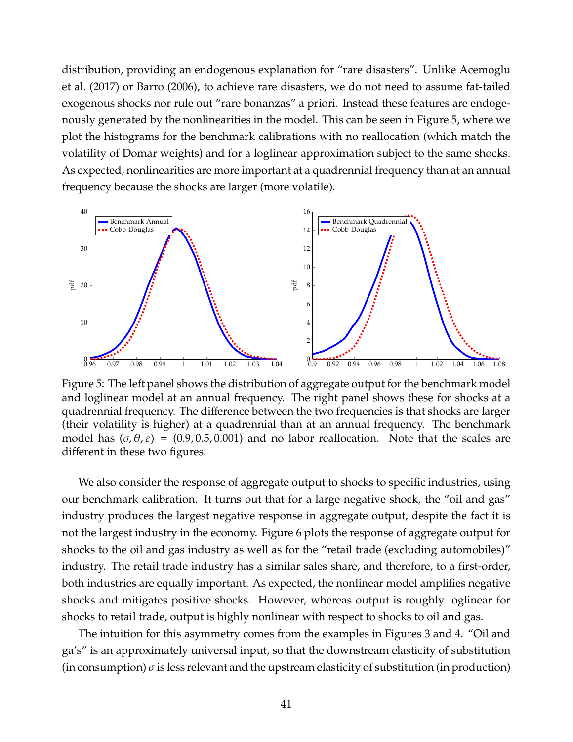distribution, providing an endogenous explanation for "rare disasters". Unlike Acemoglu et al. (2017) or Barro (2006), to achieve rare disasters, we do not need to assume fat-tailed exogenous shocks nor rule out "rare bonanzas" a priori. Instead these features are endogenously generated by the nonlinearities in the model. This can be seen in Figure 5, where we plot the histograms for the benchmark calibrations with no reallocation (which match the volatility of Domar weights) and for a loglinear approximation subject to the same shocks. As expected, nonlinearities are more important at a quadrennial frequency than at an annual frequency because the shocks are larger (more volatile).

Figure 5: The left panel shows the distribution of aggregate output for the benchmark model and loglinear model at an annual frequency. The right panel shows these for shocks at a quadrennial frequency. The difference between the two frequencies is that shocks are larger (their volatility is higher) at a quadrennial than at an annual frequency. The benchmark model has $(\sigma, \theta, \varepsilon) = (0.9, 0.5, 0.001)$ and no labor reallocation. Note that the scales are different in these two figures.

We also consider the response of aggregate output to shocks to specific industries, using our benchmark calibration. It turns out that for a large negative shock, the "oil and gas" industry produces the largest negative response in aggregate output, despite the fact it is not the largest industry in the economy. Figure 6 plots the response of aggregate output for shocks to the oil and gas industry as well as for the "retail trade (excluding automobiles)" industry. The retail trade industry has a similar sales share, and therefore, to a first-order, both industries are equally important. As expected, the nonlinear model amplifies negative shocks and mitigates positive shocks. However, whereas output is roughly loglinear for shocks to retail trade, output is highly nonlinear with respect to shocks to oil and gas.

The intuition for this asymmetry comes from the examples in Figures 3 and 4. "Oil and ga's" is an approximately universal input, so that the downstream elasticity of substitution (in consumption) $\sigma$ is less relevant and the upstream elasticity of substitution (in production)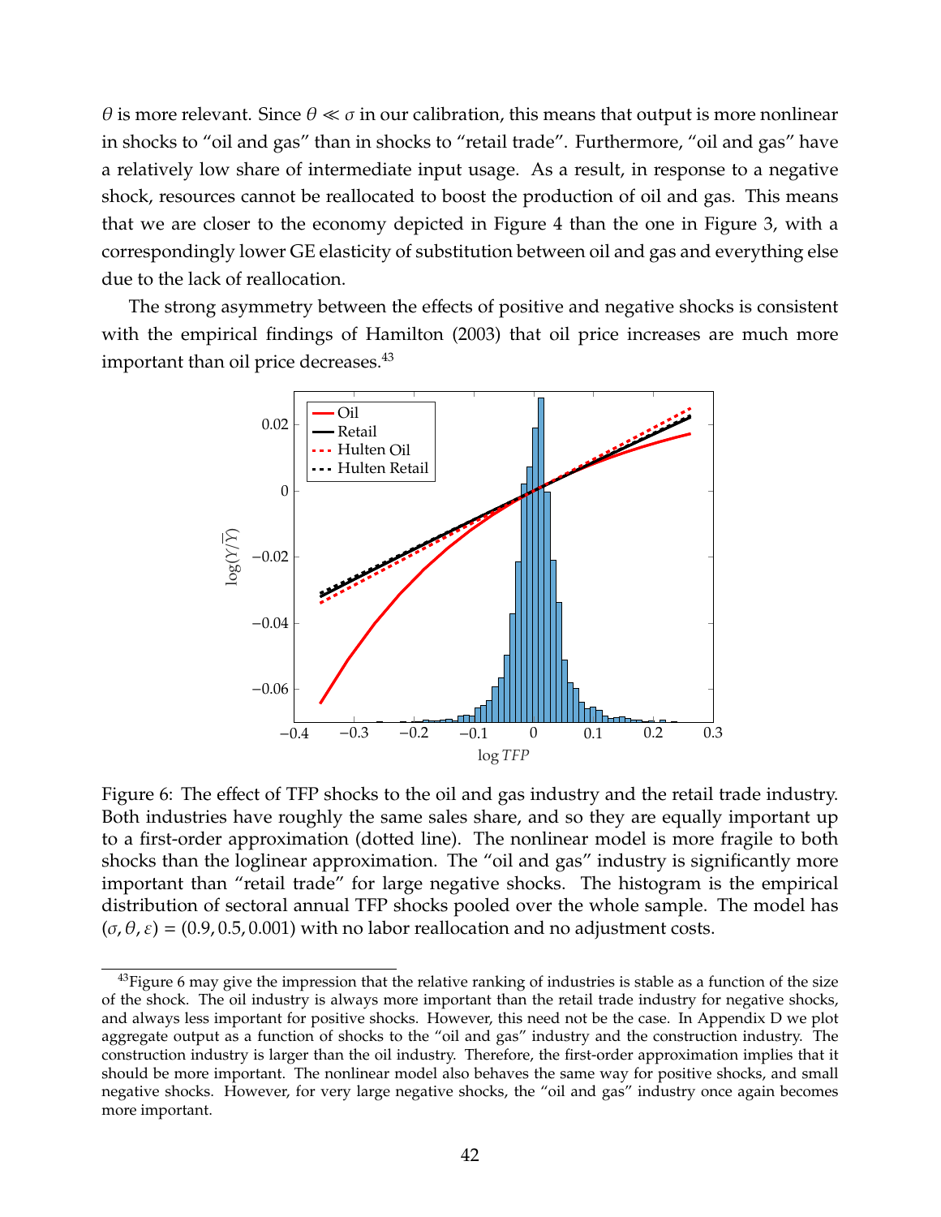$\theta$ is more relevant. Since $\theta \ll \sigma$ in our calibration, this means that output is more nonlinear in shocks to "oil and gas" than in shocks to "retail trade". Furthermore, "oil and gas" have a relatively low share of intermediate input usage. As a result, in response to a negative shock, resources cannot be reallocated to boost the production of oil and gas. This means that we are closer to the economy depicted in Figure 4 than the one in Figure 3, with a correspondingly lower GE elasticity of substitution between oil and gas and everything else due to the lack of reallocation.

The strong asymmetry between the effects of positive and negative shocks is consistent with the empirical findings of Hamilton (2003) that oil price increases are much more important than oil price decreases.[43]

Figure 6: The effect of TFP shocks to the oil and gas industry and the retail trade industry. Both industries have roughly the same sales share, and so they are equally important up to a first-order approximation (dotted line). The nonlinear model is more fragile to both shocks than the loglinear approximation. The "oil and gas" industry is significantly more important than "retail trade" for large negative shocks. The histogram is the empirical distribution of sectoral annual TFP shocks pooled over the whole sample. The model has $(\sigma, \theta, \varepsilon) = (0.9, 0.5, 0.001)$ with no labor reallocation and no adjustment costs.

[43] Figure 6 may give the impression that the relative ranking of industries is stable as a function of the size of the shock. The oil industry is always more important than the retail trade industry for negative shocks, and always less important for positive shocks. However, this need not be the case. In Appendix D we plot aggregate output as a function of shocks to the "oil and gas" industry and the construction industry. The construction industry is larger than the oil industry. Therefore, the first-order approximation implies that it should be more important. The nonlinear model also behaves the same way for positive shocks, and small negative shocks. However, for very large negative shocks, the "oil and gas" industry once again becomes more important.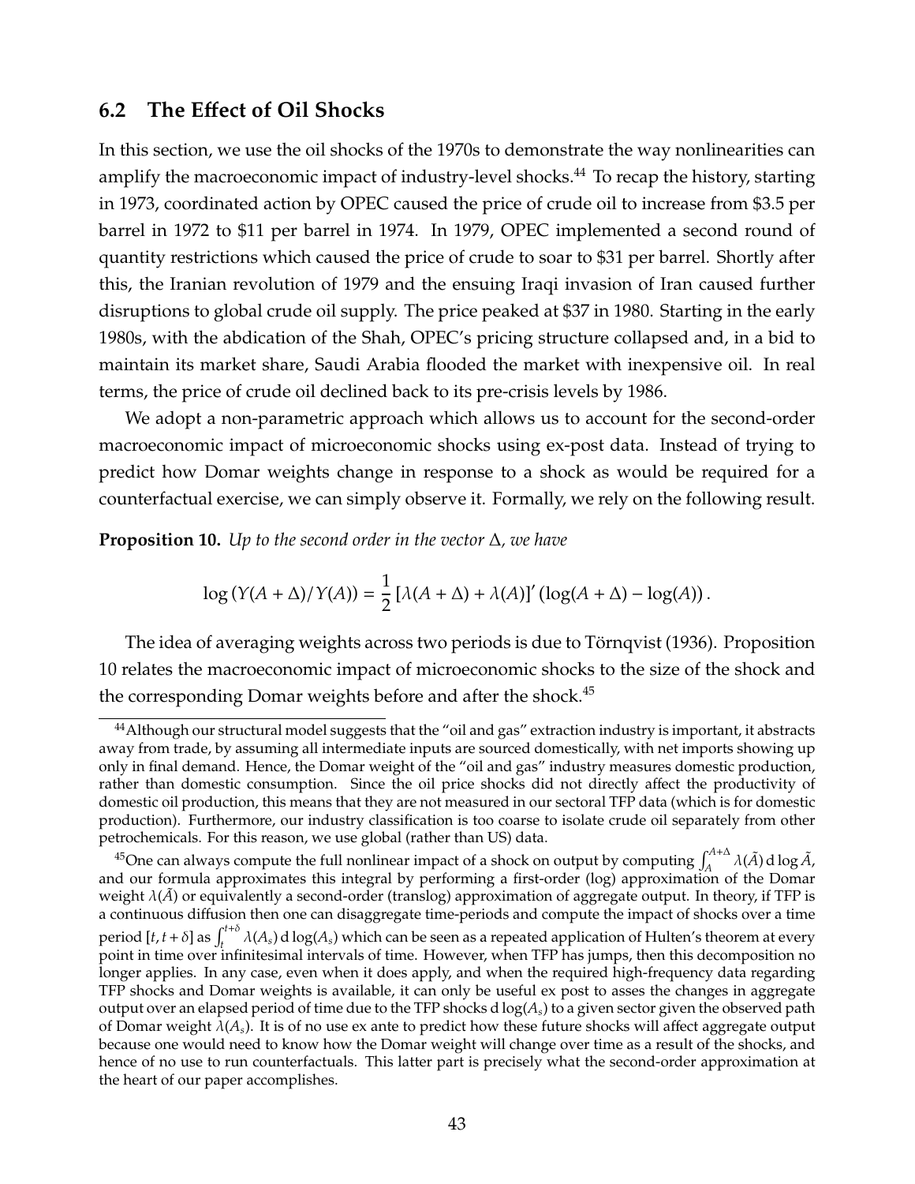## 6.2 The Effect of Oil Shocks

In this section, we use the oil shocks of the 1970s to demonstrate the way nonlinearities can amplify the macroeconomic impact of industry-level shocks.[44] To recap the history, starting in 1973, coordinated action by OPEC caused the price of crude oil to increase from \$3.5 per barrel in 1972 to \$11 per barrel in 1974. In 1979, OPEC implemented a second round of quantity restrictions which caused the price of crude to soar to \$31 per barrel. Shortly after this, the Iranian revolution of 1979 and the ensuing Iraqi invasion of Iran caused further disruptions to global crude oil supply. The price peaked at \$37 in 1980. Starting in the early 1980s, with the abdication of the Shah, OPEC's pricing structure collapsed and, in a bid to maintain its market share, Saudi Arabia flooded the market with inexpensive oil. In real terms, the price of crude oil declined back to its pre-crisis levels by 1986.

We adopt a non-parametric approach which allows us to account for the second-order macroeconomic impact of microeconomic shocks using ex-post data. Instead of trying to predict how Domar weights change in response to a shock as would be required for a counterfactual exercise, we can simply observe it. Formally, we rely on the following result.

**Proposition 10.** *Up to the second order in the vector $\Delta$, we have*

$$\log\left(Y(A+\Delta)/Y(A)\right) = \frac{1}{2}\left[\lambda(A+\Delta) + \lambda(A)\right]' \left(\log(A+\Delta) - \log(A)\right).$$

The idea of averaging weights across two periods is due to Törnqvist (1936). Proposition 10 relates the macroeconomic impact of microeconomic shocks to the size of the shock and the corresponding Domar weights before and after the shock.[45]

---

[44] Although our structural model suggests that the "oil and gas" extraction industry is important, it abstracts away from trade, by assuming all intermediate inputs are sourced domestically, with net imports showing up only in final demand. Hence, the Domar weight of the "oil and gas" industry measures domestic production, rather than domestic consumption. Since the oil price shocks did not directly affect the productivity of domestic oil production, this means that they are not measured in our sectoral TFP data (which is for domestic production). Furthermore, our industry classification is too coarse to isolate crude oil separately from other petrochemicals. For this reason, we use global (rather than US) data.

[45] One can always compute the full nonlinear impact of a shock on output by computing $\int_A^{A+\Delta} \lambda(\tilde{A})\, \mathrm{d}\log\tilde{A}$, and our formula approximates this integral by performing a first-order (log) approximation of the Domar weight $\lambda(\tilde{A})$ or equivalently a second-order (translog) approximation of aggregate output. In theory, if TFP is a continuous diffusion then one can disaggregate time-periods and compute the impact of shocks over a time period $[t, t+\delta]$ as $\int_t^{t+\delta} \lambda(A_s)\, \mathrm{d}\log(A_s)$ which can be seen as a repeated application of Hulten's theorem at every point in time over infinitesimal intervals of time. However, when TFP has jumps, then this decomposition no longer applies. In any case, even when it does apply, and when the required high-frequency data regarding TFP shocks and Domar weights is available, it can only be useful ex post to asses the changes in aggregate output over an elapsed period of time due to the TFP shocks $\mathrm{d}\log(A_s)$ to a given sector given the observed path of Domar weight $\lambda(A_s)$. It is of no use ex ante to predict how these future shocks will affect aggregate output because one would need to know how the Domar weight will change over time as a result of the shocks, and hence of no use to run counterfactuals. This latter part is precisely what the second-order approximation at the heart of our paper accomplishes.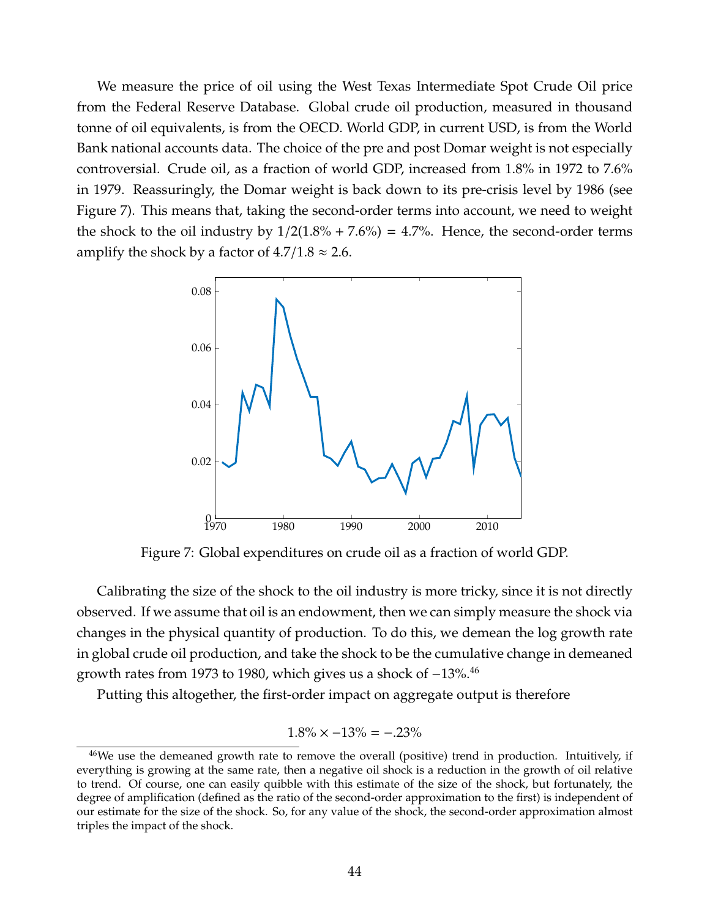We measure the price of oil using the West Texas Intermediate Spot Crude Oil price from the Federal Reserve Database. Global crude oil production, measured in thousand tonne of oil equivalents, is from the OECD. World GDP, in current USD, is from the World Bank national accounts data. The choice of the pre and post Domar weight is not especially controversial. Crude oil, as a fraction of world GDP, increased from 1.8% in 1972 to 7.6% in 1979. Reassuringly, the Domar weight is back down to its pre-crisis level by 1986 (see Figure 7). This means that, taking the second-order terms into account, we need to weight the shock to the oil industry by $1/2(1.8\% + 7.6\%) = 4.7\%$. Hence, the second-order terms amplify the shock by a factor of $4.7/1.8 \approx 2.6$.

Figure 7: Global expenditures on crude oil as a fraction of world GDP.

Calibrating the size of the shock to the oil industry is more tricky, since it is not directly observed. If we assume that oil is an endowment, then we can simply measure the shock via changes in the physical quantity of production. To do this, we demean the log growth rate in global crude oil production, and take the shock to be the cumulative change in demeaned growth rates from 1973 to 1980, which gives us a shock of $-13\%$.[46]

Putting this altogether, the first-order impact on aggregate output is therefore

$$1.8\% \times -13\% = -.23\%$$

[46] We use the demeaned growth rate to remove the overall (positive) trend in production. Intuitively, if everything is growing at the same rate, then a negative oil shock is a reduction in the growth of oil relative to trend. Of course, one can easily quibble with this estimate of the size of the shock, but fortunately, the degree of amplification (defined as the ratio of the second-order approximation to the first) is independent of our estimate for the size of the shock. So, for any value of the shock, the second-order approximation almost triples the impact of the shock.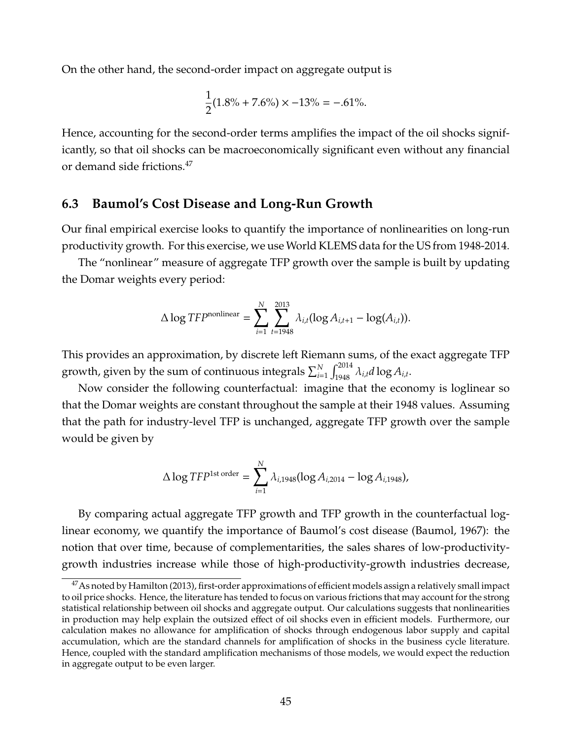On the other hand, the second-order impact on aggregate output is

$$\frac{1}{2}(1.8\% + 7.6\%) \times -13\% = -.61\%.$$

Hence, accounting for the second-order terms amplifies the impact of the oil shocks significantly, so that oil shocks can be macroeconomically significant even without any financial or demand side frictions.[47]

## 6.3 Baumol's Cost Disease and Long-Run Growth

Our final empirical exercise looks to quantify the importance of nonlinearities on long-run productivity growth. For this exercise, we use World KLEMS data for the US from 1948-2014.

The "nonlinear" measure of aggregate TFP growth over the sample is built by updating the Domar weights every period:

$$\Delta \log TFP^{\text{nonlinear}} = \sum_{i=1}^{N} \sum_{t=1948}^{2013} \lambda_{i,t}(\log A_{i,t+1} - \log(A_{i,t})).$$

This provides an approximation, by discrete left Riemann sums, of the exact aggregate TFP growth, given by the sum of continuous integrals $\sum_{i=1}^{N} \int_{1948}^{2014} \lambda_{i,t} d \log A_{i,t}$.

Now consider the following counterfactual: imagine that the economy is loglinear so that the Domar weights are constant throughout the sample at their 1948 values. Assuming that the path for industry-level TFP is unchanged, aggregate TFP growth over the sample would be given by

$$\Delta \log TFP^{\text{1st order}} = \sum_{i=1}^{N} \lambda_{i,1948}(\log A_{i,2014} - \log A_{i,1948}),$$

By comparing actual aggregate TFP growth and TFP growth in the counterfactual loglinear economy, we quantify the importance of Baumol's cost disease (Baumol, 1967): the notion that over time, because of complementarities, the sales shares of low-productivity-growth industries increase while those of high-productivity-growth industries decrease,

[47] As noted by Hamilton (2013), first-order approximations of efficient models assign a relatively small impact to oil price shocks. Hence, the literature has tended to focus on various frictions that may account for the strong statistical relationship between oil shocks and aggregate output. Our calculations suggests that nonlinearities in production may help explain the outsized effect of oil shocks even in efficient models. Furthermore, our calculation makes no allowance for amplification of shocks through endogenous labor supply and capital accumulation, which are the standard channels for amplification of shocks in the business cycle literature. Hence, coupled with the standard amplification mechanisms of those models, we would expect the reduction in aggregate output to be even larger.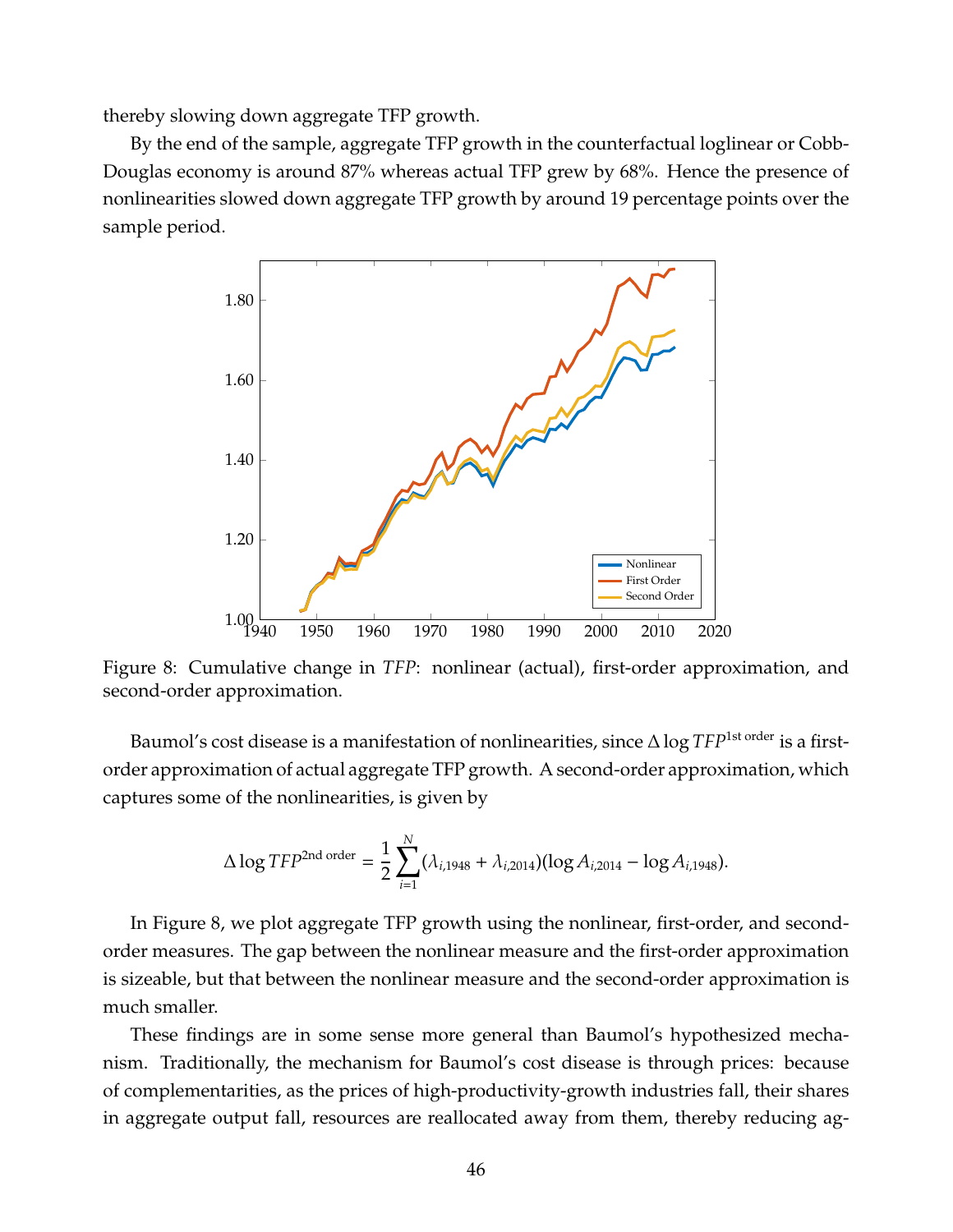thereby slowing down aggregate TFP growth.

By the end of the sample, aggregate TFP growth in the counterfactual loglinear or Cobb-Douglas economy is around 87% whereas actual TFP grew by 68%. Hence the presence of nonlinearities slowed down aggregate TFP growth by around 19 percentage points over the sample period.

Figure 8: Cumulative change in *TFP*: nonlinear (actual), first-order approximation, and second-order approximation.

Baumol's cost disease is a manifestation of nonlinearities, since $\Delta \log TFP^{\text{1st order}}$ is a first-order approximation of actual aggregate TFP growth. A second-order approximation, which captures some of the nonlinearities, is given by

$$\Delta \log TFP^{\text{2nd order}} = \frac{1}{2}\sum_{i=1}^{N}(\lambda_{i,1948} + \lambda_{i,2014})(\log A_{i,2014} - \log A_{i,1948}).$$

In Figure 8, we plot aggregate TFP growth using the nonlinear, first-order, and second-order measures. The gap between the nonlinear measure and the first-order approximation is sizeable, but that between the nonlinear measure and the second-order approximation is much smaller.

These findings are in some sense more general than Baumol's hypothesized mechanism. Traditionally, the mechanism for Baumol's cost disease is through prices: because of complementarities, as the prices of high-productivity-growth industries fall, their shares in aggregate output fall, resources are reallocated away from them, thereby reducing ag-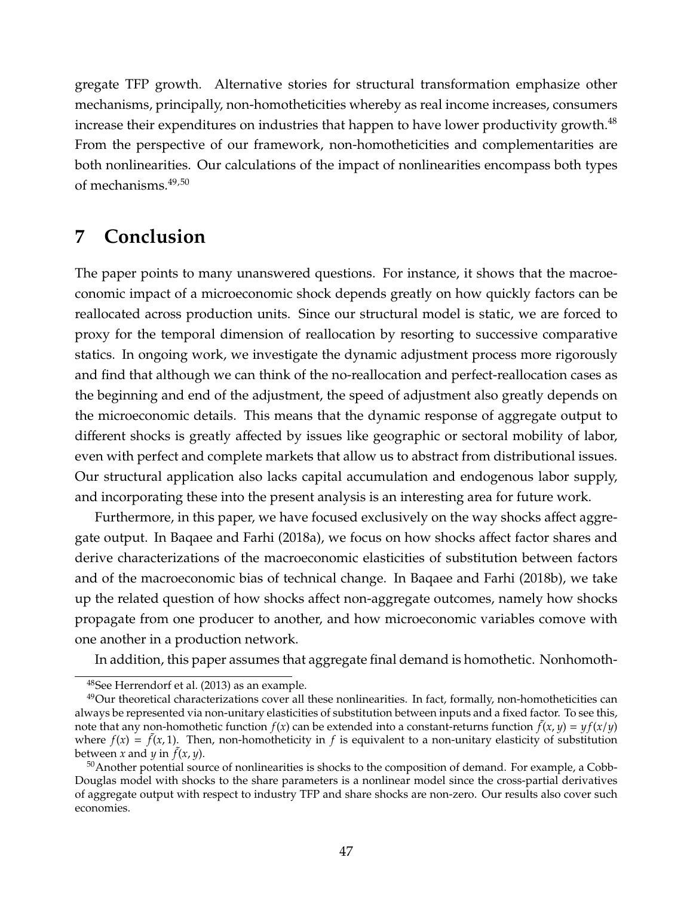gregate TFP growth. Alternative stories for structural transformation emphasize other mechanisms, principally, non-homotheticities whereby as real income increases, consumers increase their expenditures on industries that happen to have lower productivity growth.[48] From the perspective of our framework, non-homotheticities and complementarities are both nonlinearities. Our calculations of the impact of nonlinearities encompass both types of mechanisms.[49,50]

# 7 Conclusion

The paper points to many unanswered questions. For instance, it shows that the macroeconomic impact of a microeconomic shock depends greatly on how quickly factors can be reallocated across production units. Since our structural model is static, we are forced to proxy for the temporal dimension of reallocation by resorting to successive comparative statics. In ongoing work, we investigate the dynamic adjustment process more rigorously and find that although we can think of the no-reallocation and perfect-reallocation cases as the beginning and end of the adjustment, the speed of adjustment also greatly depends on the microeconomic details. This means that the dynamic response of aggregate output to different shocks is greatly affected by issues like geographic or sectoral mobility of labor, even with perfect and complete markets that allow us to abstract from distributional issues. Our structural application also lacks capital accumulation and endogenous labor supply, and incorporating these into the present analysis is an interesting area for future work.

Furthermore, in this paper, we have focused exclusively on the way shocks affect aggregate output. In Baqaee and Farhi (2018a), we focus on how shocks affect factor shares and derive characterizations of the macroeconomic elasticities of substitution between factors and of the macroeconomic bias of technical change. In Baqaee and Farhi (2018b), we take up the related question of how shocks affect non-aggregate outcomes, namely how shocks propagate from one producer to another, and how microeconomic variables comove with one another in a production network.

In addition, this paper assumes that aggregate final demand is homothetic. Nonhomoth-

---

[48] See Herrendorf et al. (2013) as an example.

[49] Our theoretical characterizations cover all these nonlinearities. In fact, formally, non-homotheticities can always be represented via non-unitary elasticities of substitution between inputs and a fixed factor. To see this, note that any non-homothetic function $f(x)$ can be extended into a constant-returns function $\tilde{f}(x, y) = yf(x/y)$ where $f(x) = \tilde{f}(x, 1)$. Then, non-homotheticity in $f$ is equivalent to a non-unitary elasticity of substitution between $x$ and $y$ in $\tilde{f}(x, y)$.

[50] Another potential source of nonlinearities is shocks to the composition of demand. For example, a Cobb-Douglas model with shocks to the share parameters is a nonlinear model since the cross-partial derivatives of aggregate output with respect to industry TFP and share shocks are non-zero. Our results also cover such economies.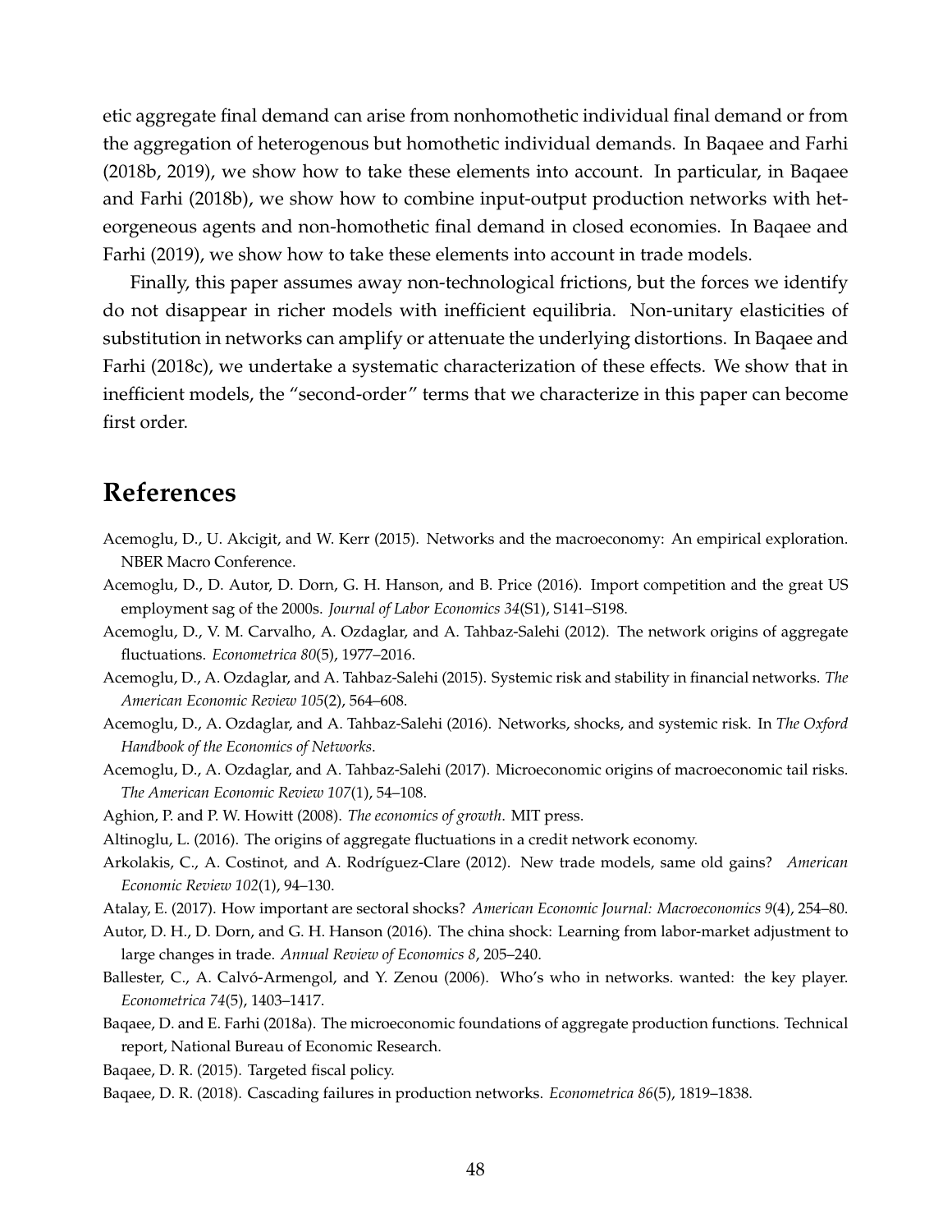etic aggregate final demand can arise from nonhomothetic individual final demand or from the aggregation of heterogenous but homothetic individual demands. In Baqaee and Farhi (2018b, 2019), we show how to take these elements into account. In particular, in Baqaee and Farhi (2018b), we show how to combine input-output production networks with heteorgeneous agents and non-homothetic final demand in closed economies. In Baqaee and Farhi (2019), we show how to take these elements into account in trade models.

Finally, this paper assumes away non-technological frictions, but the forces we identify do not disappear in richer models with inefficient equilibria. Non-unitary elasticities of substitution in networks can amplify or attenuate the underlying distortions. In Baqaee and Farhi (2018c), we undertake a systematic characterization of these effects. We show that in inefficient models, the "second-order" terms that we characterize in this paper can become first order.

# References

Acemoglu, D., U. Akcigit, and W. Kerr (2015). Networks and the macroeconomy: An empirical exploration. NBER Macro Conference.

Acemoglu, D., D. Autor, D. Dorn, G. H. Hanson, and B. Price (2016). Import competition and the great US employment sag of the 2000s. *Journal of Labor Economics 34*(S1), S141–S198.

Acemoglu, D., V. M. Carvalho, A. Ozdaglar, and A. Tahbaz-Salehi (2012). The network origins of aggregate fluctuations. *Econometrica 80*(5), 1977–2016.

Acemoglu, D., A. Ozdaglar, and A. Tahbaz-Salehi (2015). Systemic risk and stability in financial networks. *The American Economic Review 105*(2), 564–608.

Acemoglu, D., A. Ozdaglar, and A. Tahbaz-Salehi (2016). Networks, shocks, and systemic risk. In *The Oxford Handbook of the Economics of Networks*.

Acemoglu, D., A. Ozdaglar, and A. Tahbaz-Salehi (2017). Microeconomic origins of macroeconomic tail risks. *The American Economic Review 107*(1), 54–108.

Aghion, P. and P. W. Howitt (2008). *The economics of growth*. MIT press.

Altinoglu, L. (2016). The origins of aggregate fluctuations in a credit network economy.

Arkolakis, C., A. Costinot, and A. Rodríguez-Clare (2012). New trade models, same old gains? *American Economic Review 102*(1), 94–130.

Atalay, E. (2017). How important are sectoral shocks? *American Economic Journal: Macroeconomics 9*(4), 254–80.

Autor, D. H., D. Dorn, and G. H. Hanson (2016). The china shock: Learning from labor-market adjustment to large changes in trade. *Annual Review of Economics 8*, 205–240.

Ballester, C., A. Calvó-Armengol, and Y. Zenou (2006). Who's who in networks. wanted: the key player. *Econometrica 74*(5), 1403–1417.

Baqaee, D. and E. Farhi (2018a). The microeconomic foundations of aggregate production functions. Technical report, National Bureau of Economic Research.

Baqaee, D. R. (2015). Targeted fiscal policy.

Baqaee, D. R. (2018). Cascading failures in production networks. *Econometrica 86*(5), 1819–1838.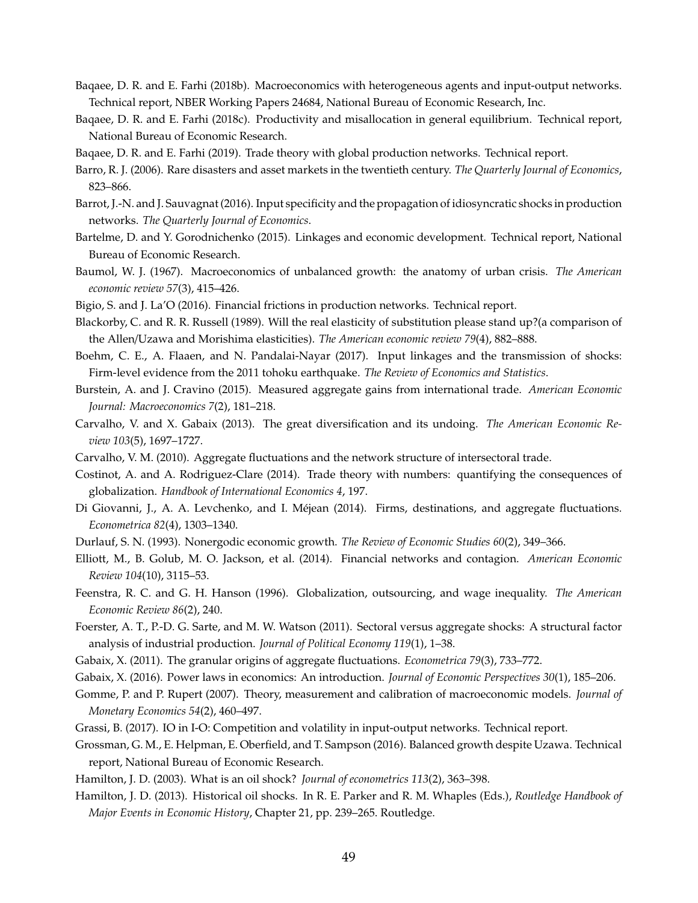Baqaee, D. R. and E. Farhi (2018b). Macroeconomics with heterogeneous agents and input-output networks. Technical report, NBER Working Papers 24684, National Bureau of Economic Research, Inc.

Baqaee, D. R. and E. Farhi (2018c). Productivity and misallocation in general equilibrium. Technical report, National Bureau of Economic Research.

Baqaee, D. R. and E. Farhi (2019). Trade theory with global production networks. Technical report.

Barro, R. J. (2006). Rare disasters and asset markets in the twentieth century. *The Quarterly Journal of Economics*, 823–866.

Barrot, J.-N. and J. Sauvagnat (2016). Input specificity and the propagation of idiosyncratic shocks in production networks. *The Quarterly Journal of Economics*.

Bartelme, D. and Y. Gorodnichenko (2015). Linkages and economic development. Technical report, National Bureau of Economic Research.

Baumol, W. J. (1967). Macroeconomics of unbalanced growth: the anatomy of urban crisis. *The American economic review 57*(3), 415–426.

Bigio, S. and J. La'O (2016). Financial frictions in production networks. Technical report.

Blackorby, C. and R. R. Russell (1989). Will the real elasticity of substitution please stand up?(a comparison of the Allen/Uzawa and Morishima elasticities). *The American economic review 79*(4), 882–888.

Boehm, C. E., A. Flaaen, and N. Pandalai-Nayar (2017). Input linkages and the transmission of shocks: Firm-level evidence from the 2011 tohoku earthquake. *The Review of Economics and Statistics*.

Burstein, A. and J. Cravino (2015). Measured aggregate gains from international trade. *American Economic Journal: Macroeconomics 7*(2), 181–218.

Carvalho, V. and X. Gabaix (2013). The great diversification and its undoing. *The American Economic Review 103*(5), 1697–1727.

Carvalho, V. M. (2010). Aggregate fluctuations and the network structure of intersectoral trade.

Costinot, A. and A. Rodriguez-Clare (2014). Trade theory with numbers: quantifying the consequences of globalization. *Handbook of International Economics 4*, 197.

Di Giovanni, J., A. A. Levchenko, and I. Méjean (2014). Firms, destinations, and aggregate fluctuations. *Econometrica 82*(4), 1303–1340.

Durlauf, S. N. (1993). Nonergodic economic growth. *The Review of Economic Studies 60*(2), 349–366.

Elliott, M., B. Golub, M. O. Jackson, et al. (2014). Financial networks and contagion. *American Economic Review 104*(10), 3115–53.

Feenstra, R. C. and G. H. Hanson (1996). Globalization, outsourcing, and wage inequality. *The American Economic Review 86*(2), 240.

Foerster, A. T., P.-D. G. Sarte, and M. W. Watson (2011). Sectoral versus aggregate shocks: A structural factor analysis of industrial production. *Journal of Political Economy 119*(1), 1–38.

Gabaix, X. (2011). The granular origins of aggregate fluctuations. *Econometrica 79*(3), 733–772.

Gabaix, X. (2016). Power laws in economics: An introduction. *Journal of Economic Perspectives 30*(1), 185–206.

Gomme, P. and P. Rupert (2007). Theory, measurement and calibration of macroeconomic models. *Journal of Monetary Economics 54*(2), 460–497.

Grassi, B. (2017). IO in I-O: Competition and volatility in input-output networks. Technical report.

Grossman, G. M., E. Helpman, E. Oberfield, and T. Sampson (2016). Balanced growth despite Uzawa. Technical report, National Bureau of Economic Research.

Hamilton, J. D. (2003). What is an oil shock? *Journal of econometrics 113*(2), 363–398.

Hamilton, J. D. (2013). Historical oil shocks. In R. E. Parker and R. M. Whaples (Eds.), *Routledge Handbook of Major Events in Economic History*, Chapter 21, pp. 239–265. Routledge.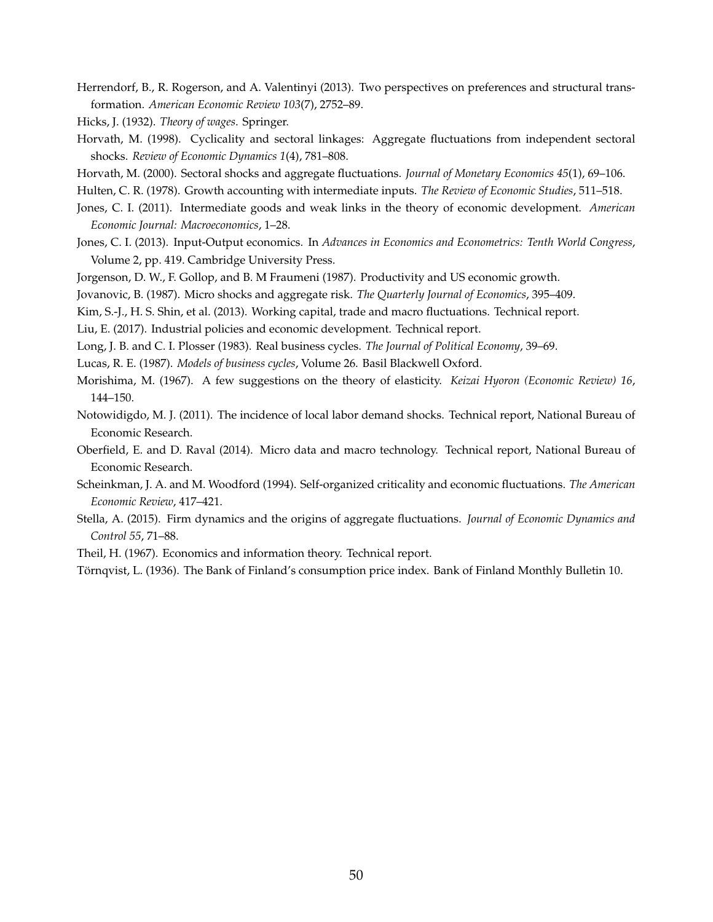Herrendorf, B., R. Rogerson, and A. Valentinyi (2013). Two perspectives on preferences and structural transformation. *American Economic Review 103*(7), 2752–89.

Hicks, J. (1932). *Theory of wages*. Springer.

Horvath, M. (1998). Cyclicality and sectoral linkages: Aggregate fluctuations from independent sectoral shocks. *Review of Economic Dynamics 1*(4), 781–808.

Horvath, M. (2000). Sectoral shocks and aggregate fluctuations. *Journal of Monetary Economics 45*(1), 69–106.

Hulten, C. R. (1978). Growth accounting with intermediate inputs. *The Review of Economic Studies*, 511–518.

Jones, C. I. (2011). Intermediate goods and weak links in the theory of economic development. *American Economic Journal: Macroeconomics*, 1–28.

Jones, C. I. (2013). Input-Output economics. In *Advances in Economics and Econometrics: Tenth World Congress*, Volume 2, pp. 419. Cambridge University Press.

Jorgenson, D. W., F. Gollop, and B. M Fraumeni (1987). Productivity and US economic growth.

Jovanovic, B. (1987). Micro shocks and aggregate risk. *The Quarterly Journal of Economics*, 395–409.

Kim, S.-J., H. S. Shin, et al. (2013). Working capital, trade and macro fluctuations. Technical report.

Liu, E. (2017). Industrial policies and economic development. Technical report.

Long, J. B. and C. I. Plosser (1983). Real business cycles. *The Journal of Political Economy*, 39–69.

Lucas, R. E. (1987). *Models of business cycles*, Volume 26. Basil Blackwell Oxford.

Morishima, M. (1967). A few suggestions on the theory of elasticity. *Keizai Hyoron (Economic Review) 16*, 144–150.

Notowidigdo, M. J. (2011). The incidence of local labor demand shocks. Technical report, National Bureau of Economic Research.

Oberfield, E. and D. Raval (2014). Micro data and macro technology. Technical report, National Bureau of Economic Research.

Scheinkman, J. A. and M. Woodford (1994). Self-organized criticality and economic fluctuations. *The American Economic Review*, 417–421.

Stella, A. (2015). Firm dynamics and the origins of aggregate fluctuations. *Journal of Economic Dynamics and Control 55*, 71–88.

Theil, H. (1967). Economics and information theory. Technical report.

Törnqvist, L. (1936). The Bank of Finland's consumption price index. Bank of Finland Monthly Bulletin 10.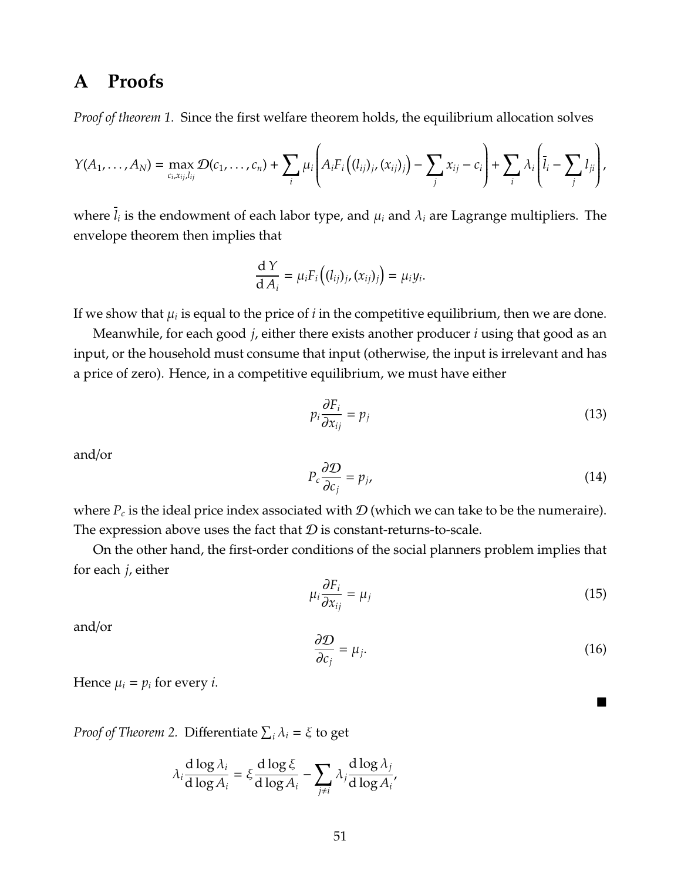# A Proofs

*Proof of theorem 1.* Since the first welfare theorem holds, the equilibrium allocation solves

$$Y(A_1, \ldots, A_N) = \max_{c_i, x_{ij}, l_{ij}} \mathcal{D}(c_1, \ldots, c_n) + \sum_i \mu_i \left( A_i F_i \left( (l_{ij})_j, (x_{ij})_j \right) - \sum_j x_{ij} - c_i \right) + \sum_i \lambda_i \left( \bar{l}_i - \sum_j l_{ji} \right),$$

where $\bar{l}_i$ is the endowment of each labor type, and $\mu_i$ and $\lambda_i$ are Lagrange multipliers. The envelope theorem then implies that

$$\frac{\mathrm{d}\, Y}{\mathrm{d}\, A_i} = \mu_i F_i \left( (l_{ij})_j, (x_{ij})_j \right) = \mu_i y_i.$$

If we show that $\mu_i$ is equal to the price of $i$ in the competitive equilibrium, then we are done.

Meanwhile, for each good $j$, either there exists another producer $i$ using that good as an input, or the household must consume that input (otherwise, the input is irrelevant and has a price of zero). Hence, in a competitive equilibrium, we must have either

$$p_i \frac{\partial F_i}{\partial x_{ij}} = p_j \tag{13}$$

and/or

$$P_c \frac{\partial \mathcal{D}}{\partial c_j} = p_j, \tag{14}$$

where $P_c$ is the ideal price index associated with $\mathcal{D}$ (which we can take to be the numeraire). The expression above uses the fact that $\mathcal{D}$ is constant-returns-to-scale.

On the other hand, the first-order conditions of the social planners problem implies that for each $j$, either

$$\mu_i \frac{\partial F_i}{\partial x_{ij}} = \mu_j \tag{15}$$

and/or

$$\frac{\partial \mathcal{D}}{\partial c_j} = \mu_j. \tag{16}$$

Hence $\mu_i = p_i$ for every $i$.

■

*Proof of Theorem 2.* Differentiate $\sum_i \lambda_i = \xi$ to get

$$\lambda_i \frac{\mathrm{d} \log \lambda_i}{\mathrm{d} \log A_i} = \xi \frac{\mathrm{d} \log \xi}{\mathrm{d} \log A_i} - \sum_{j \neq i} \lambda_j \frac{\mathrm{d} \log \lambda_j}{\mathrm{d} \log A_i},$$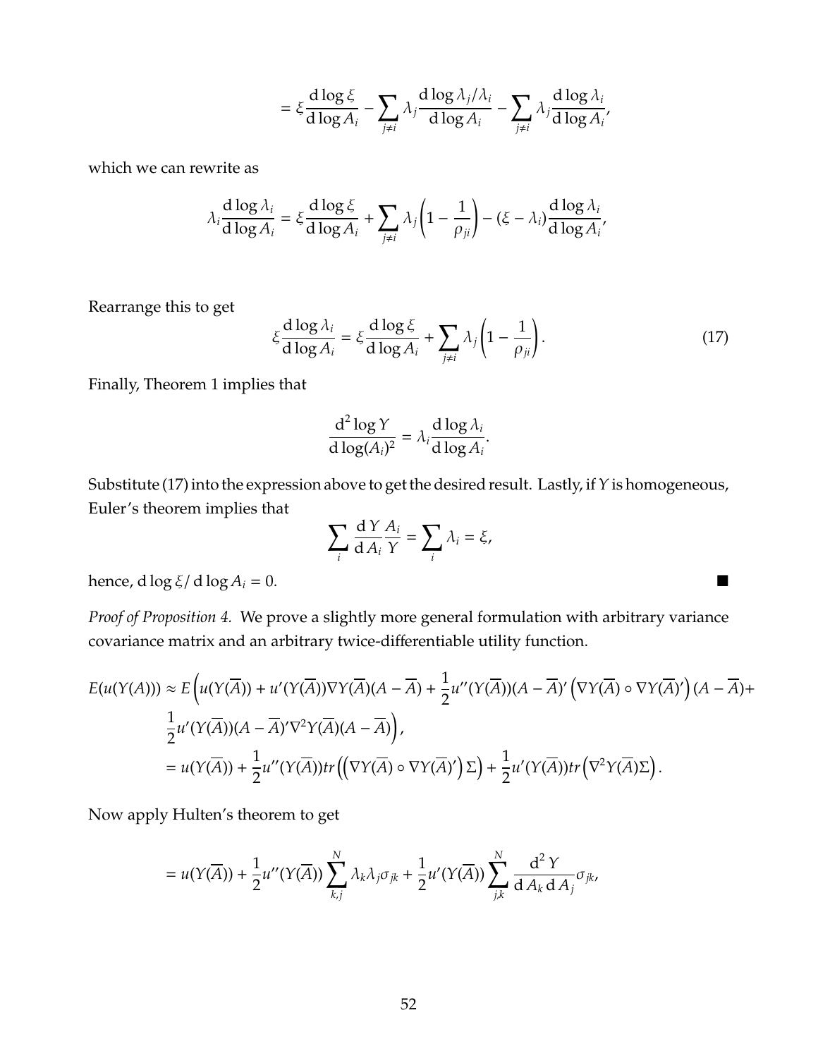$$= \xi \frac{\mathrm{d} \log \xi}{\mathrm{d} \log A_i} - \sum_{j \neq i} \lambda_j \frac{\mathrm{d} \log \lambda_j / \lambda_i}{\mathrm{d} \log A_i} - \sum_{j \neq i} \lambda_j \frac{\mathrm{d} \log \lambda_i}{\mathrm{d} \log A_i},$$

which we can rewrite as

$$\lambda_i \frac{\mathrm{d} \log \lambda_i}{\mathrm{d} \log A_i} = \xi \frac{\mathrm{d} \log \xi}{\mathrm{d} \log A_i} + \sum_{j \neq i} \lambda_j \left(1 - \frac{1}{\rho_{ji}}\right) - (\xi - \lambda_i) \frac{\mathrm{d} \log \lambda_i}{\mathrm{d} \log A_i},$$

Rearrange this to get

$$\xi \frac{\mathrm{d} \log \lambda_i}{\mathrm{d} \log A_i} = \xi \frac{\mathrm{d} \log \xi}{\mathrm{d} \log A_i} + \sum_{j \neq i} \lambda_j \left(1 - \frac{1}{\rho_{ji}}\right). \tag{17}$$

Finally, Theorem 1 implies that

$$\frac{\mathrm{d}^2 \log Y}{\mathrm{d} \log (A_i)^2} = \lambda_i \frac{\mathrm{d} \log \lambda_i}{\mathrm{d} \log A_i}.$$

Substitute (17) into the expression above to get the desired result. Lastly, if $Y$ is homogeneous, Euler's theorem implies that

$$\sum_i \frac{\mathrm{d}\, Y}{\mathrm{d}\, A_i} \frac{A_i}{Y} = \sum_i \lambda_i = \xi,$$

hence, $\mathrm{d} \log \xi / \mathrm{d} \log A_i = 0$. ∎

*Proof of Proposition 4.* We prove a slightly more general formulation with arbitrary variance covariance matrix and an arbitrary twice-differentiable utility function.

$$\begin{aligned}
E(u(Y(A))) &\approx E\Big(u(Y(\overline{A})) + u'(Y(\overline{A}))\nabla Y(\overline{A})(A - \overline{A}) + \frac{1}{2} u''(Y(\overline{A}))(A - \overline{A})' \left(\nabla Y(\overline{A}) \circ \nabla Y(\overline{A})'\right)(A - \overline{A}) + \\
&\quad \frac{1}{2} u'(Y(\overline{A}))(A - \overline{A})' \nabla^2 Y(\overline{A})(A - \overline{A})\Big), \\
&= u(Y(\overline{A})) + \frac{1}{2} u''(Y(\overline{A})) tr\left(\left(\nabla Y(\overline{A}) \circ \nabla Y(\overline{A})'\right)\Sigma\right) + \frac{1}{2} u'(Y(\overline{A})) tr\left(\nabla^2 Y(\overline{A}) \Sigma\right).
\end{aligned}$$

Now apply Hulten's theorem to get

$$= u(Y(\overline{A})) + \frac{1}{2} u''(Y(\overline{A})) \sum_{k,j}^{N} \lambda_k \lambda_j \sigma_{jk} + \frac{1}{2} u'(Y(\overline{A})) \sum_{j,k}^{N} \frac{\mathrm{d}^2\, Y}{\mathrm{d}\, A_k\, \mathrm{d}\, A_j} \sigma_{jk},$$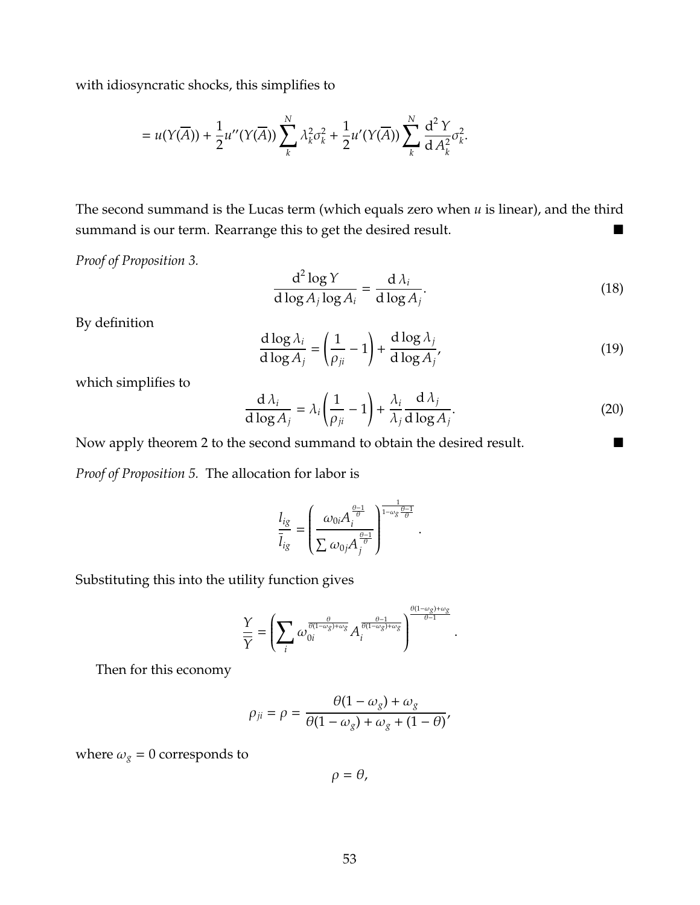with idiosyncratic shocks, this simplifies to

$$= u(Y(\overline{A})) + \frac{1}{2}u''(Y(\overline{A}))\sum_{k}^{N}\lambda_k^2\sigma_k^2 + \frac{1}{2}u'(Y(\overline{A}))\sum_{k}^{N}\frac{\mathrm{d}^2 Y}{\mathrm{d} A_k^2}\sigma_k^2.$$

The second summand is the Lucas term (which equals zero when $u$ is linear), and the third summand is our term. Rearrange this to get the desired result. ■

*Proof of Proposition 3.*

$$\frac{\mathrm{d}^2 \log Y}{\mathrm{d}\log A_j \log A_i} = \frac{\mathrm{d}\,\lambda_i}{\mathrm{d}\log A_j}. \tag{18}$$

By definition

$$\frac{\mathrm{d}\log \lambda_i}{\mathrm{d}\log A_j} = \left(\frac{1}{\rho_{ji}} - 1\right) + \frac{\mathrm{d}\log \lambda_j}{\mathrm{d}\log A_j}, \tag{19}$$

which simplifies to

$$\frac{\mathrm{d}\,\lambda_i}{\mathrm{d}\log A_j} = \lambda_i\left(\frac{1}{\rho_{ji}} - 1\right) + \frac{\lambda_i}{\lambda_j}\frac{\mathrm{d}\,\lambda_j}{\mathrm{d}\log A_j}. \tag{20}$$

Now apply theorem 2 to the second summand to obtain the desired result. ■

*Proof of Proposition 5.* The allocation for labor is

$$\frac{l_{ig}}{\bar{l}_{ig}} = \left(\frac{\omega_{0i}A_i^{\frac{\theta-1}{\theta}}}{\sum \omega_{0j}A_j^{\frac{\theta-1}{\theta}}}\right)^{\frac{1}{1-\omega_g\frac{\theta-1}{\theta}}}.$$

Substituting this into the utility function gives

$$\frac{Y}{\overline{Y}} = \left(\sum_i \omega_{0i}^{\frac{\theta}{\theta(1-\omega_g)+\omega_g}} A_i^{\frac{\theta-1}{\theta(1-\omega_g)+\omega_g}}\right)^{\frac{\theta(1-\omega_g)+\omega_g}{\theta-1}}.$$

Then for this economy

$$\rho_{ji} = \rho = \frac{\theta(1-\omega_g)+\omega_g}{\theta(1-\omega_g)+\omega_g+(1-\theta)},$$

where $\omega_g = 0$ corresponds to

$$\rho = \theta,$$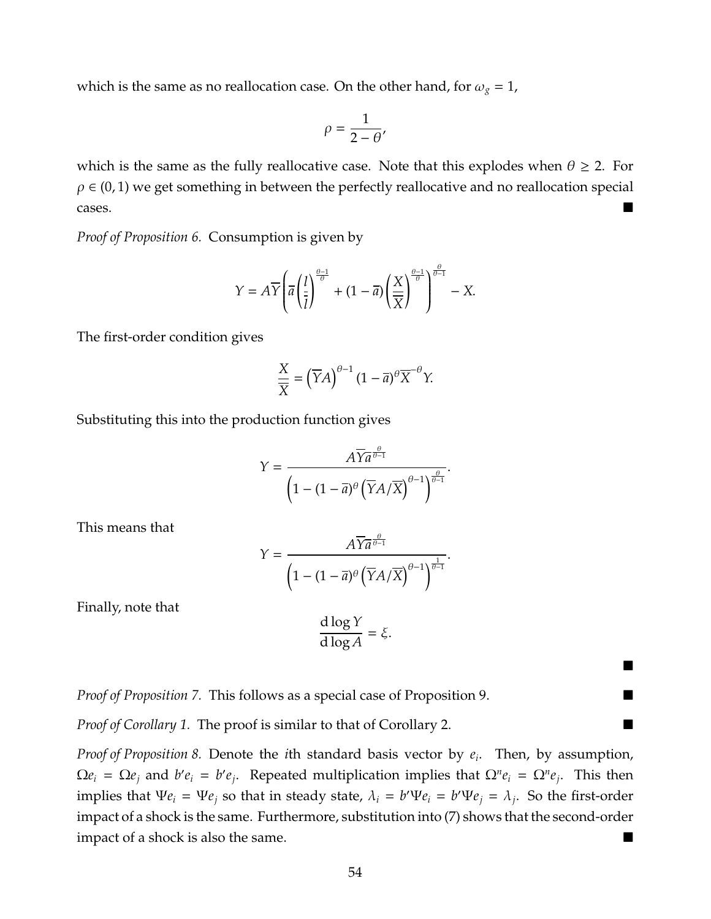which is the same as no reallocation case. On the other hand, for $\omega_g = 1$,

$$\rho = \frac{1}{2-\theta},$$

which is the same as the fully reallocative case. Note that this explodes when $\theta \geq 2$. For $\rho \in (0,1)$ we get something in between the perfectly reallocative and no reallocation special cases. ■

*Proof of Proposition 6.* Consumption is given by

$$Y = A\overline{Y}\left(\overline{a}\left(\frac{l}{\overline{l}}\right)^{\frac{\theta-1}{\theta}} + (1-\overline{a})\left(\frac{X}{\overline{X}}\right)^{\frac{\theta-1}{\theta}}\right)^{\frac{\theta}{\theta-1}} - X.$$

The first-order condition gives

$$\frac{X}{\overline{X}} = \left(\overline{Y}A\right)^{\theta-1}(1-\overline{a})^{\theta}\overline{X}^{-\theta}Y.$$

Substituting this into the production function gives

$$Y = \frac{A\overline{Y}\overline{a}^{\frac{\theta}{\theta-1}}}{\left(1-(1-\overline{a})^{\theta}\left(\overline{Y}A/\overline{X}\right)^{\theta-1}\right)^{\frac{\theta}{\theta-1}}}.$$

This means that

$$Y = \frac{A\overline{Y}\overline{a}^{\frac{\theta}{\theta-1}}}{\left(1-(1-\overline{a})^{\theta}\left(\overline{Y}A/\overline{X}\right)^{\theta-1}\right)^{\frac{1}{\theta-1}}}.$$

Finally, note that

$$\frac{\mathrm{d}\log Y}{\mathrm{d}\log A} = \xi.$$

■

*Proof of Proposition 7.* This follows as a special case of Proposition 9. ■

*Proof of Corollary 1.* The proof is similar to that of Corollary 2. ■

*Proof of Proposition 8.* Denote the $i$th standard basis vector by $e_i$. Then, by assumption, $\Omega e_i = \Omega e_j$ and $b'e_i = b'e_j$. Repeated multiplication implies that $\Omega^n e_i = \Omega^n e_j$. This then implies that $\Psi e_i = \Psi e_j$ so that in steady state, $\lambda_i = b'\Psi e_i = b'\Psi e_j = \lambda_j$. So the first-order impact of a shock is the same. Furthermore, substitution into (7) shows that the second-order impact of a shock is also the same. ■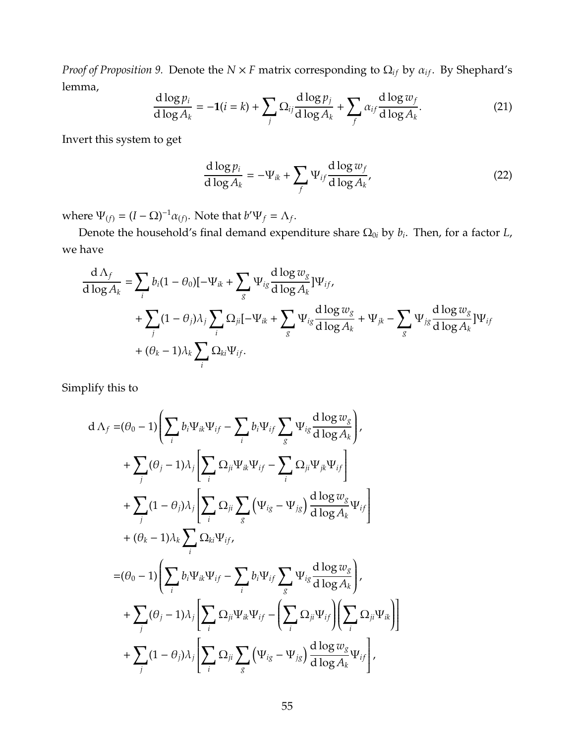*Proof of Proposition 9.* Denote the $N \times F$ matrix corresponding to $\Omega_{if}$ by $\alpha_{if}$. By Shephard's lemma,

$$\frac{\mathrm{d}\log p_i}{\mathrm{d}\log A_k} = -\mathbf{1}(i = k) + \sum_j \Omega_{ij}\frac{\mathrm{d}\log p_j}{\mathrm{d}\log A_k} + \sum_f \alpha_{if}\frac{\mathrm{d}\log w_f}{\mathrm{d}\log A_k}. \tag{21}$$

Invert this system to get

$$\frac{\mathrm{d}\log p_i}{\mathrm{d}\log A_k} = -\Psi_{ik} + \sum_f \Psi_{if}\frac{\mathrm{d}\log w_f}{\mathrm{d}\log A_k}, \tag{22}$$

where $\Psi_{(f)} = (I - \Omega)^{-1}\alpha_{(f)}$. Note that $b'\Psi_f = \Lambda_f$.

Denote the household's final demand expenditure share $\Omega_{0i}$ by $b_i$. Then, for a factor $L$, we have

$$\begin{aligned}
\frac{\mathrm{d}\,\Lambda_f}{\mathrm{d}\log A_k} =& \sum_i b_i(1-\theta_0)[-\Psi_{ik} + \sum_g \Psi_{ig}\frac{\mathrm{d}\log w_g}{\mathrm{d}\log A_k}]\Psi_{if}, \\
&+ \sum_j (1-\theta_j)\lambda_j \sum_i \Omega_{ji}[-\Psi_{ik} + \sum_g \Psi_{ig}\frac{\mathrm{d}\log w_g}{\mathrm{d}\log A_k} + \Psi_{jk} - \sum_g \Psi_{jg}\frac{\mathrm{d}\log w_g}{\mathrm{d}\log A_k}]\Psi_{if} \\
&+ (\theta_k - 1)\lambda_k \sum_i \Omega_{ki}\Psi_{if}.
\end{aligned}$$

Simplify this to

$$\begin{aligned}
\mathrm{d}\,\Lambda_f =& (\theta_0 - 1)\left(\sum_i b_i \Psi_{ik}\Psi_{if} - \sum_i b_i \Psi_{if}\sum_g \Psi_{ig}\frac{\mathrm{d}\log w_g}{\mathrm{d}\log A_k}\right), \\
&+ \sum_j (\theta_j - 1)\lambda_j \left[\sum_i \Omega_{ji}\Psi_{ik}\Psi_{if} - \sum_i \Omega_{ji}\Psi_{jk}\Psi_{if}\right] \\
&+ \sum_j (1-\theta_j)\lambda_j \left[\sum_i \Omega_{ji}\sum_g \left(\Psi_{ig} - \Psi_{jg}\right)\frac{\mathrm{d}\log w_g}{\mathrm{d}\log A_k}\Psi_{if}\right] \\
&+ (\theta_k - 1)\lambda_k \sum_i \Omega_{ki}\Psi_{if}, \\
=& (\theta_0 - 1)\left(\sum_i b_i \Psi_{ik}\Psi_{if} - \sum_i b_i \Psi_{if}\sum_g \Psi_{ig}\frac{\mathrm{d}\log w_g}{\mathrm{d}\log A_k}\right), \\
&+ \sum_j (\theta_j - 1)\lambda_j \left[\sum_i \Omega_{ji}\Psi_{ik}\Psi_{if} - \left(\sum_i \Omega_{ji}\Psi_{if}\right)\left(\sum_i \Omega_{ji}\Psi_{ik}\right)\right] \\
&+ \sum_j (1-\theta_j)\lambda_j \left[\sum_i \Omega_{ji}\sum_g \left(\Psi_{ig} - \Psi_{jg}\right)\frac{\mathrm{d}\log w_g}{\mathrm{d}\log A_k}\Psi_{if}\right],
\end{aligned}$$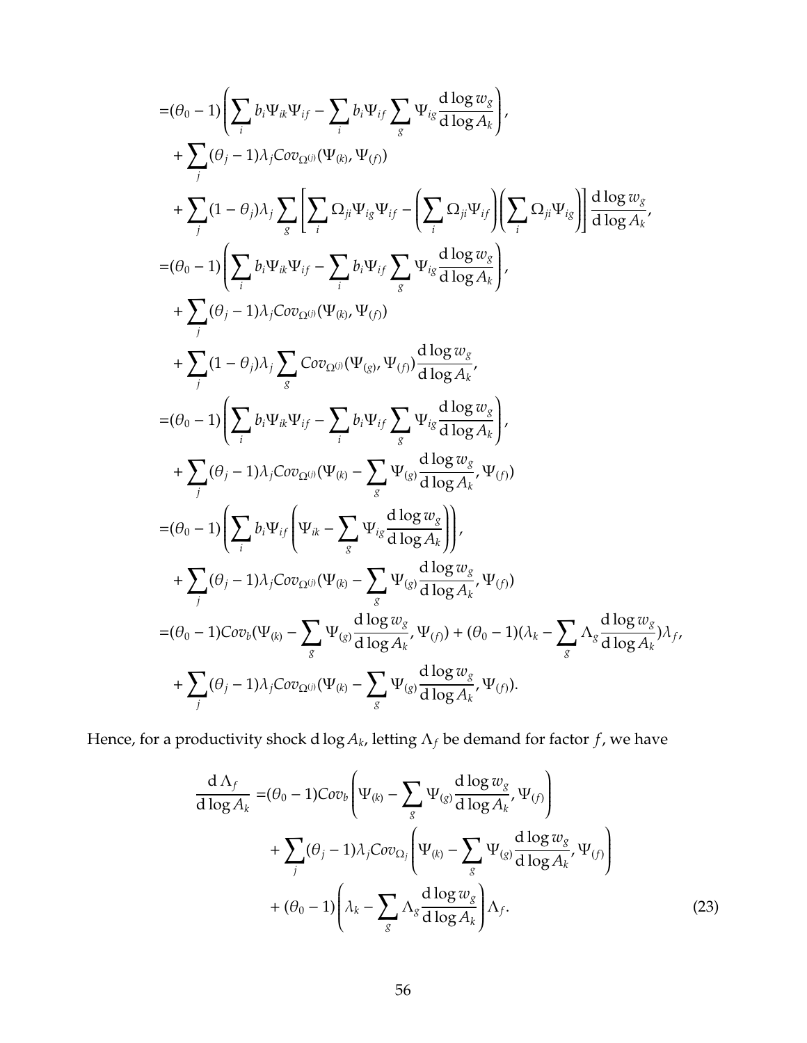$$
\begin{aligned}
=&(\theta_0 - 1)\left(\sum_i b_i \Psi_{ik}\Psi_{if} - \sum_i b_i \Psi_{if} \sum_g \Psi_{ig} \frac{\mathrm{d}\log w_g}{\mathrm{d}\log A_k}\right), \\
&+ \sum_j (\theta_j - 1)\lambda_j Cov_{\Omega^{(j)}}(\Psi_{(k)}, \Psi_{(f)}) \\
&+ \sum_j (1-\theta_j)\lambda_j \sum_g \left[\sum_i \Omega_{ji}\Psi_{ig}\Psi_{if} - \left(\sum_i \Omega_{ji}\Psi_{if}\right)\left(\sum_i \Omega_{ji}\Psi_{ig}\right)\right] \frac{\mathrm{d}\log w_g}{\mathrm{d}\log A_k}, \\
=&(\theta_0 - 1)\left(\sum_i b_i \Psi_{ik}\Psi_{if} - \sum_i b_i \Psi_{if} \sum_g \Psi_{ig} \frac{\mathrm{d}\log w_g}{\mathrm{d}\log A_k}\right), \\
&+ \sum_j (\theta_j - 1)\lambda_j Cov_{\Omega^{(j)}}(\Psi_{(k)}, \Psi_{(f)}) \\
&+ \sum_j (1-\theta_j)\lambda_j \sum_g Cov_{\Omega^{(j)}}(\Psi_{(g)}, \Psi_{(f)}) \frac{\mathrm{d}\log w_g}{\mathrm{d}\log A_k}, \\
=&(\theta_0 - 1)\left(\sum_i b_i \Psi_{ik}\Psi_{if} - \sum_i b_i \Psi_{if} \sum_g \Psi_{ig} \frac{\mathrm{d}\log w_g}{\mathrm{d}\log A_k}\right), \\
&+ \sum_j (\theta_j - 1)\lambda_j Cov_{\Omega^{(j)}}(\Psi_{(k)} - \sum_g \Psi_{(g)} \frac{\mathrm{d}\log w_g}{\mathrm{d}\log A_k}, \Psi_{(f)}) \\
=&(\theta_0 - 1)\left(\sum_i b_i \Psi_{if}\left(\Psi_{ik} - \sum_g \Psi_{ig} \frac{\mathrm{d}\log w_g}{\mathrm{d}\log A_k}\right)\right), \\
&+ \sum_j (\theta_j - 1)\lambda_j Cov_{\Omega^{(j)}}(\Psi_{(k)} - \sum_g \Psi_{(g)} \frac{\mathrm{d}\log w_g}{\mathrm{d}\log A_k}, \Psi_{(f)}) \\
=&(\theta_0 - 1) Cov_b(\Psi_{(k)} - \sum_g \Psi_{(g)} \frac{\mathrm{d}\log w_g}{\mathrm{d}\log A_k}, \Psi_{(f)}) + (\theta_0 - 1)(\lambda_k - \sum_g \Lambda_g \frac{\mathrm{d}\log w_g}{\mathrm{d}\log A_k})\lambda_f, \\
&+ \sum_j (\theta_j - 1)\lambda_j Cov_{\Omega^{(j)}}(\Psi_{(k)} - \sum_g \Psi_{(g)} \frac{\mathrm{d}\log w_g}{\mathrm{d}\log A_k}, \Psi_{(f)}).
\end{aligned}
$$

Hence, for a productivity shock $\mathrm{d}\log A_k$, letting $\Lambda_f$ be demand for factor $f$, we have

$$
\begin{aligned}
\frac{\mathrm{d}\Lambda_f}{\mathrm{d}\log A_k} =&(\theta_0 - 1) Cov_b\left(\Psi_{(k)} - \sum_g \Psi_{(g)} \frac{\mathrm{d}\log w_g}{\mathrm{d}\log A_k}, \Psi_{(f)}\right) \\
&+ \sum_j (\theta_j - 1)\lambda_j Cov_{\Omega_j}\left(\Psi_{(k)} - \sum_g \Psi_{(g)} \frac{\mathrm{d}\log w_g}{\mathrm{d}\log A_k}, \Psi_{(f)}\right) \\
&+ (\theta_0 - 1)\left(\lambda_k - \sum_g \Lambda_g \frac{\mathrm{d}\log w_g}{\mathrm{d}\log A_k}\right)\Lambda_f. \qquad (23)
\end{aligned}
$$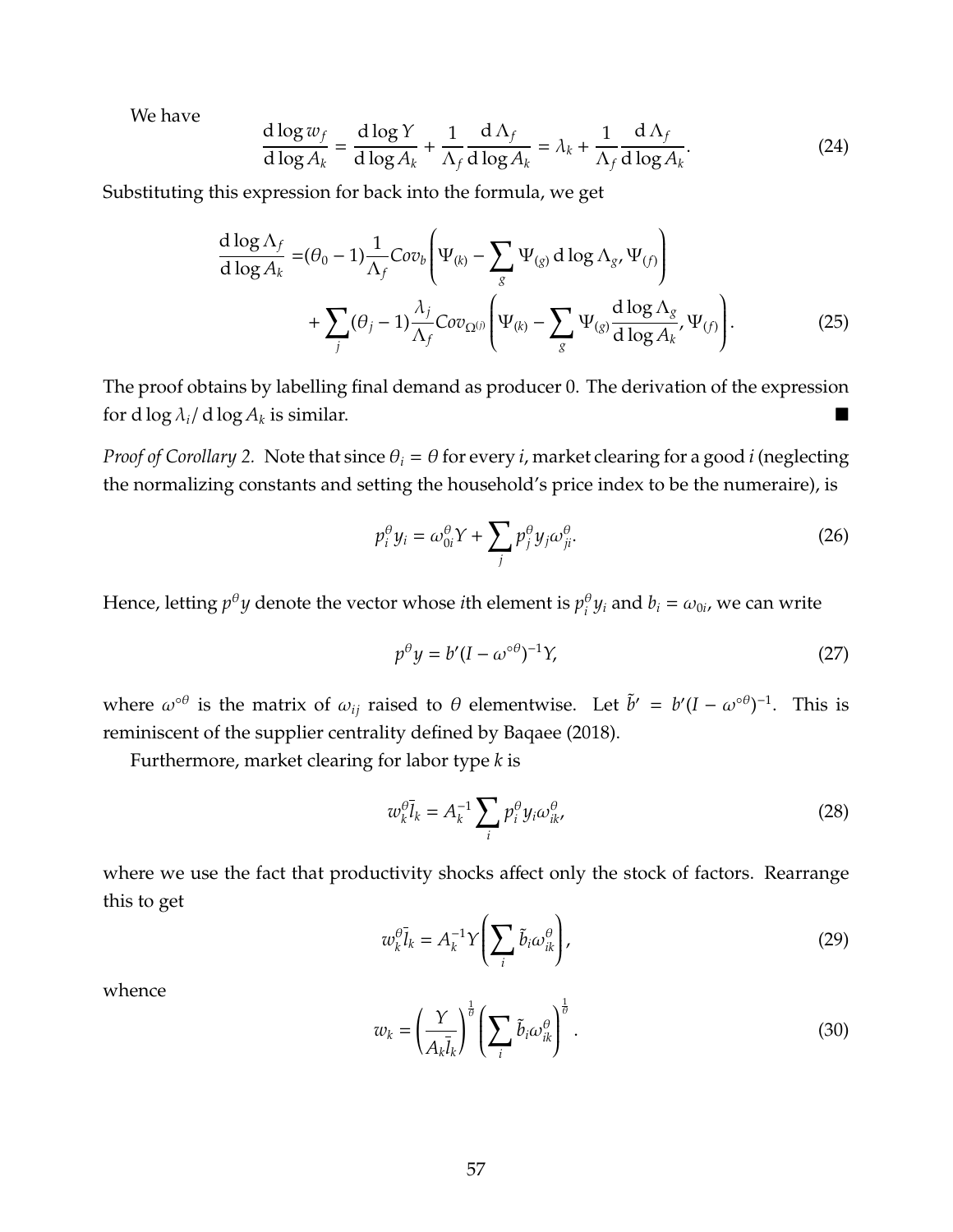We have

$$\frac{\mathrm{d}\log w_f}{\mathrm{d}\log A_k} = \frac{\mathrm{d}\log Y}{\mathrm{d}\log A_k} + \frac{1}{\Lambda_f}\frac{\mathrm{d}\,\Lambda_f}{\mathrm{d}\log A_k} = \lambda_k + \frac{1}{\Lambda_f}\frac{\mathrm{d}\,\Lambda_f}{\mathrm{d}\log A_k}. \tag{24}$$

Substituting this expression for back into the formula, we get

$$\begin{aligned}\frac{\mathrm{d}\log \Lambda_f}{\mathrm{d}\log A_k} =& (\theta_0 - 1)\frac{1}{\Lambda_f} Cov_b\left(\Psi_{(k)} - \sum_g \Psi_{(g)}\,\mathrm{d}\log\Lambda_g, \Psi_{(f)}\right) \\ &+ \sum_j (\theta_j - 1)\frac{\lambda_j}{\Lambda_f} Cov_{\Omega^{(j)}}\left(\Psi_{(k)} - \sum_g \Psi_{(g)}\frac{\mathrm{d}\log\Lambda_g}{\mathrm{d}\log A_k}, \Psi_{(f)}\right).\end{aligned} \tag{25}$$

The proof obtains by labelling final demand as producer 0. The derivation of the expression for $\mathrm{d}\log\lambda_i/\,\mathrm{d}\log A_k$ is similar. ■

*Proof of Corollary 2.* Note that since $\theta_i = \theta$ for every $i$, market clearing for a good $i$ (neglecting the normalizing constants and setting the household's price index to be the numeraire), is

$$p_i^\theta y_i = \omega_{0i}^\theta Y + \sum_j p_j^\theta y_j \omega_{ji}^\theta. \tag{26}$$

Hence, letting $p^\theta y$ denote the vector whose $i$th element is $p_i^\theta y_i$ and $b_i = \omega_{0i}$, we can write

$$p^\theta y = b'(I - \omega^{\circ\theta})^{-1} Y, \tag{27}$$

where $\omega^{\circ\theta}$ is the matrix of $\omega_{ij}$ raised to $\theta$ elementwise. Let $\tilde{b}' = b'(I - \omega^{\circ\theta})^{-1}$. This is reminiscent of the supplier centrality defined by Baqaee (2018).

Furthermore, market clearing for labor type $k$ is

$$w_k^\theta \bar{l}_k = A_k^{-1} \sum_i p_i^\theta y_i \omega_{ik}^\theta, \tag{28}$$

where we use the fact that productivity shocks affect only the stock of factors. Rearrange this to get

$$w_k^\theta \bar{l}_k = A_k^{-1} Y \left(\sum_i \tilde{b}_i \omega_{ik}^\theta\right), \tag{29}$$

whence

$$w_k = \left(\frac{Y}{A_k \bar{l}_k}\right)^{\frac{1}{\theta}} \left(\sum_i \tilde{b}_i \omega_{ik}^\theta\right)^{\frac{1}{\theta}}. \tag{30}$$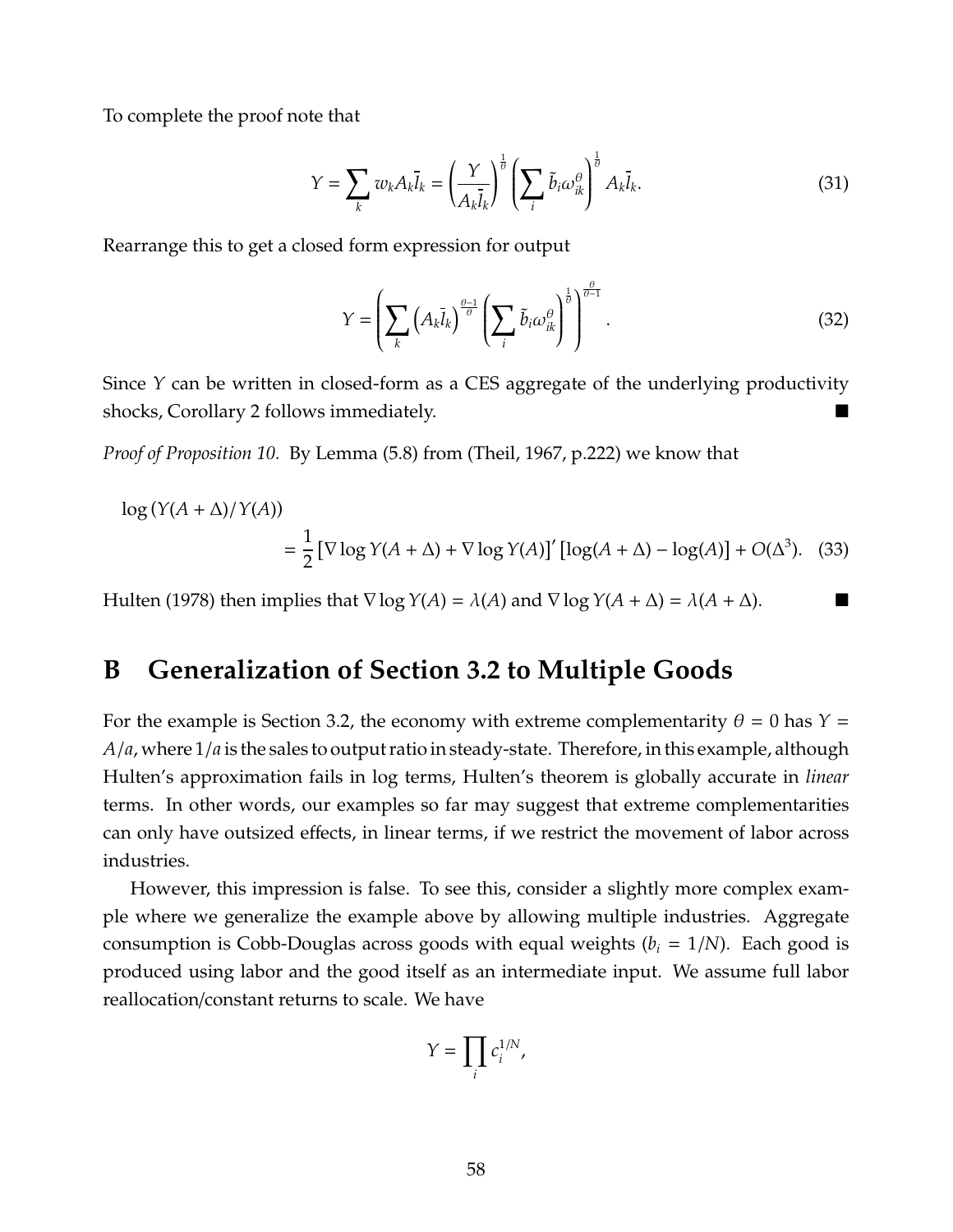To complete the proof note that

$$Y = \sum_k w_k A_k \bar{l}_k = \left(\frac{Y}{A_k \bar{l}_k}\right)^{\frac{1}{\theta}} \left(\sum_i \tilde{b}_i \omega_{ik}^{\theta}\right)^{\frac{1}{\theta}} A_k \bar{l}_k. \tag{31}$$

Rearrange this to get a closed form expression for output

$$Y = \left(\sum_k \left(A_k \bar{l}_k\right)^{\frac{\theta-1}{\theta}} \left(\sum_i \tilde{b}_i \omega_{ik}^{\theta}\right)^{\frac{1}{\theta}}\right)^{\frac{\theta}{\theta-1}}. \tag{32}$$

Since $Y$ can be written in closed-form as a CES aggregate of the underlying productivity shocks, Corollary 2 follows immediately. ■

*Proof of Proposition 10.* By Lemma (5.8) from (Theil, 1967, p.222) we know that

$$\log\left(Y(A+\Delta)/Y(A)\right) = \frac{1}{2}\left[\nabla \log Y(A+\Delta) + \nabla \log Y(A)\right]' \left[\log(A+\Delta) - \log(A)\right] + O(\Delta^3). \tag{33}$$

Hulten (1978) then implies that $\nabla \log Y(A) = \lambda(A)$ and $\nabla \log Y(A+\Delta) = \lambda(A+\Delta)$. ■

# B Generalization of Section 3.2 to Multiple Goods

For the example is Section 3.2, the economy with extreme complementarity $\theta = 0$ has $Y = A/a$, where $1/a$ is the sales to output ratio in steady-state. Therefore, in this example, although Hulten's approximation fails in log terms, Hulten's theorem is globally accurate in *linear* terms. In other words, our examples so far may suggest that extreme complementarities can only have outsized effects, in linear terms, if we restrict the movement of labor across industries.

However, this impression is false. To see this, consider a slightly more complex example where we generalize the example above by allowing multiple industries. Aggregate consumption is Cobb-Douglas across goods with equal weights ($b_i = 1/N$). Each good is produced using labor and the good itself as an intermediate input. We assume full labor reallocation/constant returns to scale. We have

$$Y = \prod_i c_i^{1/N},$$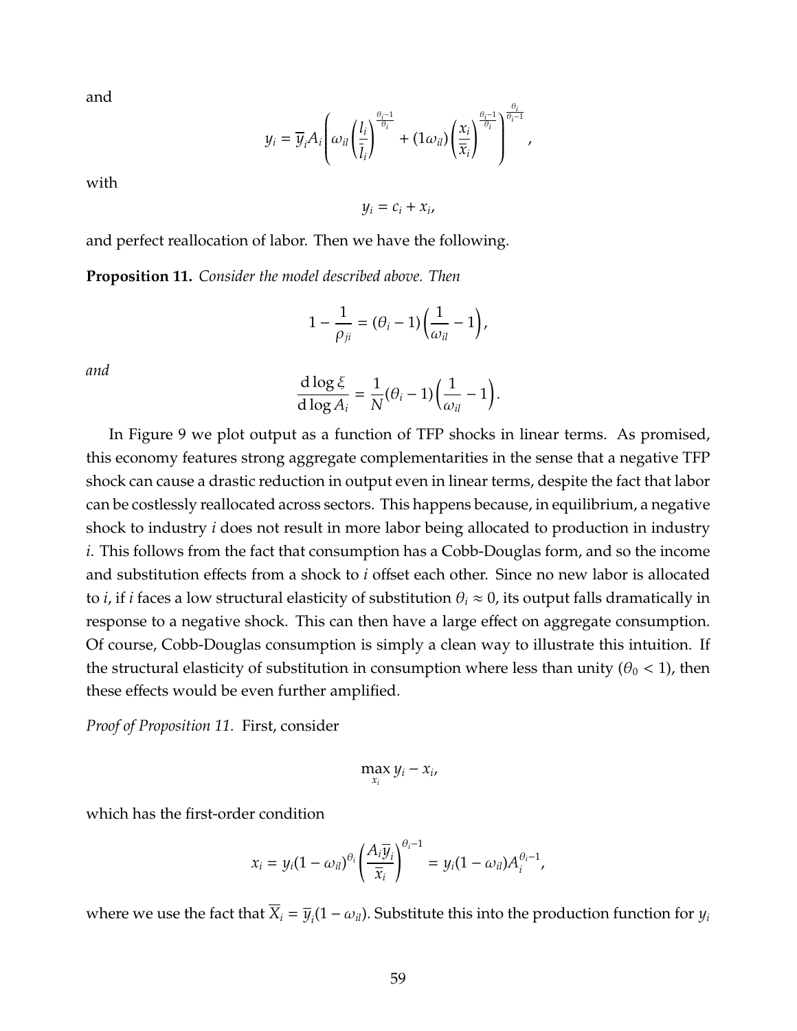and

$$y_i = \overline{y}_i A_i \left( \omega_{il} \left( \frac{l_i}{\overline{l}_i} \right)^{\frac{\theta_i - 1}{\theta_i}} + (1\omega_{il}) \left( \frac{x_i}{\overline{x}_i} \right)^{\frac{\theta_i - 1}{\theta_i}} \right)^{\frac{\theta_i}{\theta_i - 1}},$$

with

$$y_i = c_i + x_i,$$

and perfect reallocation of labor. Then we have the following.

**Proposition 11.** *Consider the model described above. Then*

$$1 - \frac{1}{\rho_{ji}} = (\theta_i - 1)\left( \frac{1}{\omega_{il}} - 1 \right),$$

*and*

$$\frac{\mathrm{d} \log \xi}{\mathrm{d} \log A_i} = \frac{1}{N}(\theta_i - 1)\left( \frac{1}{\omega_{il}} - 1 \right).$$

In Figure 9 we plot output as a function of TFP shocks in linear terms. As promised, this economy features strong aggregate complementarities in the sense that a negative TFP shock can cause a drastic reduction in output even in linear terms, despite the fact that labor can be costlessly reallocated across sectors. This happens because, in equilibrium, a negative shock to industry $i$ does not result in more labor being allocated to production in industry $i$. This follows from the fact that consumption has a Cobb-Douglas form, and so the income and substitution effects from a shock to $i$ offset each other. Since no new labor is allocated to $i$, if $i$ faces a low structural elasticity of substitution $\theta_i \approx 0$, its output falls dramatically in response to a negative shock. This can then have a large effect on aggregate consumption. Of course, Cobb-Douglas consumption is simply a clean way to illustrate this intuition. If the structural elasticity of substitution in consumption where less than unity ($\theta_0 < 1$), then these effects would be even further amplified.

*Proof of Proposition 11.* First, consider

$$\max_{x_i} y_i - x_i,$$

which has the first-order condition

$$x_i = y_i (1 - \omega_{il})^{\theta_i} \left( \frac{A_i \overline{y}_i}{\overline{x}_i} \right)^{\theta_i - 1} = y_i (1 - \omega_{il}) A_i^{\theta_i - 1},$$

where we use the fact that $\overline{X}_i = \overline{y}_i (1 - \omega_{il})$. Substitute this into the production function for $y_i$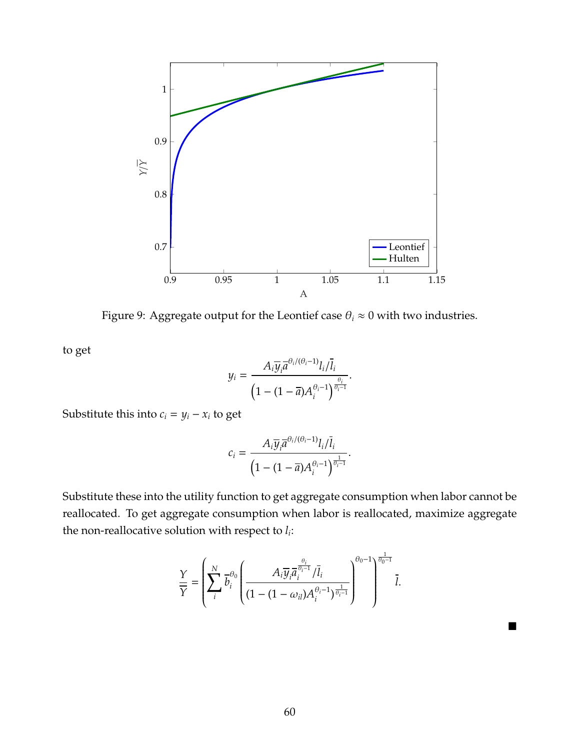Figure 9: Aggregate output for the Leontief case $\theta_i \approx 0$ with two industries.

to get

$$y_i = \frac{A_i \overline{y}_i \overline{a}^{\theta_i/(\theta_i-1)} l_i/\overline{l}_i}{\left(1-(1-\overline{a})A_i^{\theta_i-1}\right)^{\frac{\theta_i}{\theta_i-1}}}.$$

Substitute this into $c_i = y_i - x_i$ to get

$$c_i = \frac{A_i \overline{y}_i \overline{a}^{\theta_i/(\theta_i-1)} l_i/\overline{l}_i}{\left(1-(1-\overline{a})A_i^{\theta_i-1}\right)^{\frac{1}{\theta_i-1}}}.$$

Substitute these into the utility function to get aggregate consumption when labor cannot be reallocated. To get aggregate consumption when labor is reallocated, maximize aggregate the non-reallocative solution with respect to $l_i$:

$$\frac{Y}{\overline{Y}} = \left(\sum_i^N \overline{b}_i^{\theta_0} \left(\frac{A_i \overline{y}_i \overline{a}_i^{\frac{\theta_i}{\theta_i-1}}/\overline{l}_i}{(1-(1-\omega_{il})A_i^{\theta_i-1})^{\frac{1}{\theta_i-1}}}\right)^{\theta_0-1}\right)^{\frac{1}{\theta_0-1}} \overline{l}.$$

■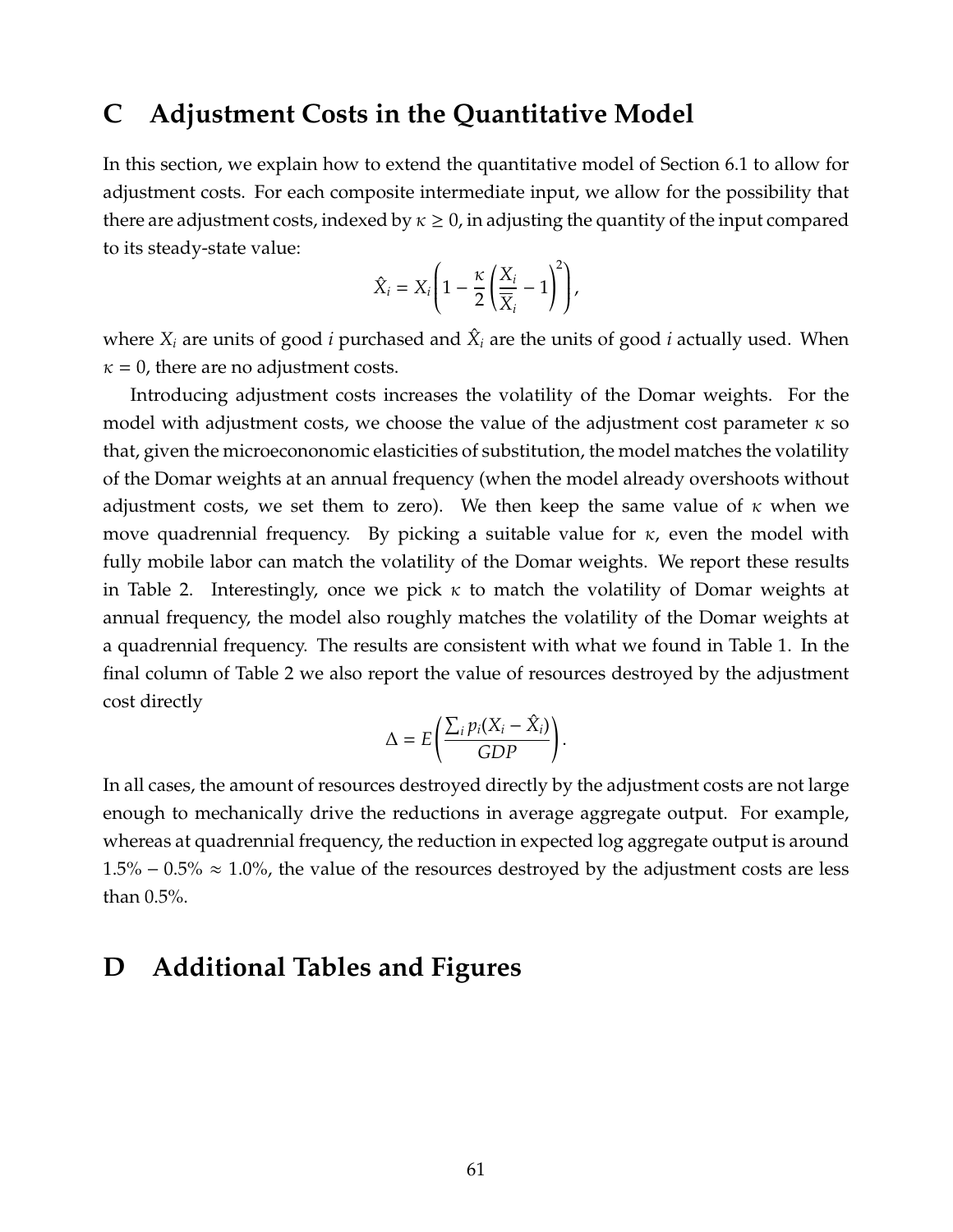# C Adjustment Costs in the Quantitative Model

In this section, we explain how to extend the quantitative model of Section 6.1 to allow for adjustment costs. For each composite intermediate input, we allow for the possibility that there are adjustment costs, indexed by $\kappa \geq 0$, in adjusting the quantity of the input compared to its steady-state value:

$$\hat{X}_i = X_i \left( 1 - \frac{\kappa}{2} \left( \frac{X_i}{\overline{X}_i} - 1 \right)^2 \right),$$

where $X_i$ are units of good $i$ purchased and $\hat{X}_i$ are the units of good $i$ actually used. When $\kappa = 0$, there are no adjustment costs.

Introducing adjustment costs increases the volatility of the Domar weights. For the model with adjustment costs, we choose the value of the adjustment cost parameter $\kappa$ so that, given the microecononomic elasticities of substitution, the model matches the volatility of the Domar weights at an annual frequency (when the model already overshoots without adjustment costs, we set them to zero). We then keep the same value of $\kappa$ when we move quadrennial frequency. By picking a suitable value for $\kappa$, even the model with fully mobile labor can match the volatility of the Domar weights. We report these results in Table 2. Interestingly, once we pick $\kappa$ to match the volatility of Domar weights at annual frequency, the model also roughly matches the volatility of the Domar weights at a quadrennial frequency. The results are consistent with what we found in Table 1. In the final column of Table 2 we also report the value of resources destroyed by the adjustment cost directly

$$\Delta = E\left( \frac{\sum_i p_i (X_i - \hat{X}_i)}{GDP} \right).$$

In all cases, the amount of resources destroyed directly by the adjustment costs are not large enough to mechanically drive the reductions in average aggregate output. For example, whereas at quadrennial frequency, the reduction in expected log aggregate output is around $1.5\% - 0.5\% \approx 1.0\%$, the value of the resources destroyed by the adjustment costs are less than 0.5%.

# D Additional Tables and Figures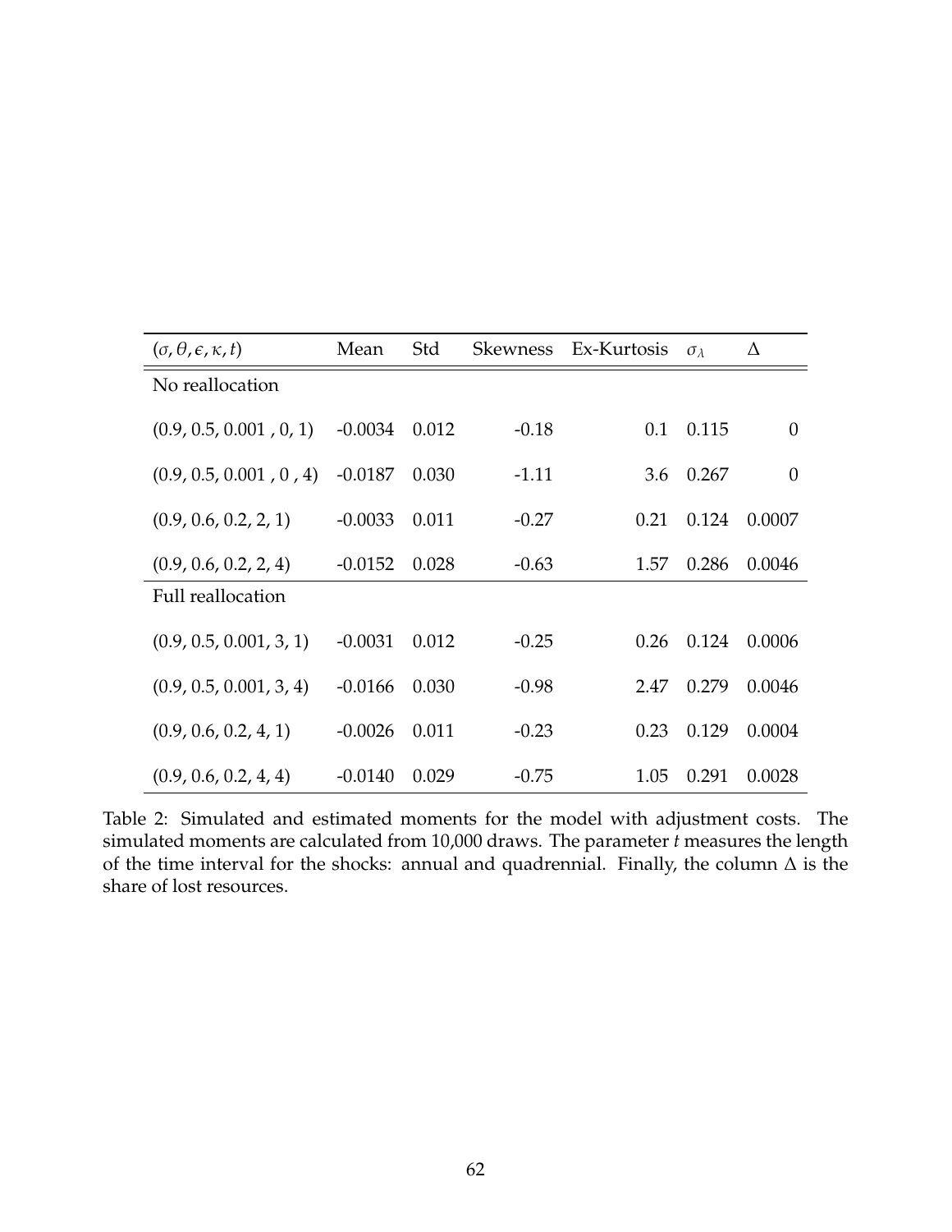| $(\sigma, \theta, \epsilon, \kappa, t)$ | Mean | Std | Skewness | Ex-Kurtosis | $\sigma_\lambda$ | $\Delta$ |
|---|---|---|---|---|---|---|
| No reallocation | | | | | | |
| (0.9, 0.5, 0.001 , 0, 1) | -0.0034 | 0.012 | -0.18 | 0.1 | 0.115 | 0 |
| (0.9, 0.5, 0.001 , 0 , 4) | -0.0187 | 0.030 | -1.11 | 3.6 | 0.267 | 0 |
| (0.9, 0.6, 0.2, 2, 1) | -0.0033 | 0.011 | -0.27 | 0.21 | 0.124 | 0.0007 |
| (0.9, 0.6, 0.2, 2, 4) | -0.0152 | 0.028 | -0.63 | 1.57 | 0.286 | 0.0046 |
| Full reallocation | | | | | | |
| (0.9, 0.5, 0.001, 3, 1) | -0.0031 | 0.012 | -0.25 | 0.26 | 0.124 | 0.0006 |
| (0.9, 0.5, 0.001, 3, 4) | -0.0166 | 0.030 | -0.98 | 2.47 | 0.279 | 0.0046 |
| (0.9, 0.6, 0.2, 4, 1) | -0.0026 | 0.011 | -0.23 | 0.23 | 0.129 | 0.0004 |
| (0.9, 0.6, 0.2, 4, 4) | -0.0140 | 0.029 | -0.75 | 1.05 | 0.291 | 0.0028 |

Table 2: Simulated and estimated moments for the model with adjustment costs. The simulated moments are calculated from 10,000 draws. The parameter $t$ measures the length of the time interval for the shocks: annual and quadrennial. Finally, the column $\Delta$ is the share of lost resources.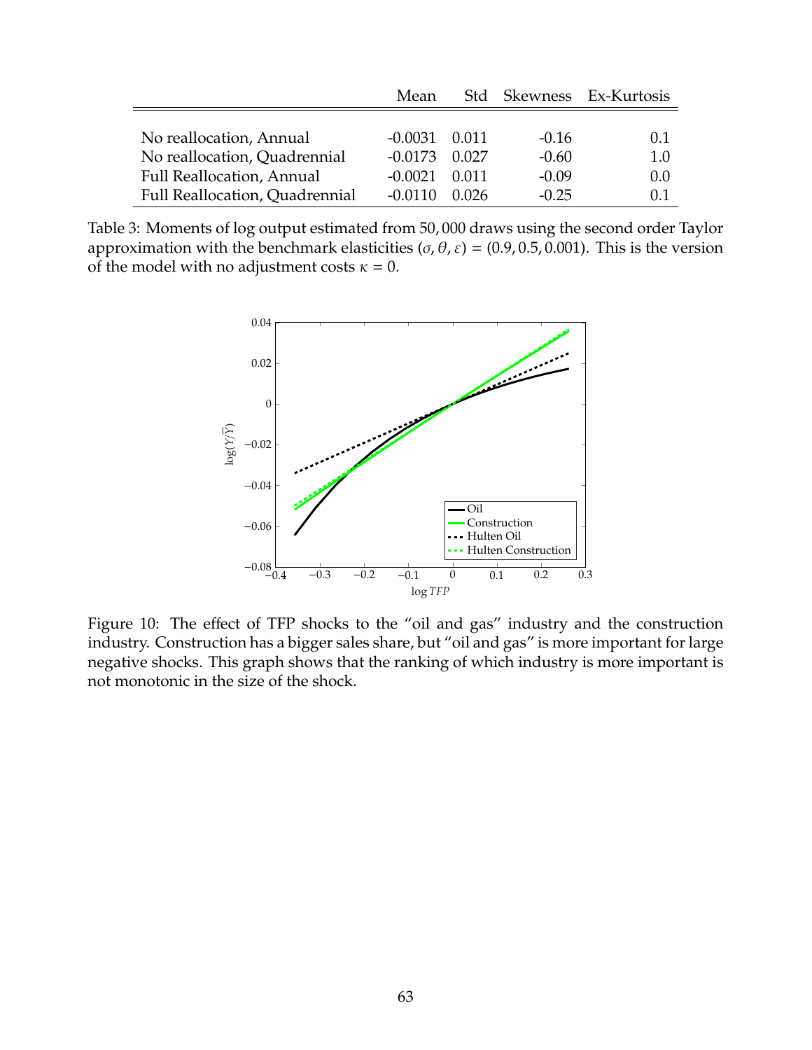| | Mean | Std | Skewness | Ex-Kurtosis |
|---|---|---|---|---|
| No reallocation, Annual | -0.0031 | 0.011 | -0.16 | 0.1 |
| No reallocation, Quadrennial | -0.0173 | 0.027 | -0.60 | 1.0 |
| Full Reallocation, Annual | -0.0021 | 0.011 | -0.09 | 0.0 |
| Full Reallocation, Quadrennial | -0.0110 | 0.026 | -0.25 | 0.1 |

Table 3: Moments of log output estimated from 50,000 draws using the second order Taylor approximation with the benchmark elasticities $(\sigma, \theta, \varepsilon) = (0.9, 0.5, 0.001)$. This is the version of the model with no adjustment costs $\kappa = 0$.

Figure 10: The effect of TFP shocks to the "oil and gas" industry and the construction industry. Construction has a bigger sales share, but "oil and gas" is more important for large negative shocks. This graph shows that the ranking of which industry is more important is not monotonic in the size of the shock.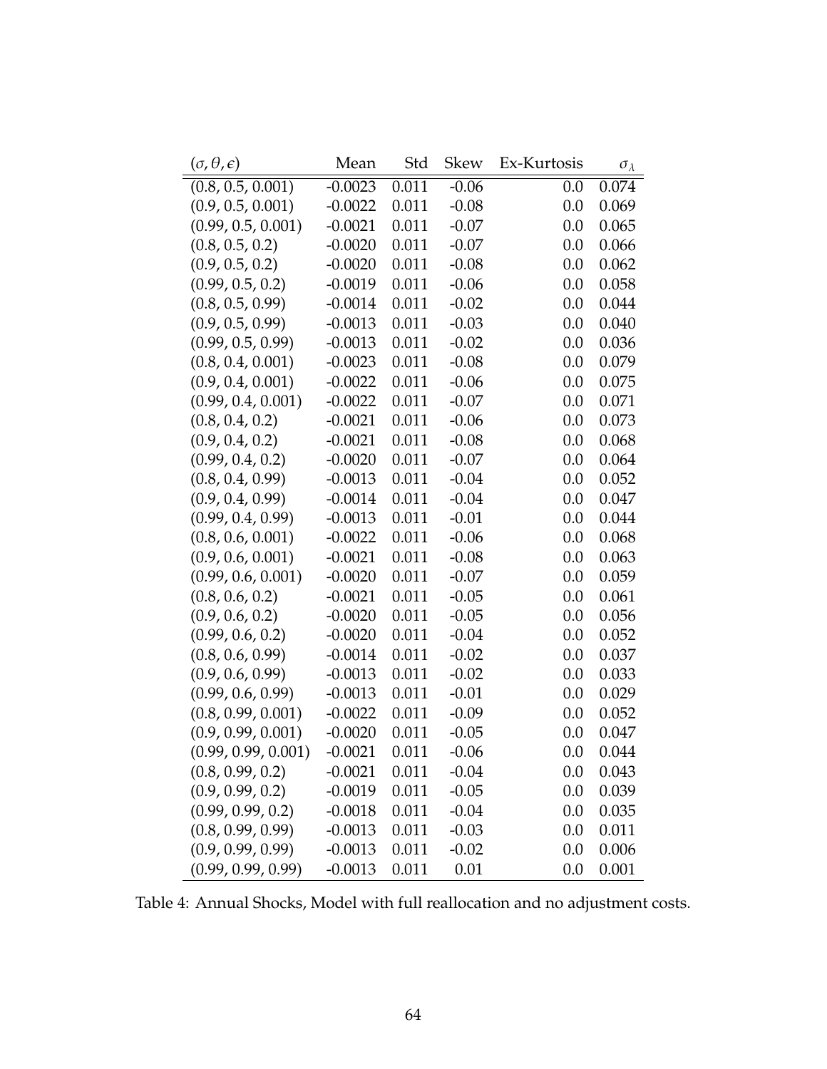| $(\sigma, \theta, \epsilon)$ | Mean | Std | Skew | Ex-Kurtosis | $\sigma_\lambda$ |
|---|---|---|---|---|---|
| (0.8, 0.5, 0.001) | -0.0023 | 0.011 | -0.06 | 0.0 | 0.074 |
| (0.9, 0.5, 0.001) | -0.0022 | 0.011 | -0.08 | 0.0 | 0.069 |
| (0.99, 0.5, 0.001) | -0.0021 | 0.011 | -0.07 | 0.0 | 0.065 |
| (0.8, 0.5, 0.2) | -0.0020 | 0.011 | -0.07 | 0.0 | 0.066 |
| (0.9, 0.5, 0.2) | -0.0020 | 0.011 | -0.08 | 0.0 | 0.062 |
| (0.99, 0.5, 0.2) | -0.0019 | 0.011 | -0.06 | 0.0 | 0.058 |
| (0.8, 0.5, 0.99) | -0.0014 | 0.011 | -0.02 | 0.0 | 0.044 |
| (0.9, 0.5, 0.99) | -0.0013 | 0.011 | -0.03 | 0.0 | 0.040 |
| (0.99, 0.5, 0.99) | -0.0013 | 0.011 | -0.02 | 0.0 | 0.036 |
| (0.8, 0.4, 0.001) | -0.0023 | 0.011 | -0.08 | 0.0 | 0.079 |
| (0.9, 0.4, 0.001) | -0.0022 | 0.011 | -0.06 | 0.0 | 0.075 |
| (0.99, 0.4, 0.001) | -0.0022 | 0.011 | -0.07 | 0.0 | 0.071 |
| (0.8, 0.4, 0.2) | -0.0021 | 0.011 | -0.06 | 0.0 | 0.073 |
| (0.9, 0.4, 0.2) | -0.0021 | 0.011 | -0.08 | 0.0 | 0.068 |
| (0.99, 0.4, 0.2) | -0.0020 | 0.011 | -0.07 | 0.0 | 0.064 |
| (0.8, 0.4, 0.99) | -0.0013 | 0.011 | -0.04 | 0.0 | 0.052 |
| (0.9, 0.4, 0.99) | -0.0014 | 0.011 | -0.04 | 0.0 | 0.047 |
| (0.99, 0.4, 0.99) | -0.0013 | 0.011 | -0.01 | 0.0 | 0.044 |
| (0.8, 0.6, 0.001) | -0.0022 | 0.011 | -0.06 | 0.0 | 0.068 |
| (0.9, 0.6, 0.001) | -0.0021 | 0.011 | -0.08 | 0.0 | 0.063 |
| (0.99, 0.6, 0.001) | -0.0020 | 0.011 | -0.07 | 0.0 | 0.059 |
| (0.8, 0.6, 0.2) | -0.0021 | 0.011 | -0.05 | 0.0 | 0.061 |
| (0.9, 0.6, 0.2) | -0.0020 | 0.011 | -0.05 | 0.0 | 0.056 |
| (0.99, 0.6, 0.2) | -0.0020 | 0.011 | -0.04 | 0.0 | 0.052 |
| (0.8, 0.6, 0.99) | -0.0014 | 0.011 | -0.02 | 0.0 | 0.037 |
| (0.9, 0.6, 0.99) | -0.0013 | 0.011 | -0.02 | 0.0 | 0.033 |
| (0.99, 0.6, 0.99) | -0.0013 | 0.011 | -0.01 | 0.0 | 0.029 |
| (0.8, 0.99, 0.001) | -0.0022 | 0.011 | -0.09 | 0.0 | 0.052 |
| (0.9, 0.99, 0.001) | -0.0020 | 0.011 | -0.05 | 0.0 | 0.047 |
| (0.99, 0.99, 0.001) | -0.0021 | 0.011 | -0.06 | 0.0 | 0.044 |
| (0.8, 0.99, 0.2) | -0.0021 | 0.011 | -0.04 | 0.0 | 0.043 |
| (0.9, 0.99, 0.2) | -0.0019 | 0.011 | -0.05 | 0.0 | 0.039 |
| (0.99, 0.99, 0.2) | -0.0018 | 0.011 | -0.04 | 0.0 | 0.035 |
| (0.8, 0.99, 0.99) | -0.0013 | 0.011 | -0.03 | 0.0 | 0.011 |
| (0.9, 0.99, 0.99) | -0.0013 | 0.011 | -0.02 | 0.0 | 0.006 |
| (0.99, 0.99, 0.99) | -0.0013 | 0.011 | 0.01 | 0.0 | 0.001 |

Table 4: Annual Shocks, Model with full reallocation and no adjustment costs.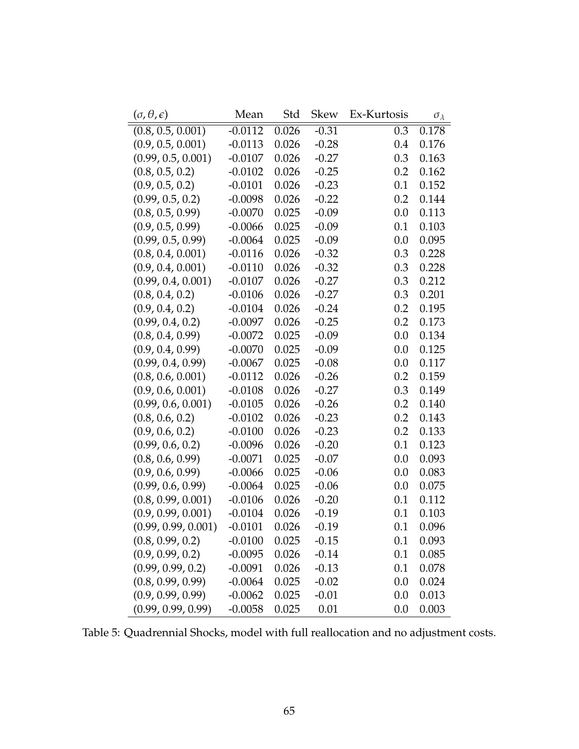| $(\sigma, \theta, \epsilon)$ | Mean | Std | Skew | Ex-Kurtosis | $\sigma_\lambda$ |
|---|---|---|---|---|---|
| (0.8, 0.5, 0.001) | -0.0112 | 0.026 | -0.31 | 0.3 | 0.178 |
| (0.9, 0.5, 0.001) | -0.0113 | 0.026 | -0.28 | 0.4 | 0.176 |
| (0.99, 0.5, 0.001) | -0.0107 | 0.026 | -0.27 | 0.3 | 0.163 |
| (0.8, 0.5, 0.2) | -0.0102 | 0.026 | -0.25 | 0.2 | 0.162 |
| (0.9, 0.5, 0.2) | -0.0101 | 0.026 | -0.23 | 0.1 | 0.152 |
| (0.99, 0.5, 0.2) | -0.0098 | 0.026 | -0.22 | 0.2 | 0.144 |
| (0.8, 0.5, 0.99) | -0.0070 | 0.025 | -0.09 | 0.0 | 0.113 |
| (0.9, 0.5, 0.99) | -0.0066 | 0.025 | -0.09 | 0.1 | 0.103 |
| (0.99, 0.5, 0.99) | -0.0064 | 0.025 | -0.09 | 0.0 | 0.095 |
| (0.8, 0.4, 0.001) | -0.0116 | 0.026 | -0.32 | 0.3 | 0.228 |
| (0.9, 0.4, 0.001) | -0.0110 | 0.026 | -0.32 | 0.3 | 0.228 |
| (0.99, 0.4, 0.001) | -0.0107 | 0.026 | -0.27 | 0.3 | 0.212 |
| (0.8, 0.4, 0.2) | -0.0106 | 0.026 | -0.27 | 0.3 | 0.201 |
| (0.9, 0.4, 0.2) | -0.0104 | 0.026 | -0.24 | 0.2 | 0.195 |
| (0.99, 0.4, 0.2) | -0.0097 | 0.026 | -0.25 | 0.2 | 0.173 |
| (0.8, 0.4, 0.99) | -0.0072 | 0.025 | -0.09 | 0.0 | 0.134 |
| (0.9, 0.4, 0.99) | -0.0070 | 0.025 | -0.09 | 0.0 | 0.125 |
| (0.99, 0.4, 0.99) | -0.0067 | 0.025 | -0.08 | 0.0 | 0.117 |
| (0.8, 0.6, 0.001) | -0.0112 | 0.026 | -0.26 | 0.2 | 0.159 |
| (0.9, 0.6, 0.001) | -0.0108 | 0.026 | -0.27 | 0.3 | 0.149 |
| (0.99, 0.6, 0.001) | -0.0105 | 0.026 | -0.26 | 0.2 | 0.140 |
| (0.8, 0.6, 0.2) | -0.0102 | 0.026 | -0.23 | 0.2 | 0.143 |
| (0.9, 0.6, 0.2) | -0.0100 | 0.026 | -0.23 | 0.2 | 0.133 |
| (0.99, 0.6, 0.2) | -0.0096 | 0.026 | -0.20 | 0.1 | 0.123 |
| (0.8, 0.6, 0.99) | -0.0071 | 0.025 | -0.07 | 0.0 | 0.093 |
| (0.9, 0.6, 0.99) | -0.0066 | 0.025 | -0.06 | 0.0 | 0.083 |
| (0.99, 0.6, 0.99) | -0.0064 | 0.025 | -0.06 | 0.0 | 0.075 |
| (0.8, 0.99, 0.001) | -0.0106 | 0.026 | -0.20 | 0.1 | 0.112 |
| (0.9, 0.99, 0.001) | -0.0104 | 0.026 | -0.19 | 0.1 | 0.103 |
| (0.99, 0.99, 0.001) | -0.0101 | 0.026 | -0.19 | 0.1 | 0.096 |
| (0.8, 0.99, 0.2) | -0.0100 | 0.025 | -0.15 | 0.1 | 0.093 |
| (0.9, 0.99, 0.2) | -0.0095 | 0.026 | -0.14 | 0.1 | 0.085 |
| (0.99, 0.99, 0.2) | -0.0091 | 0.026 | -0.13 | 0.1 | 0.078 |
| (0.8, 0.99, 0.99) | -0.0064 | 0.025 | -0.02 | 0.0 | 0.024 |
| (0.9, 0.99, 0.99) | -0.0062 | 0.025 | -0.01 | 0.0 | 0.013 |
| (0.99, 0.99, 0.99) | -0.0058 | 0.025 | 0.01 | 0.0 | 0.003 |

Table 5: Quadrennial Shocks, model with full reallocation and no adjustment costs.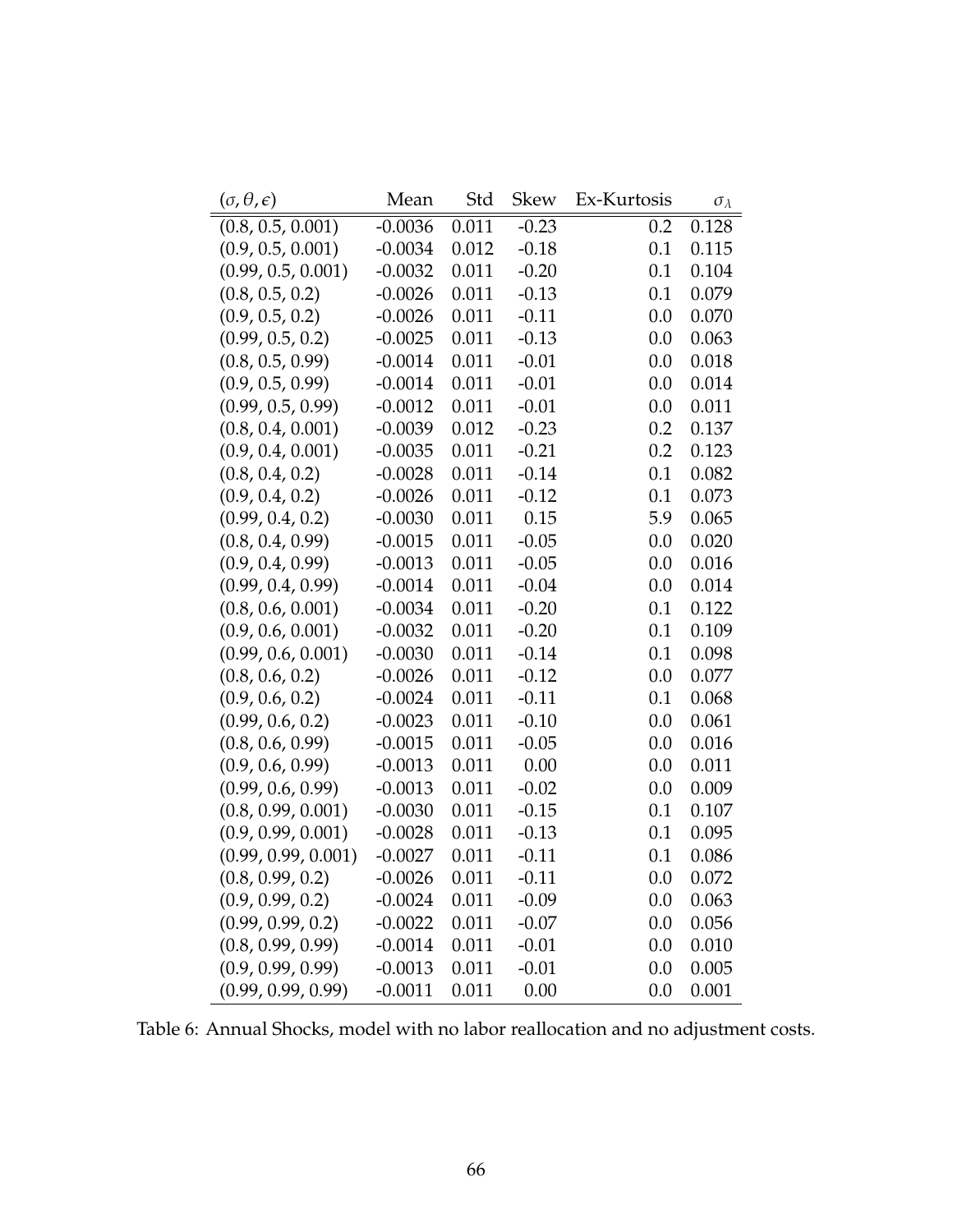| $(\sigma, \theta, \epsilon)$ | Mean | Std | Skew | Ex-Kurtosis | $\sigma_\lambda$ |
|---|---|---|---|---|---|
| (0.8, 0.5, 0.001) | -0.0036 | 0.011 | -0.23 | 0.2 | 0.128 |
| (0.9, 0.5, 0.001) | -0.0034 | 0.012 | -0.18 | 0.1 | 0.115 |
| (0.99, 0.5, 0.001) | -0.0032 | 0.011 | -0.20 | 0.1 | 0.104 |
| (0.8, 0.5, 0.2) | -0.0026 | 0.011 | -0.13 | 0.1 | 0.079 |
| (0.9, 0.5, 0.2) | -0.0026 | 0.011 | -0.11 | 0.0 | 0.070 |
| (0.99, 0.5, 0.2) | -0.0025 | 0.011 | -0.13 | 0.0 | 0.063 |
| (0.8, 0.5, 0.99) | -0.0014 | 0.011 | -0.01 | 0.0 | 0.018 |
| (0.9, 0.5, 0.99) | -0.0014 | 0.011 | -0.01 | 0.0 | 0.014 |
| (0.99, 0.5, 0.99) | -0.0012 | 0.011 | -0.01 | 0.0 | 0.011 |
| (0.8, 0.4, 0.001) | -0.0039 | 0.012 | -0.23 | 0.2 | 0.137 |
| (0.9, 0.4, 0.001) | -0.0035 | 0.011 | -0.21 | 0.2 | 0.123 |
| (0.8, 0.4, 0.2) | -0.0028 | 0.011 | -0.14 | 0.1 | 0.082 |
| (0.9, 0.4, 0.2) | -0.0026 | 0.011 | -0.12 | 0.1 | 0.073 |
| (0.99, 0.4, 0.2) | -0.0030 | 0.011 | 0.15 | 5.9 | 0.065 |
| (0.8, 0.4, 0.99) | -0.0015 | 0.011 | -0.05 | 0.0 | 0.020 |
| (0.9, 0.4, 0.99) | -0.0013 | 0.011 | -0.05 | 0.0 | 0.016 |
| (0.99, 0.4, 0.99) | -0.0014 | 0.011 | -0.04 | 0.0 | 0.014 |
| (0.8, 0.6, 0.001) | -0.0034 | 0.011 | -0.20 | 0.1 | 0.122 |
| (0.9, 0.6, 0.001) | -0.0032 | 0.011 | -0.20 | 0.1 | 0.109 |
| (0.99, 0.6, 0.001) | -0.0030 | 0.011 | -0.14 | 0.1 | 0.098 |
| (0.8, 0.6, 0.2) | -0.0026 | 0.011 | -0.12 | 0.0 | 0.077 |
| (0.9, 0.6, 0.2) | -0.0024 | 0.011 | -0.11 | 0.1 | 0.068 |
| (0.99, 0.6, 0.2) | -0.0023 | 0.011 | -0.10 | 0.0 | 0.061 |
| (0.8, 0.6, 0.99) | -0.0015 | 0.011 | -0.05 | 0.0 | 0.016 |
| (0.9, 0.6, 0.99) | -0.0013 | 0.011 | 0.00 | 0.0 | 0.011 |
| (0.99, 0.6, 0.99) | -0.0013 | 0.011 | -0.02 | 0.0 | 0.009 |
| (0.8, 0.99, 0.001) | -0.0030 | 0.011 | -0.15 | 0.1 | 0.107 |
| (0.9, 0.99, 0.001) | -0.0028 | 0.011 | -0.13 | 0.1 | 0.095 |
| (0.99, 0.99, 0.001) | -0.0027 | 0.011 | -0.11 | 0.1 | 0.086 |
| (0.8, 0.99, 0.2) | -0.0026 | 0.011 | -0.11 | 0.0 | 0.072 |
| (0.9, 0.99, 0.2) | -0.0024 | 0.011 | -0.09 | 0.0 | 0.063 |
| (0.99, 0.99, 0.2) | -0.0022 | 0.011 | -0.07 | 0.0 | 0.056 |
| (0.8, 0.99, 0.99) | -0.0014 | 0.011 | -0.01 | 0.0 | 0.010 |
| (0.9, 0.99, 0.99) | -0.0013 | 0.011 | -0.01 | 0.0 | 0.005 |
| (0.99, 0.99, 0.99) | -0.0011 | 0.011 | 0.00 | 0.0 | 0.001 |

Table 6: Annual Shocks, model with no labor reallocation and no adjustment costs.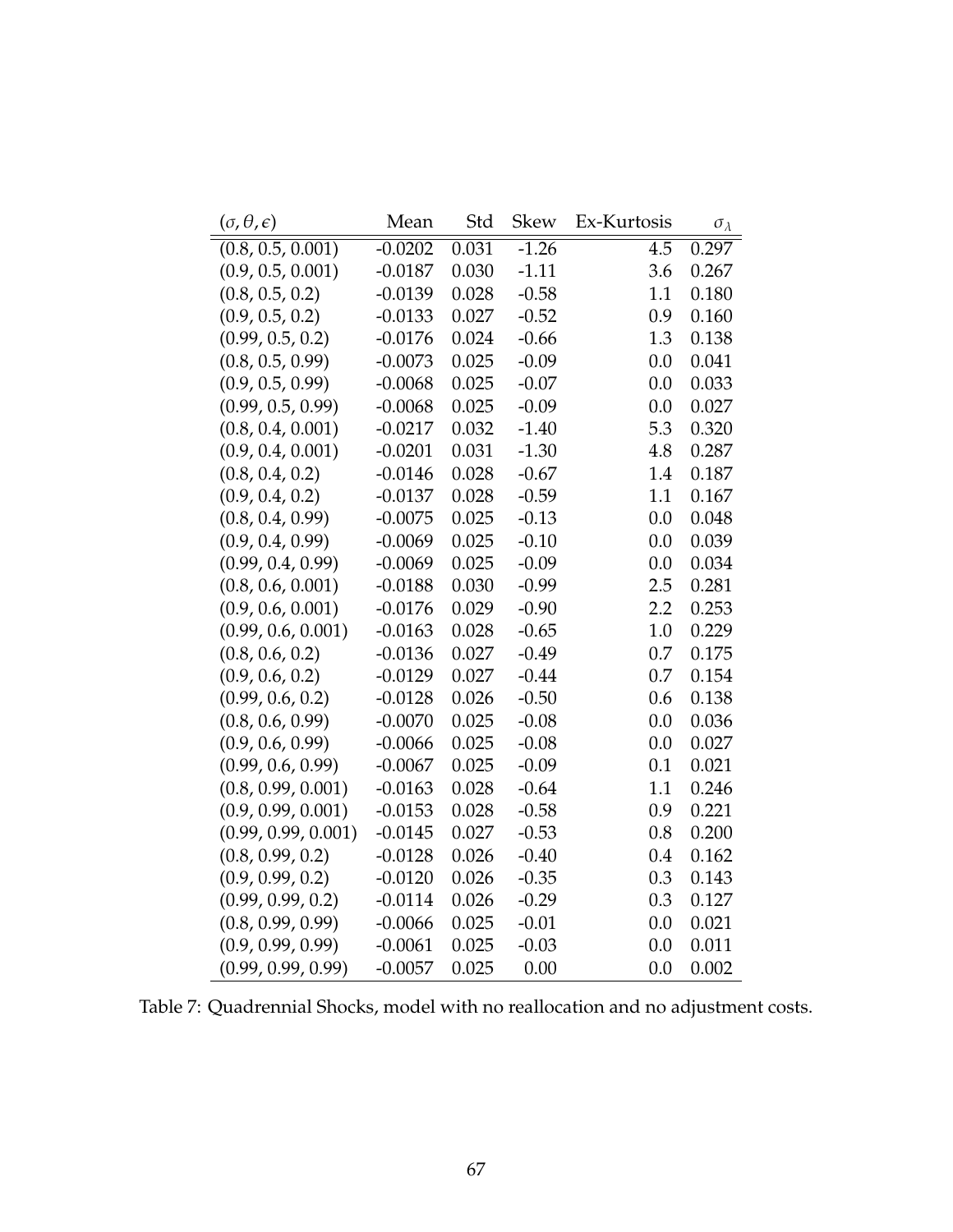| $(\sigma, \theta, \epsilon)$ | Mean | Std | Skew | Ex-Kurtosis | $\sigma_\lambda$ |
|---|---|---|---|---|---|
| (0.8, 0.5, 0.001) | -0.0202 | 0.031 | -1.26 | 4.5 | 0.297 |
| (0.9, 0.5, 0.001) | -0.0187 | 0.030 | -1.11 | 3.6 | 0.267 |
| (0.8, 0.5, 0.2) | -0.0139 | 0.028 | -0.58 | 1.1 | 0.180 |
| (0.9, 0.5, 0.2) | -0.0133 | 0.027 | -0.52 | 0.9 | 0.160 |
| (0.99, 0.5, 0.2) | -0.0176 | 0.024 | -0.66 | 1.3 | 0.138 |
| (0.8, 0.5, 0.99) | -0.0073 | 0.025 | -0.09 | 0.0 | 0.041 |
| (0.9, 0.5, 0.99) | -0.0068 | 0.025 | -0.07 | 0.0 | 0.033 |
| (0.99, 0.5, 0.99) | -0.0068 | 0.025 | -0.09 | 0.0 | 0.027 |
| (0.8, 0.4, 0.001) | -0.0217 | 0.032 | -1.40 | 5.3 | 0.320 |
| (0.9, 0.4, 0.001) | -0.0201 | 0.031 | -1.30 | 4.8 | 0.287 |
| (0.8, 0.4, 0.2) | -0.0146 | 0.028 | -0.67 | 1.4 | 0.187 |
| (0.9, 0.4, 0.2) | -0.0137 | 0.028 | -0.59 | 1.1 | 0.167 |
| (0.8, 0.4, 0.99) | -0.0075 | 0.025 | -0.13 | 0.0 | 0.048 |
| (0.9, 0.4, 0.99) | -0.0069 | 0.025 | -0.10 | 0.0 | 0.039 |
| (0.99, 0.4, 0.99) | -0.0069 | 0.025 | -0.09 | 0.0 | 0.034 |
| (0.8, 0.6, 0.001) | -0.0188 | 0.030 | -0.99 | 2.5 | 0.281 |
| (0.9, 0.6, 0.001) | -0.0176 | 0.029 | -0.90 | 2.2 | 0.253 |
| (0.99, 0.6, 0.001) | -0.0163 | 0.028 | -0.65 | 1.0 | 0.229 |
| (0.8, 0.6, 0.2) | -0.0136 | 0.027 | -0.49 | 0.7 | 0.175 |
| (0.9, 0.6, 0.2) | -0.0129 | 0.027 | -0.44 | 0.7 | 0.154 |
| (0.99, 0.6, 0.2) | -0.0128 | 0.026 | -0.50 | 0.6 | 0.138 |
| (0.8, 0.6, 0.99) | -0.0070 | 0.025 | -0.08 | 0.0 | 0.036 |
| (0.9, 0.6, 0.99) | -0.0066 | 0.025 | -0.08 | 0.0 | 0.027 |
| (0.99, 0.6, 0.99) | -0.0067 | 0.025 | -0.09 | 0.1 | 0.021 |
| (0.8, 0.99, 0.001) | -0.0163 | 0.028 | -0.64 | 1.1 | 0.246 |
| (0.9, 0.99, 0.001) | -0.0153 | 0.028 | -0.58 | 0.9 | 0.221 |
| (0.99, 0.99, 0.001) | -0.0145 | 0.027 | -0.53 | 0.8 | 0.200 |
| (0.8, 0.99, 0.2) | -0.0128 | 0.026 | -0.40 | 0.4 | 0.162 |
| (0.9, 0.99, 0.2) | -0.0120 | 0.026 | -0.35 | 0.3 | 0.143 |
| (0.99, 0.99, 0.2) | -0.0114 | 0.026 | -0.29 | 0.3 | 0.127 |
| (0.8, 0.99, 0.99) | -0.0066 | 0.025 | -0.01 | 0.0 | 0.021 |
| (0.9, 0.99, 0.99) | -0.0061 | 0.025 | -0.03 | 0.0 | 0.011 |
| (0.99, 0.99, 0.99) | -0.0057 | 0.025 | 0.00 | 0.0 | 0.002 |

Table 7: Quadrennial Shocks, model with no reallocation and no adjustment costs.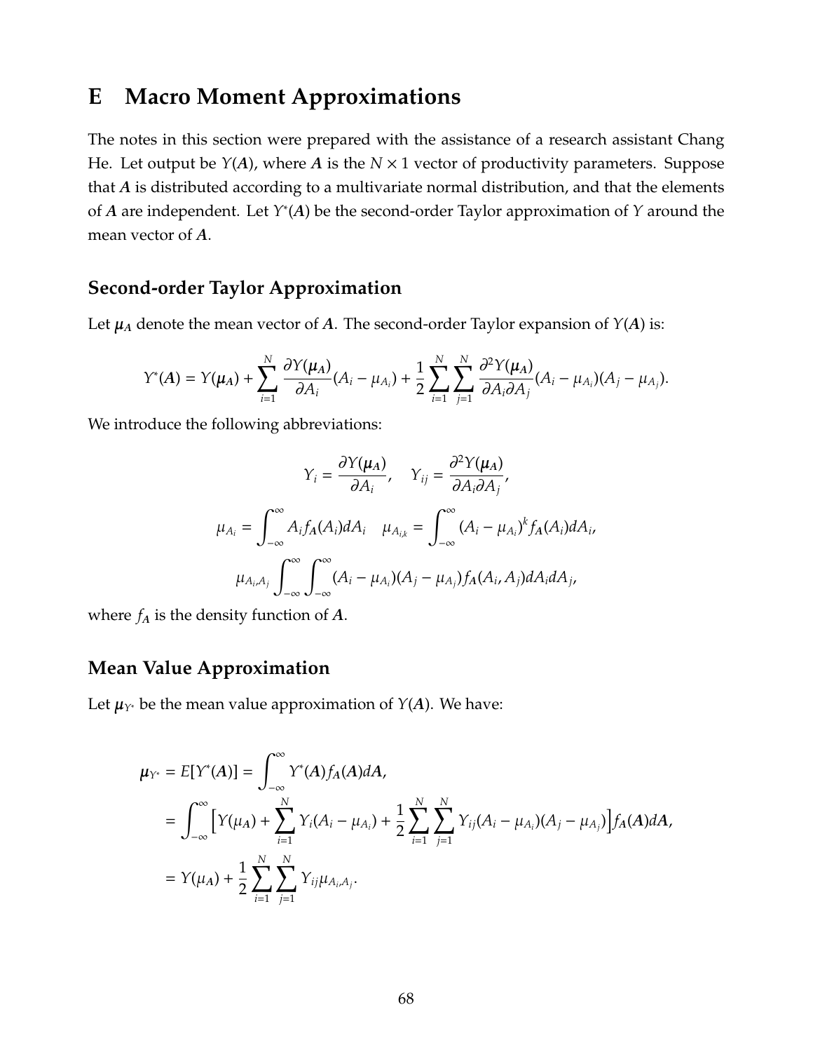# E Macro Moment Approximations

The notes in this section were prepared with the assistance of a research assistant Chang He. Let output be $Y(\boldsymbol{A})$, where $\boldsymbol{A}$ is the $N \times 1$ vector of productivity parameters. Suppose that $\boldsymbol{A}$ is distributed according to a multivariate normal distribution, and that the elements of $\boldsymbol{A}$ are independent. Let $Y^*(\boldsymbol{A})$ be the second-order Taylor approximation of $Y$ around the mean vector of $\boldsymbol{A}$.

## Second-order Taylor Approximation

Let $\boldsymbol{\mu_A}$ denote the mean vector of $\boldsymbol{A}$. The second-order Taylor expansion of $Y(\boldsymbol{A})$ is:

$$Y^*(\boldsymbol{A}) = Y(\boldsymbol{\mu_A}) + \sum_{i=1}^{N} \frac{\partial Y(\boldsymbol{\mu_A})}{\partial A_i}(A_i - \mu_{A_i}) + \frac{1}{2}\sum_{i=1}^{N}\sum_{j=1}^{N} \frac{\partial^2 Y(\boldsymbol{\mu_A})}{\partial A_i \partial A_j}(A_i - \mu_{A_i})(A_j - \mu_{A_j}).$$

We introduce the following abbreviations:

$$Y_i = \frac{\partial Y(\boldsymbol{\mu_A})}{\partial A_i}, \quad Y_{ij} = \frac{\partial^2 Y(\boldsymbol{\mu_A})}{\partial A_i \partial A_j},$$

$$\mu_{A_i} = \int_{-\infty}^{\infty} A_i f_{\boldsymbol{A}}(A_i) dA_i \quad \mu_{A_{i,k}} = \int_{-\infty}^{\infty} (A_i - \mu_{A_i})^k f_{\boldsymbol{A}}(A_i) dA_i,$$

$$\mu_{A_i, A_j} \int_{-\infty}^{\infty}\int_{-\infty}^{\infty} (A_i - \mu_{A_i})(A_j - \mu_{A_j}) f_{\boldsymbol{A}}(A_i, A_j) dA_i dA_j,$$

where $f_{\boldsymbol{A}}$ is the density function of $\boldsymbol{A}$.

## Mean Value Approximation

Let $\boldsymbol{\mu}_{Y^*}$ be the mean value approximation of $Y(\boldsymbol{A})$. We have:

$$\begin{aligned}
\boldsymbol{\mu}_{Y^*} &= E[Y^*(\boldsymbol{A})] = \int_{-\infty}^{\infty} Y^*(\boldsymbol{A}) f_{\boldsymbol{A}}(\boldsymbol{A}) d\boldsymbol{A}, \\
&= \int_{-\infty}^{\infty} \Big[ Y(\mu_{\boldsymbol{A}}) + \sum_{i=1}^{N} Y_i (A_i - \mu_{A_i}) + \frac{1}{2}\sum_{i=1}^{N}\sum_{j=1}^{N} Y_{ij}(A_i - \mu_{A_i})(A_j - \mu_{A_j}) \Big] f_{\boldsymbol{A}}(\boldsymbol{A}) d\boldsymbol{A}, \\
&= Y(\mu_{\boldsymbol{A}}) + \frac{1}{2}\sum_{i=1}^{N}\sum_{j=1}^{N} Y_{ij} \mu_{A_i, A_j}.
\end{aligned}$$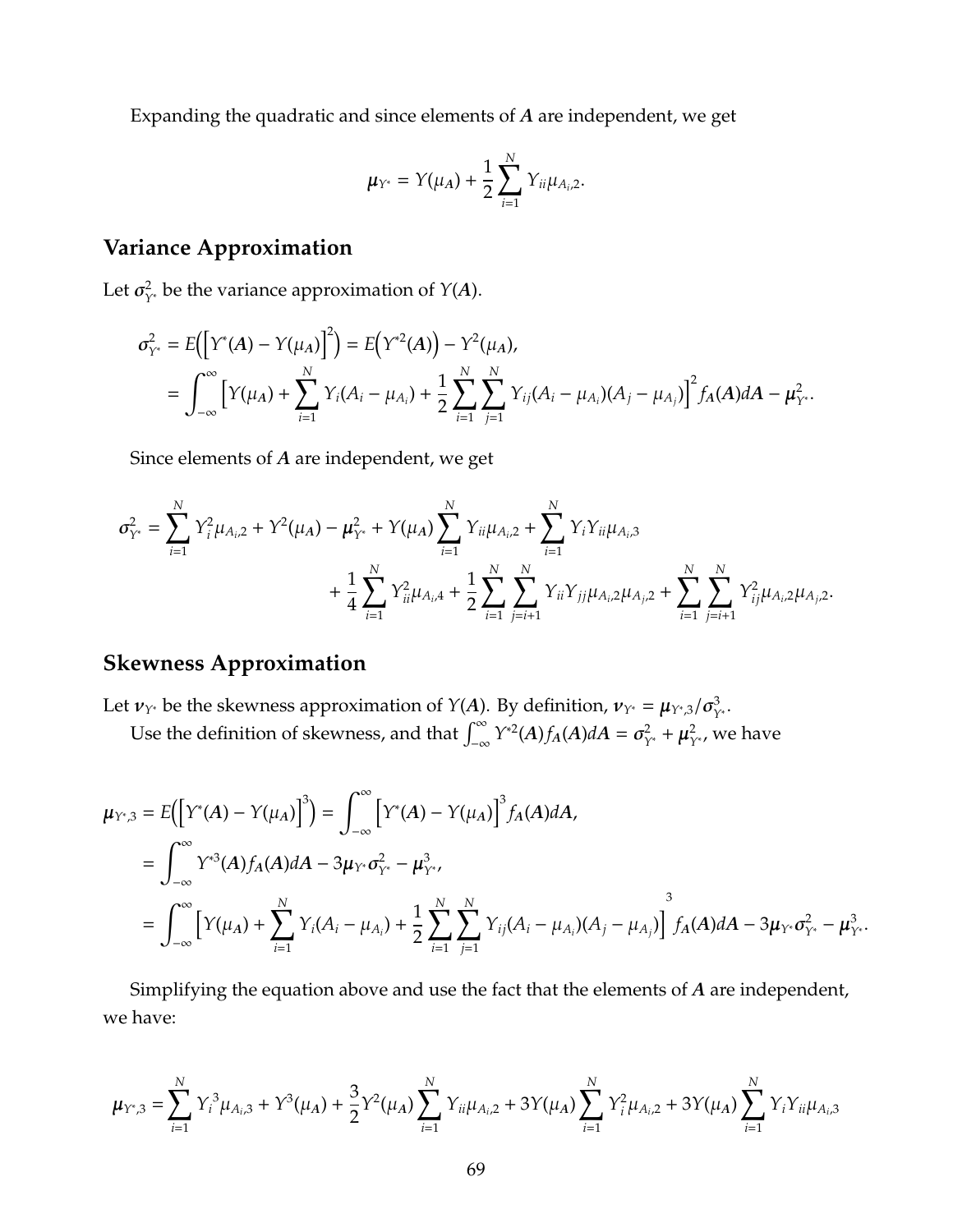Expanding the quadratic and since elements of $\boldsymbol{A}$ are independent, we get

$$\mu_{Y^*} = Y(\mu_{\boldsymbol{A}}) + \frac{1}{2}\sum_{i=1}^{N} Y_{ii}\mu_{A_i,2}.$$

## Variance Approximation

Let $\sigma^2_{Y^*}$ be the variance approximation of $Y(\boldsymbol{A})$.

$$\begin{aligned}
\sigma^2_{Y^*} &= E\Big(\Big[Y^*(\boldsymbol{A}) - Y(\mu_{\boldsymbol{A}})\Big]^2\Big) = E\Big(Y^{*2}(\boldsymbol{A})\Big) - Y^2(\mu_{\boldsymbol{A}}),\\
&= \int_{-\infty}^{\infty}\Big[Y(\mu_{\boldsymbol{A}}) + \sum_{i=1}^{N} Y_i(A_i - \mu_{A_i}) + \frac{1}{2}\sum_{i=1}^{N}\sum_{j=1}^{N} Y_{ij}(A_i - \mu_{A_i})(A_j - \mu_{A_j})\Big]^2 f_{\boldsymbol{A}}(\boldsymbol{A})d\boldsymbol{A} - \mu^2_{Y^*}.
\end{aligned}$$

Since elements of $\boldsymbol{A}$ are independent, we get

$$\begin{aligned}
\sigma^2_{Y^*} = \sum_{i=1}^{N} Y_i^2\mu_{A_i,2} + Y^2(\mu_{\boldsymbol{A}}) - \mu^2_{Y^*} + Y(\mu_{\boldsymbol{A}})\sum_{i=1}^{N} Y_{ii}\mu_{A_i,2} + \sum_{i=1}^{N} Y_iY_{ii}\mu_{A_i,3}\\
+ \frac{1}{4}\sum_{i=1}^{N} Y_{ii}^2\mu_{A_i,4} + \frac{1}{2}\sum_{i=1}^{N}\sum_{j=i+1}^{N} Y_{ii}Y_{jj}\mu_{A_i,2}\mu_{A_j,2} + \sum_{i=1}^{N}\sum_{j=i+1}^{N} Y_{ij}^2\mu_{A_i,2}\mu_{A_j,2}.
\end{aligned}$$

## Skewness Approximation

Let $\nu_{Y^*}$ be the skewness approximation of $Y(\boldsymbol{A})$. By definition, $\nu_{Y^*} = \mu_{Y^*,3}/\sigma^3_{Y^*}$.

Use the definition of skewness, and that $\int_{-\infty}^{\infty} Y^{*2}(\boldsymbol{A})f_{\boldsymbol{A}}(\boldsymbol{A})d\boldsymbol{A} = \sigma^2_{Y^*} + \mu^2_{Y^*}$, we have

$$\begin{aligned}
\mu_{Y^*,3} &= E\Big(\Big[Y^*(\boldsymbol{A}) - Y(\mu_{\boldsymbol{A}})\Big]^3\Big) = \int_{-\infty}^{\infty}\Big[Y^*(\boldsymbol{A}) - Y(\mu_{\boldsymbol{A}})\Big]^3 f_{\boldsymbol{A}}(\boldsymbol{A})d\boldsymbol{A},\\
&= \int_{-\infty}^{\infty} Y^{*3}(\boldsymbol{A})f_{\boldsymbol{A}}(\boldsymbol{A})d\boldsymbol{A} - 3\mu_{Y^*}\sigma^2_{Y^*} - \mu^3_{Y^*},\\
&= \int_{-\infty}^{\infty}\Big[Y(\mu_{\boldsymbol{A}}) + \sum_{i=1}^{N} Y_i(A_i - \mu_{A_i}) + \frac{1}{2}\sum_{i=1}^{N}\sum_{j=1}^{N} Y_{ij}(A_i - \mu_{A_i})(A_j - \mu_{A_j})\Big]^3 f_{\boldsymbol{A}}(\boldsymbol{A})d\boldsymbol{A} - 3\mu_{Y^*}\sigma^2_{Y^*} - \mu^3_{Y^*}.
\end{aligned}$$

Simplifying the equation above and use the fact that the elements of $\boldsymbol{A}$ are independent, we have:

$$\mu_{Y^*,3} = \sum_{i=1}^{N} Y_i^3\mu_{A_i,3} + Y^3(\mu_{\boldsymbol{A}}) + \frac{3}{2}Y^2(\mu_{\boldsymbol{A}})\sum_{i=1}^{N} Y_{ii}\mu_{A_i,2} + 3Y(\mu_{\boldsymbol{A}})\sum_{i=1}^{N} Y_i^2\mu_{A_i,2} + 3Y(\mu_{\boldsymbol{A}})\sum_{i=1}^{N} Y_iY_{ii}\mu_{A_i,3}$$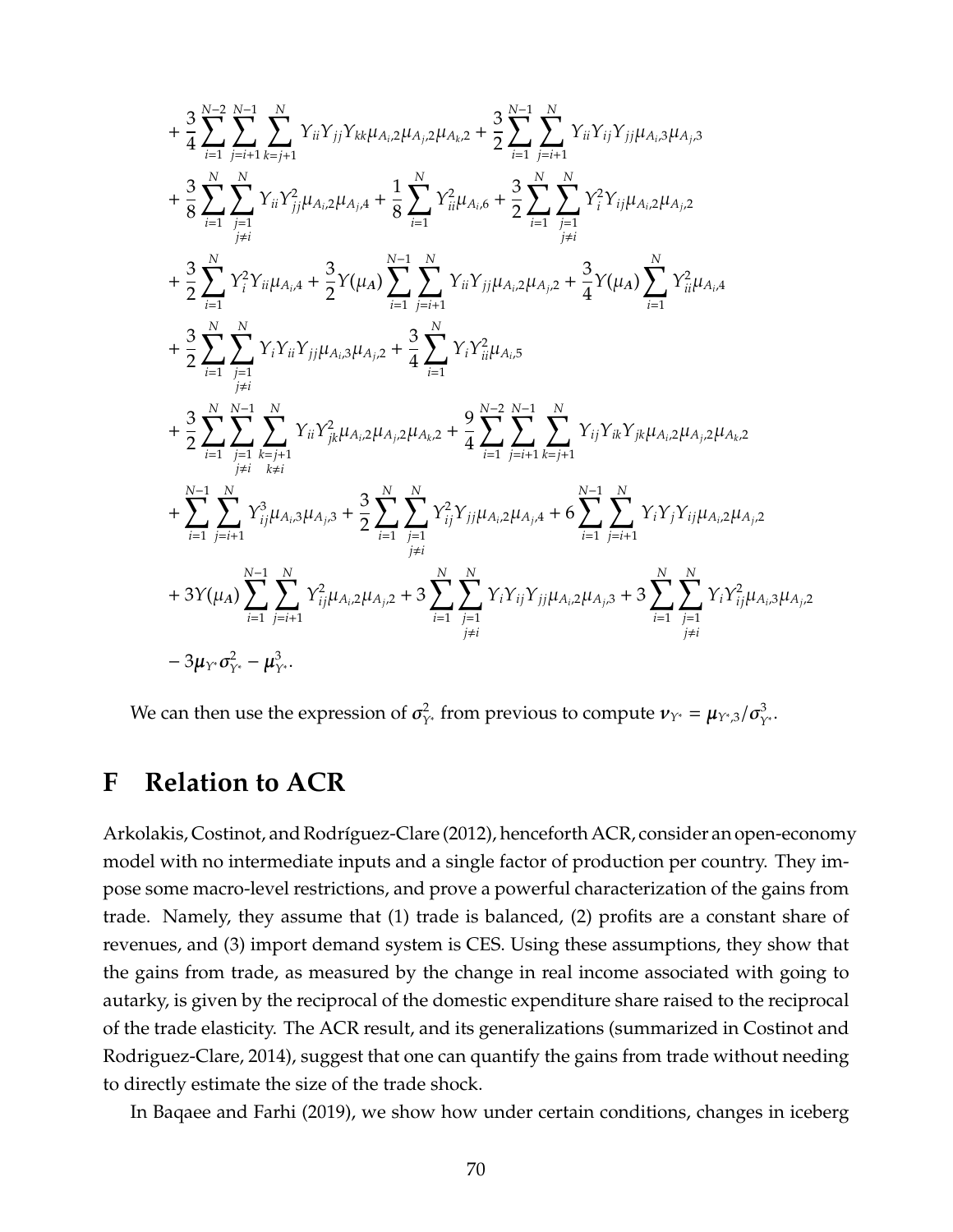$$
\begin{aligned}
&+ \frac{3}{4} \sum_{i=1}^{N-2} \sum_{j=i+1}^{N-1} \sum_{k=j+1}^{N} Y_{ii} Y_{jj} Y_{kk} \mu_{A_i,2} \mu_{A_j,2} \mu_{A_k,2} + \frac{3}{2} \sum_{i=1}^{N-1} \sum_{j=i+1}^{N} Y_{ii} Y_{ij} Y_{jj} \mu_{A_i,3} \mu_{A_j,3} \\
&+ \frac{3}{8} \sum_{i=1}^{N} \sum_{\substack{j=1 \\ j \neq i}}^{N} Y_{ii} Y_{jj}^2 \mu_{A_i,2} \mu_{A_j,4} + \frac{1}{8} \sum_{i=1}^{N} Y_{ii}^2 \mu_{A_i,6} + \frac{3}{2} \sum_{i=1}^{N} \sum_{\substack{j=1 \\ j \neq i}}^{N} Y_i^2 Y_{ij} \mu_{A_i,2} \mu_{A_j,2} \\
&+ \frac{3}{2} \sum_{i=1}^{N} Y_i^2 Y_{ii} \mu_{A_i,4} + \frac{3}{2} Y(\mu_{\boldsymbol{A}}) \sum_{i=1}^{N-1} \sum_{j=i+1}^{N} Y_{ii} Y_{jj} \mu_{A_i,2} \mu_{A_j,2} + \frac{3}{4} Y(\mu_{\boldsymbol{A}}) \sum_{i=1}^{N} Y_{ii}^2 \mu_{A_i,4} \\
&+ \frac{3}{2} \sum_{i=1}^{N} \sum_{\substack{j=1 \\ j \neq i}}^{N} Y_i Y_{ii} Y_{jj} \mu_{A_i,3} \mu_{A_j,2} + \frac{3}{4} \sum_{i=1}^{N} Y_i Y_{ii}^2 \mu_{A_i,5} \\
&+ \frac{3}{2} \sum_{i=1}^{N} \sum_{\substack{j=1 \\ j \neq i}}^{N-1} \sum_{\substack{k=j+1 \\ k \neq i}}^{N} Y_{ii} Y_{jk}^2 \mu_{A_i,2} \mu_{A_j,2} \mu_{A_k,2} + \frac{9}{4} \sum_{i=1}^{N-2} \sum_{j=i+1}^{N-1} \sum_{k=j+1}^{N} Y_{ij} Y_{ik} Y_{jk} \mu_{A_i,2} \mu_{A_j,2} \mu_{A_k,2} \\
&+ \sum_{i=1}^{N-1} \sum_{j=i+1}^{N} Y_{ij}^3 \mu_{A_i,3} \mu_{A_j,3} + \frac{3}{2} \sum_{i=1}^{N} \sum_{\substack{j=1 \\ j \neq i}}^{N} Y_{ij}^2 Y_{jj} \mu_{A_i,2} \mu_{A_j,4} + 6 \sum_{i=1}^{N-1} \sum_{j=i+1}^{N} Y_i Y_j Y_{ij} \mu_{A_i,2} \mu_{A_j,2} \\
&+ 3Y(\mu_{\boldsymbol{A}}) \sum_{i=1}^{N-1} \sum_{j=i+1}^{N} Y_{ij}^2 \mu_{A_i,2} \mu_{A_j,2} + 3 \sum_{i=1}^{N} \sum_{\substack{j=1 \\ j \neq i}}^{N} Y_i Y_{ij} Y_{jj} \mu_{A_i,2} \mu_{A_j,3} + 3 \sum_{i=1}^{N} \sum_{\substack{j=1 \\ j \neq i}}^{N} Y_i Y_{ij}^2 \mu_{A_i,3} \mu_{A_j,2} \\
&- 3\mu_{Y^*} \sigma_{Y^*}^2 - \mu_{Y^*}^3.
\end{aligned}
$$

We can then use the expression of $\sigma_{Y^*}^2$ from previous to compute $\nu_{Y^*} = \mu_{Y^*,3}/\sigma_{Y^*}^3$.

# F Relation to ACR

Arkolakis, Costinot, and Rodríguez-Clare (2012), henceforth ACR, consider an open-economy model with no intermediate inputs and a single factor of production per country. They impose some macro-level restrictions, and prove a powerful characterization of the gains from trade. Namely, they assume that (1) trade is balanced, (2) profits are a constant share of revenues, and (3) import demand system is CES. Using these assumptions, they show that the gains from trade, as measured by the change in real income associated with going to autarky, is given by the reciprocal of the domestic expenditure share raised to the reciprocal of the trade elasticity. The ACR result, and its generalizations (summarized in Costinot and Rodriguez-Clare, 2014), suggest that one can quantify the gains from trade without needing to directly estimate the size of the trade shock.

In Baqaee and Farhi (2019), we show how under certain conditions, changes in iceberg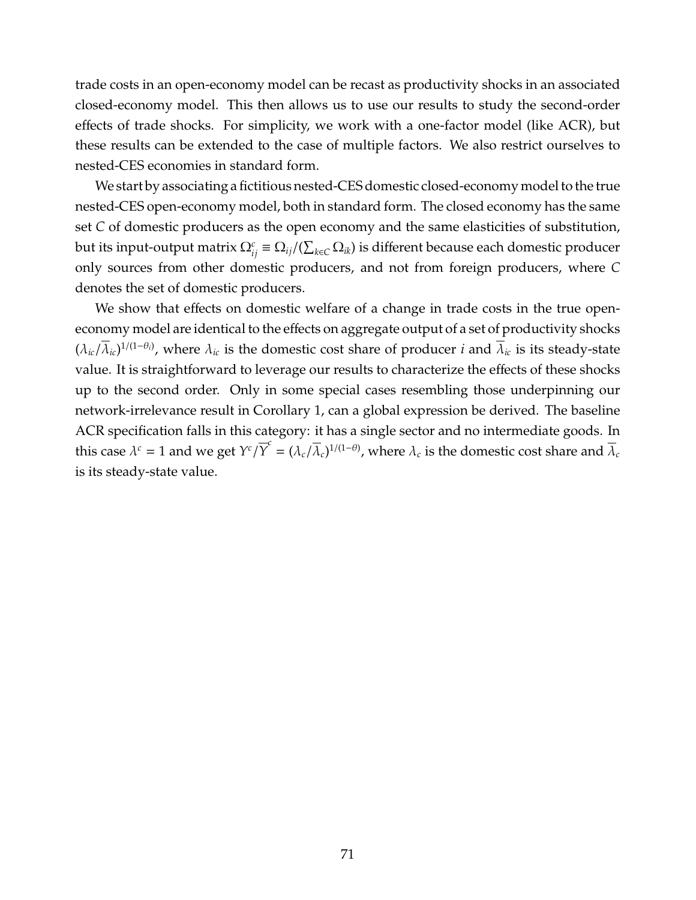trade costs in an open-economy model can be recast as productivity shocks in an associated closed-economy model. This then allows us to use our results to study the second-order effects of trade shocks. For simplicity, we work with a one-factor model (like ACR), but these results can be extended to the case of multiple factors. We also restrict ourselves to nested-CES economies in standard form.

We start by associating a fictitious nested-CES domestic closed-economy model to the true nested-CES open-economy model, both in standard form. The closed economy has the same set $C$ of domestic producers as the open economy and the same elasticities of substitution, but its input-output matrix $\Omega^c_{ij} \equiv \Omega_{ij}/(\sum_{k \in C} \Omega_{ik})$ is different because each domestic producer only sources from other domestic producers, and not from foreign producers, where $C$ denotes the set of domestic producers.

We show that effects on domestic welfare of a change in trade costs in the true open-economy model are identical to the effects on aggregate output of a set of productivity shocks $(\lambda_{ic}/\overline{\lambda}_{ic})^{1/(1-\theta_i)}$, where $\lambda_{ic}$ is the domestic cost share of producer $i$ and $\overline{\lambda}_{ic}$ is its steady-state value. It is straightforward to leverage our results to characterize the effects of these shocks up to the second order. Only in some special cases resembling those underpinning our network-irrelevance result in Corollary 1, can a global expression be derived. The baseline ACR specification falls in this category: it has a single sector and no intermediate goods. In this case $\lambda^c = 1$ and we get $Y^c/\overline{Y}^c = (\lambda_c/\overline{\lambda}_c)^{1/(1-\theta)}$, where $\lambda_c$ is the domestic cost share and $\overline{\lambda}_c$ is its steady-state value.